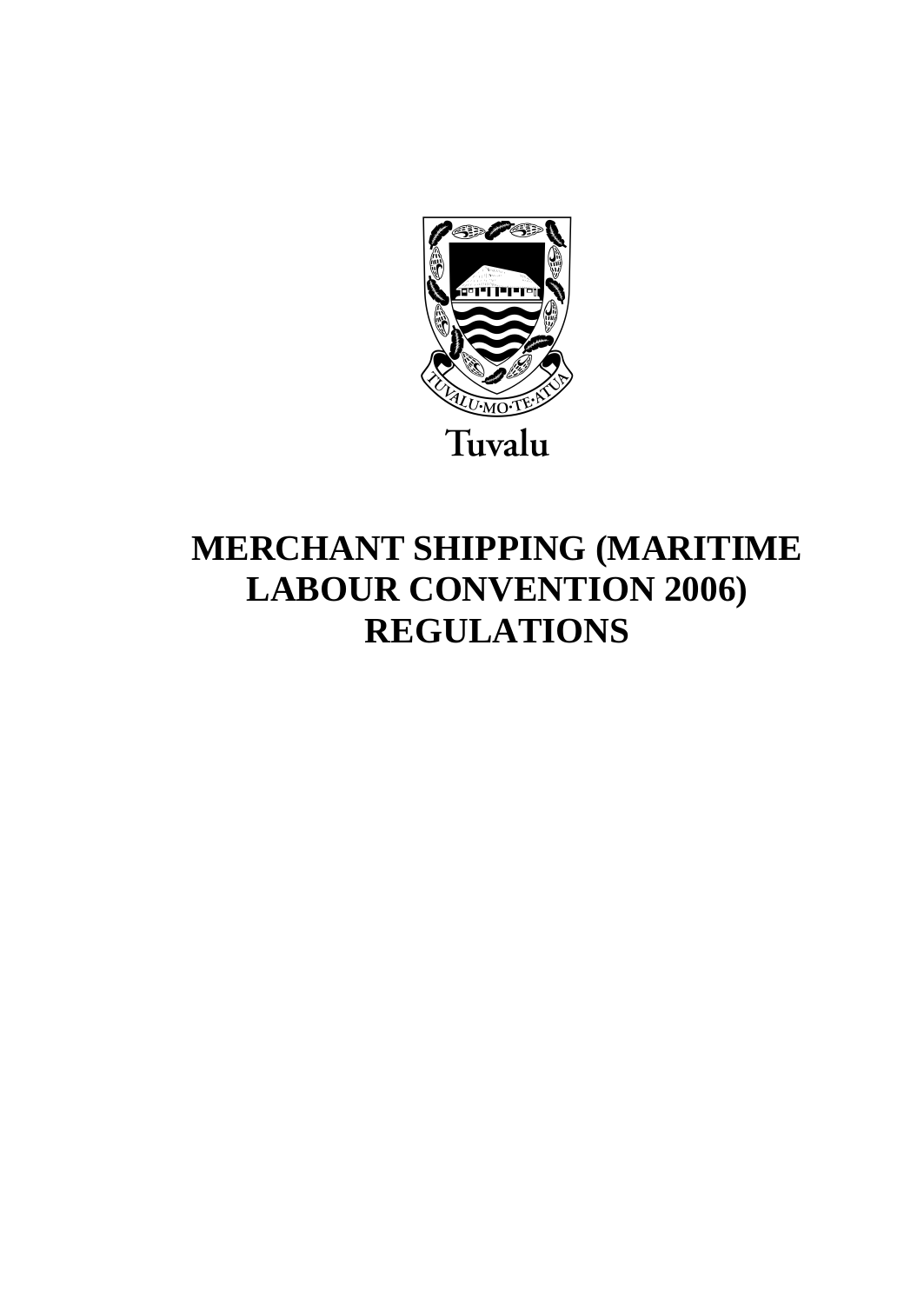TUVALU·MO·TE·ATUA

Tuvalu

# MERCHANT SHIPPING (MARITIME LABOUR CONVENTION 2006) REGULATIONS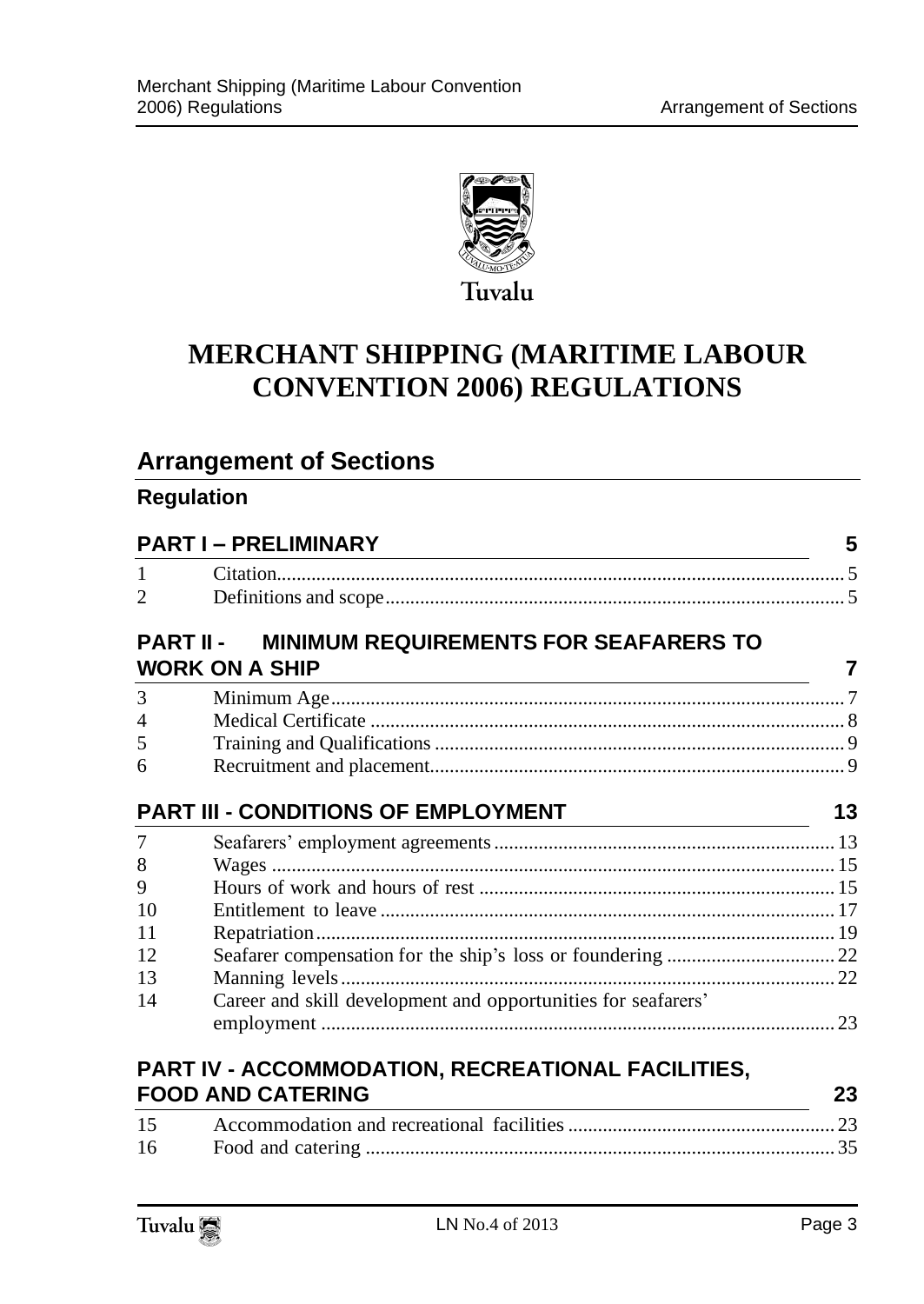Tuvalu

# MERCHANT SHIPPING (MARITIME LABOUR CONVENTION 2006) REGULATIONS

## Arrangement of Sections

### Regulation

| | | |
|---|---|---|
| **PART I – PRELIMINARY** | | **5** |
| 1 | Citation | 5 |
| 2 | Definitions and scope | 5 |
| **PART II - MINIMUM REQUIREMENTS FOR SEAFARERS TO WORK ON A SHIP** | | **7** |
| 3 | Minimum Age | 7 |
| 4 | Medical Certificate | 8 |
| 5 | Training and Qualifications | 9 |
| 6 | Recruitment and placement | 9 |
| **PART III - CONDITIONS OF EMPLOYMENT** | | **13** |
| 7 | Seafarers' employment agreements | 13 |
| 8 | Wages | 15 |
| 9 | Hours of work and hours of rest | 15 |
| 10 | Entitlement to leave | 17 |
| 11 | Repatriation | 19 |
| 12 | Seafarer compensation for the ship's loss or foundering | 22 |
| 13 | Manning levels | 22 |
| 14 | Career and skill development and opportunities for seafarers' employment | 23 |
| **PART IV - ACCOMMODATION, RECREATIONAL FACILITIES, FOOD AND CATERING** | | **23** |
| 15 | Accommodation and recreational facilities | 23 |
| 16 | Food and catering | 35 |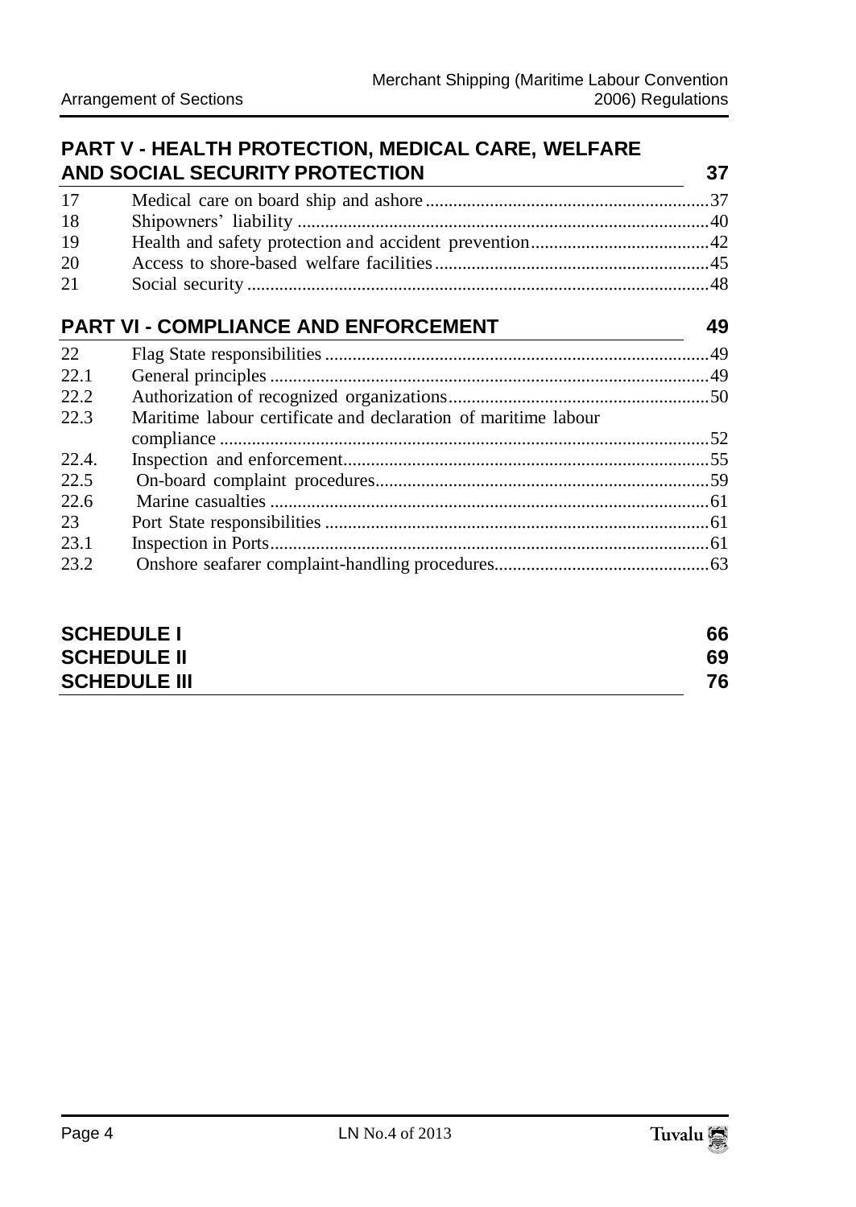## PART V - HEALTH PROTECTION, MEDICAL CARE, WELFARE AND SOCIAL SECURITY PROTECTION 37

| | | |
|---|---|---|
| 17 | Medical care on board ship and ashore | 37 |
| 18 | Shipowners' liability | 40 |
| 19 | Health and safety protection and accident prevention | 42 |
| 20 | Access to shore-based welfare facilities | 45 |
| 21 | Social security | 48 |

## PART VI - COMPLIANCE AND ENFORCEMENT 49

| | | |
|---|---|---|
| 22 | Flag State responsibilities | 49 |
| 22.1 | General principles | 49 |
| 22.2 | Authorization of recognized organizations | 50 |
| 22.3 | Maritime labour certificate and declaration of maritime labour compliance | 52 |
| 22.4. | Inspection and enforcement | 55 |
| 22.5 | On-board complaint procedures | 59 |
| 22.6 | Marine casualties | 61 |
| 23 | Port State responsibilities | 61 |
| 23.1 | Inspection in Ports | 61 |
| 23.2 | Onshore seafarer complaint-handling procedures | 63 |

**SCHEDULE I** 66

**SCHEDULE II** 69

**SCHEDULE III** 76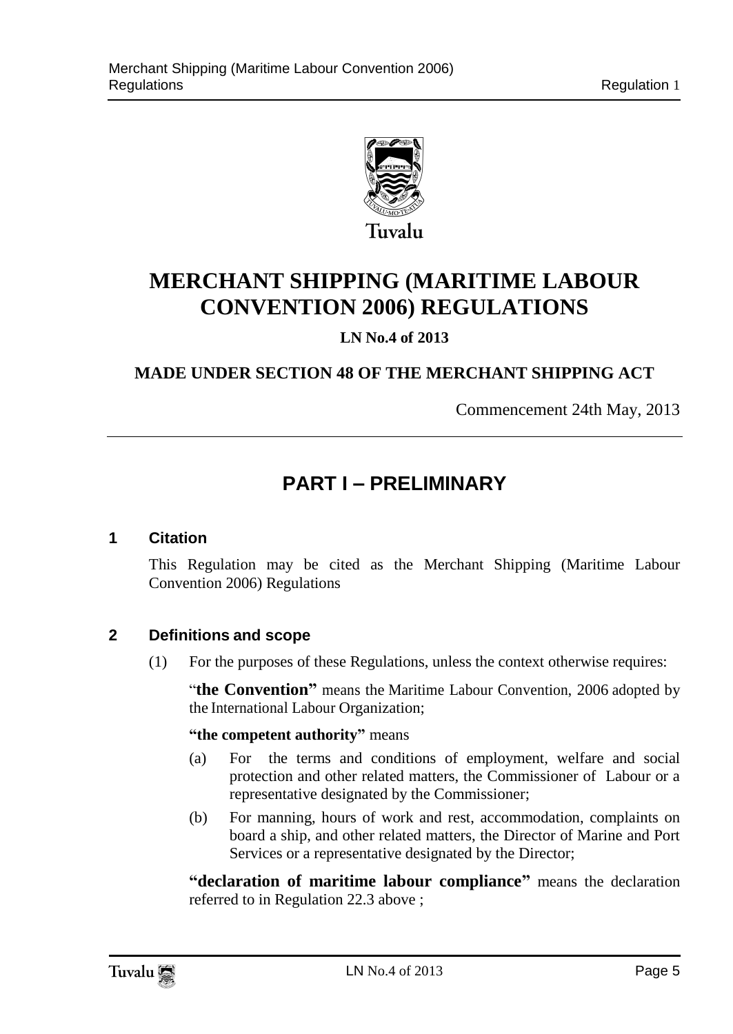Tuvalu

# MERCHANT SHIPPING (MARITIME LABOUR CONVENTION 2006) REGULATIONS

**LN No.4 of 2013**

**MADE UNDER SECTION 48 OF THE MERCHANT SHIPPING ACT**

Commencement 24th May, 2013

## PART I – PRELIMINARY

### 1 Citation

This Regulation may be cited as the Merchant Shipping (Maritime Labour Convention 2006) Regulations

### 2 Definitions and scope

(1) For the purposes of these Regulations, unless the context otherwise requires:

"**the Convention"** means the Maritime Labour Convention, 2006 adopted by the International Labour Organization;

**"the competent authority"** means

(a) For the terms and conditions of employment, welfare and social protection and other related matters, the Commissioner of Labour or a representative designated by the Commissioner;

(b) For manning, hours of work and rest, accommodation, complaints on board a ship, and other related matters, the Director of Marine and Port Services or a representative designated by the Director;

**"declaration of maritime labour compliance"** means the declaration referred to in Regulation 22.3 above ;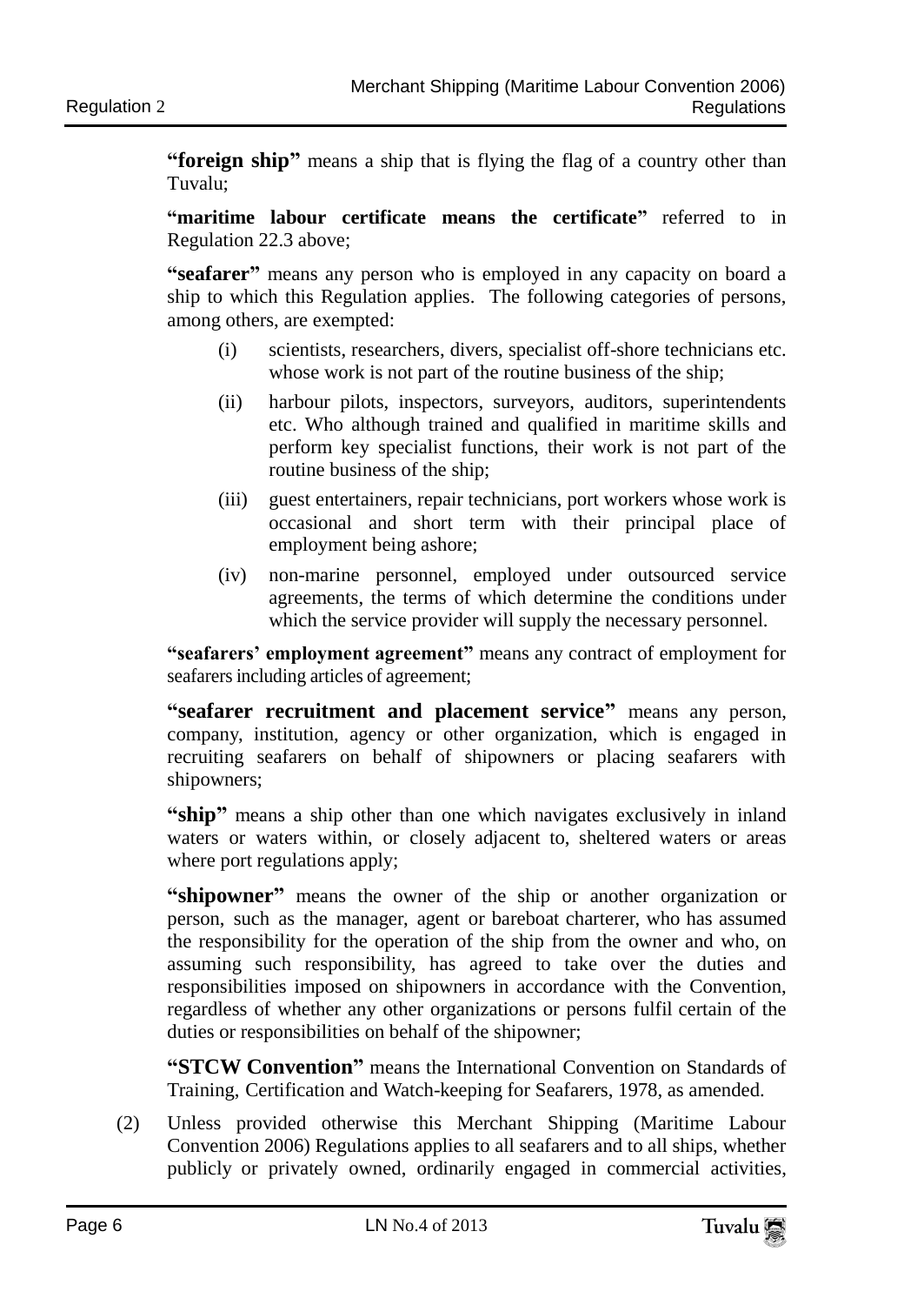**"foreign ship"** means a ship that is flying the flag of a country other than Tuvalu;

**"maritime labour certificate means the certificate"** referred to in Regulation 22.3 above;

**"seafarer"** means any person who is employed in any capacity on board a ship to which this Regulation applies. The following categories of persons, among others, are exempted:

(i) scientists, researchers, divers, specialist off-shore technicians etc. whose work is not part of the routine business of the ship;

(ii) harbour pilots, inspectors, surveyors, auditors, superintendents etc. Who although trained and qualified in maritime skills and perform key specialist functions, their work is not part of the routine business of the ship;

(iii) guest entertainers, repair technicians, port workers whose work is occasional and short term with their principal place of employment being ashore;

(iv) non-marine personnel, employed under outsourced service agreements, the terms of which determine the conditions under which the service provider will supply the necessary personnel.

**"seafarers' employment agreement"** means any contract of employment for seafarers including articles of agreement;

**"seafarer recruitment and placement service"** means any person, company, institution, agency or other organization, which is engaged in recruiting seafarers on behalf of shipowners or placing seafarers with shipowners;

**"ship"** means a ship other than one which navigates exclusively in inland waters or waters within, or closely adjacent to, sheltered waters or areas where port regulations apply;

**"shipowner"** means the owner of the ship or another organization or person, such as the manager, agent or bareboat charterer, who has assumed the responsibility for the operation of the ship from the owner and who, on assuming such responsibility, has agreed to take over the duties and responsibilities imposed on shipowners in accordance with the Convention, regardless of whether any other organizations or persons fulfil certain of the duties or responsibilities on behalf of the shipowner;

**"STCW Convention"** means the International Convention on Standards of Training, Certification and Watch-keeping for Seafarers, 1978, as amended.

(2) Unless provided otherwise this Merchant Shipping (Maritime Labour Convention 2006) Regulations applies to all seafarers and to all ships, whether publicly or privately owned, ordinarily engaged in commercial activities,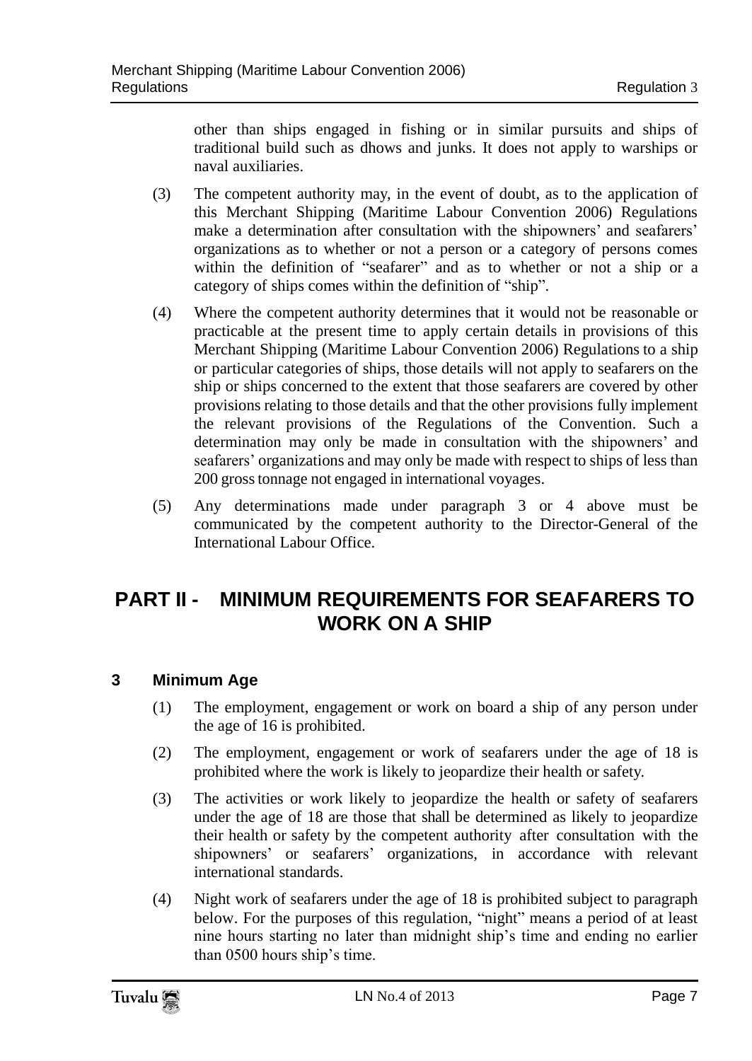other than ships engaged in fishing or in similar pursuits and ships of traditional build such as dhows and junks. It does not apply to warships or naval auxiliaries.

(3) The competent authority may, in the event of doubt, as to the application of this Merchant Shipping (Maritime Labour Convention 2006) Regulations make a determination after consultation with the shipowners' and seafarers' organizations as to whether or not a person or a category of persons comes within the definition of "seafarer" and as to whether or not a ship or a category of ships comes within the definition of "ship".

(4) Where the competent authority determines that it would not be reasonable or practicable at the present time to apply certain details in provisions of this Merchant Shipping (Maritime Labour Convention 2006) Regulations to a ship or particular categories of ships, those details will not apply to seafarers on the ship or ships concerned to the extent that those seafarers are covered by other provisions relating to those details and that the other provisions fully implement the relevant provisions of the Regulations of the Convention. Such a determination may only be made in consultation with the shipowners' and seafarers' organizations and may only be made with respect to ships of less than 200 gross tonnage not engaged in international voyages.

(5) Any determinations made under paragraph 3 or 4 above must be communicated by the competent authority to the Director-General of the International Labour Office.

# PART II - MINIMUM REQUIREMENTS FOR SEAFARERS TO WORK ON A SHIP

## 3 Minimum Age

(1) The employment, engagement or work on board a ship of any person under the age of 16 is prohibited.

(2) The employment, engagement or work of seafarers under the age of 18 is prohibited where the work is likely to jeopardize their health or safety.

(3) The activities or work likely to jeopardize the health or safety of seafarers under the age of 18 are those that shall be determined as likely to jeopardize their health or safety by the competent authority after consultation with the shipowners' or seafarers' organizations, in accordance with relevant international standards.

(4) Night work of seafarers under the age of 18 is prohibited subject to paragraph below. For the purposes of this regulation, "night" means a period of at least nine hours starting no later than midnight ship's time and ending no earlier than 0500 hours ship's time.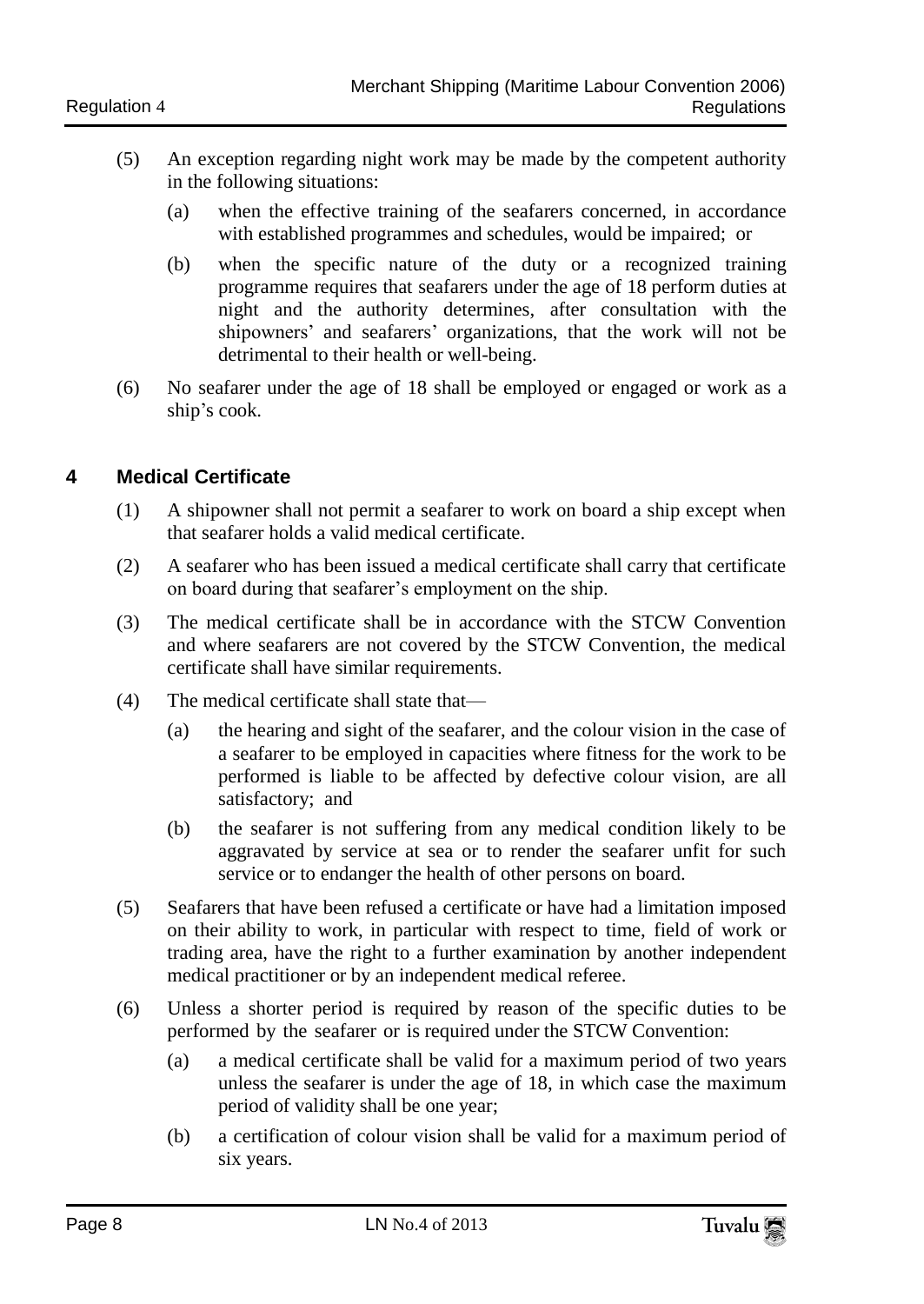(5) An exception regarding night work may be made by the competent authority in the following situations:

(a) when the effective training of the seafarers concerned, in accordance with established programmes and schedules, would be impaired; or

(b) when the specific nature of the duty or a recognized training programme requires that seafarers under the age of 18 perform duties at night and the authority determines, after consultation with the shipowners' and seafarers' organizations, that the work will not be detrimental to their health or well-being.

(6) No seafarer under the age of 18 shall be employed or engaged or work as a ship's cook.

## 4 Medical Certificate

(1) A shipowner shall not permit a seafarer to work on board a ship except when that seafarer holds a valid medical certificate.

(2) A seafarer who has been issued a medical certificate shall carry that certificate on board during that seafarer's employment on the ship.

(3) The medical certificate shall be in accordance with the STCW Convention and where seafarers are not covered by the STCW Convention, the medical certificate shall have similar requirements.

(4) The medical certificate shall state that—

(a) the hearing and sight of the seafarer, and the colour vision in the case of a seafarer to be employed in capacities where fitness for the work to be performed is liable to be affected by defective colour vision, are all satisfactory; and

(b) the seafarer is not suffering from any medical condition likely to be aggravated by service at sea or to render the seafarer unfit for such service or to endanger the health of other persons on board.

(5) Seafarers that have been refused a certificate or have had a limitation imposed on their ability to work, in particular with respect to time, field of work or trading area, have the right to a further examination by another independent medical practitioner or by an independent medical referee.

(6) Unless a shorter period is required by reason of the specific duties to be performed by the seafarer or is required under the STCW Convention:

(a) a medical certificate shall be valid for a maximum period of two years unless the seafarer is under the age of 18, in which case the maximum period of validity shall be one year;

(b) a certification of colour vision shall be valid for a maximum period of six years.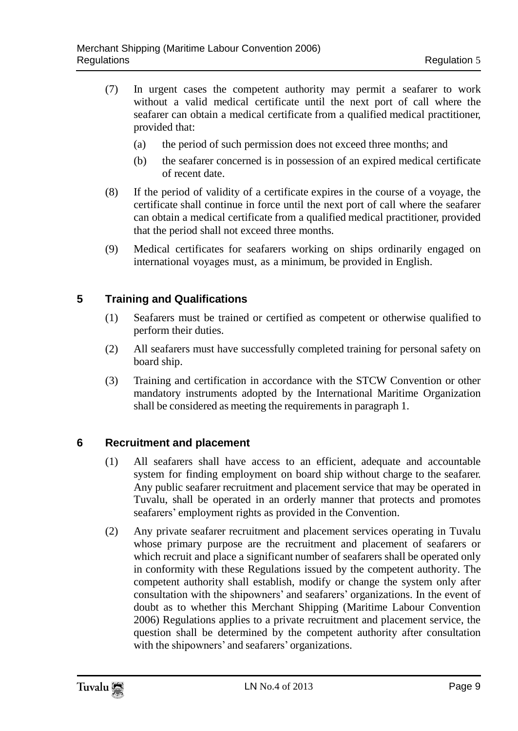(7) In urgent cases the competent authority may permit a seafarer to work without a valid medical certificate until the next port of call where the seafarer can obtain a medical certificate from a qualified medical practitioner, provided that:

   (a) the period of such permission does not exceed three months; and

   (b) the seafarer concerned is in possession of an expired medical certificate of recent date.

(8) If the period of validity of a certificate expires in the course of a voyage, the certificate shall continue in force until the next port of call where the seafarer can obtain a medical certificate from a qualified medical practitioner, provided that the period shall not exceed three months.

(9) Medical certificates for seafarers working on ships ordinarily engaged on international voyages must, as a minimum, be provided in English.

## 5 Training and Qualifications

(1) Seafarers must be trained or certified as competent or otherwise qualified to perform their duties.

(2) All seafarers must have successfully completed training for personal safety on board ship.

(3) Training and certification in accordance with the STCW Convention or other mandatory instruments adopted by the International Maritime Organization shall be considered as meeting the requirements in paragraph 1.

## 6 Recruitment and placement

(1) All seafarers shall have access to an efficient, adequate and accountable system for finding employment on board ship without charge to the seafarer. Any public seafarer recruitment and placement service that may be operated in Tuvalu, shall be operated in an orderly manner that protects and promotes seafarers' employment rights as provided in the Convention.

(2) Any private seafarer recruitment and placement services operating in Tuvalu whose primary purpose are the recruitment and placement of seafarers or which recruit and place a significant number of seafarers shall be operated only in conformity with these Regulations issued by the competent authority. The competent authority shall establish, modify or change the system only after consultation with the shipowners' and seafarers' organizations. In the event of doubt as to whether this Merchant Shipping (Maritime Labour Convention 2006) Regulations applies to a private recruitment and placement service, the question shall be determined by the competent authority after consultation with the shipowners' and seafarers' organizations.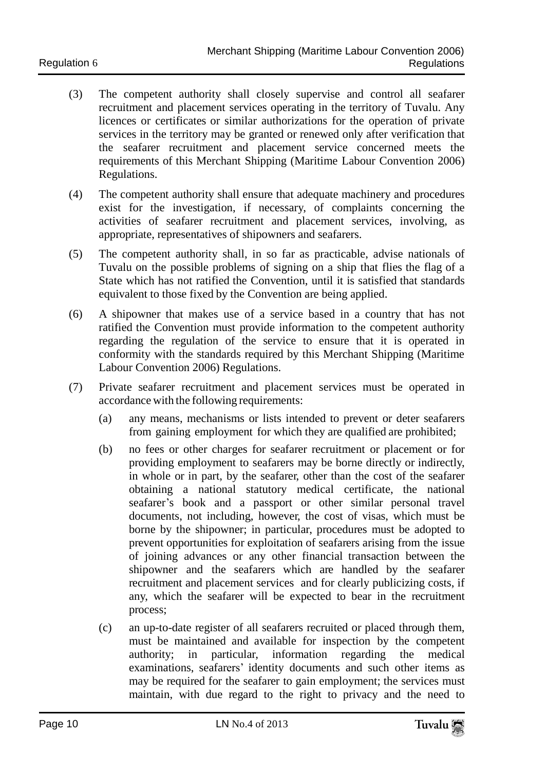(3) The competent authority shall closely supervise and control all seafarer recruitment and placement services operating in the territory of Tuvalu. Any licences or certificates or similar authorizations for the operation of private services in the territory may be granted or renewed only after verification that the seafarer recruitment and placement service concerned meets the requirements of this Merchant Shipping (Maritime Labour Convention 2006) Regulations.

(4) The competent authority shall ensure that adequate machinery and procedures exist for the investigation, if necessary, of complaints concerning the activities of seafarer recruitment and placement services, involving, as appropriate, representatives of shipowners and seafarers.

(5) The competent authority shall, in so far as practicable, advise nationals of Tuvalu on the possible problems of signing on a ship that flies the flag of a State which has not ratified the Convention, until it is satisfied that standards equivalent to those fixed by the Convention are being applied.

(6) A shipowner that makes use of a service based in a country that has not ratified the Convention must provide information to the competent authority regarding the regulation of the service to ensure that it is operated in conformity with the standards required by this Merchant Shipping (Maritime Labour Convention 2006) Regulations.

(7) Private seafarer recruitment and placement services must be operated in accordance with the following requirements:

(a) any means, mechanisms or lists intended to prevent or deter seafarers from gaining employment for which they are qualified are prohibited;

(b) no fees or other charges for seafarer recruitment or placement or for providing employment to seafarers may be borne directly or indirectly, in whole or in part, by the seafarer, other than the cost of the seafarer obtaining a national statutory medical certificate, the national seafarer's book and a passport or other similar personal travel documents, not including, however, the cost of visas, which must be borne by the shipowner; in particular, procedures must be adopted to prevent opportunities for exploitation of seafarers arising from the issue of joining advances or any other financial transaction between the shipowner and the seafarers which are handled by the seafarer recruitment and placement services and for clearly publicizing costs, if any, which the seafarer will be expected to bear in the recruitment process;

(c) an up-to-date register of all seafarers recruited or placed through them, must be maintained and available for inspection by the competent authority; in particular, information regarding the medical examinations, seafarers' identity documents and such other items as may be required for the seafarer to gain employment; the services must maintain, with due regard to the right to privacy and the need to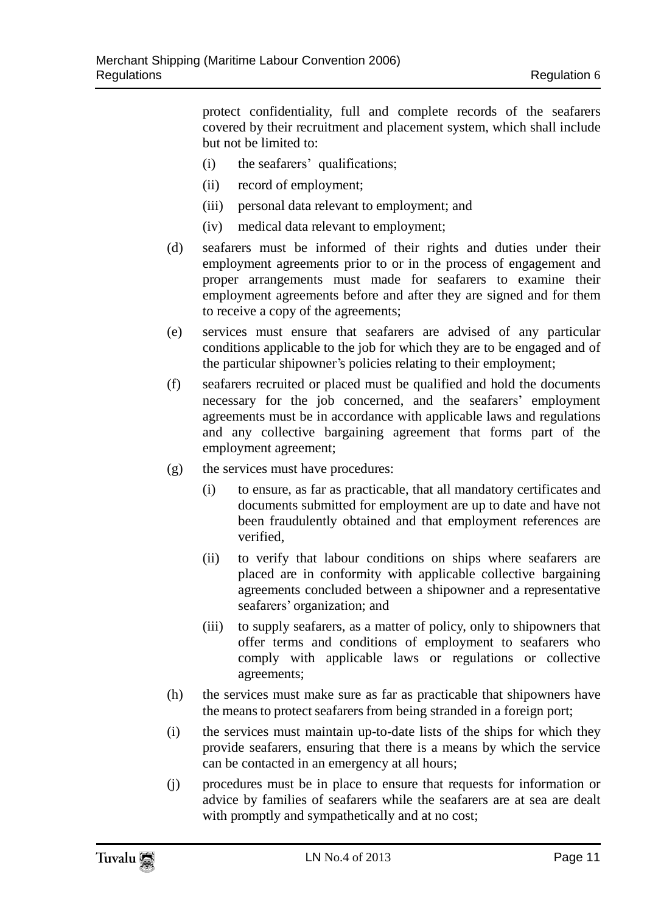protect confidentiality, full and complete records of the seafarers covered by their recruitment and placement system, which shall include but not be limited to:

(i) the seafarers' qualifications;

(ii) record of employment;

(iii) personal data relevant to employment; and

(iv) medical data relevant to employment;

(d) seafarers must be informed of their rights and duties under their employment agreements prior to or in the process of engagement and proper arrangements must made for seafarers to examine their employment agreements before and after they are signed and for them to receive a copy of the agreements;

(e) services must ensure that seafarers are advised of any particular conditions applicable to the job for which they are to be engaged and of the particular shipowner's policies relating to their employment;

(f) seafarers recruited or placed must be qualified and hold the documents necessary for the job concerned, and the seafarers' employment agreements must be in accordance with applicable laws and regulations and any collective bargaining agreement that forms part of the employment agreement;

(g) the services must have procedures:

(i) to ensure, as far as practicable, that all mandatory certificates and documents submitted for employment are up to date and have not been fraudulently obtained and that employment references are verified,

(ii) to verify that labour conditions on ships where seafarers are placed are in conformity with applicable collective bargaining agreements concluded between a shipowner and a representative seafarers' organization; and

(iii) to supply seafarers, as a matter of policy, only to shipowners that offer terms and conditions of employment to seafarers who comply with applicable laws or regulations or collective agreements;

(h) the services must make sure as far as practicable that shipowners have the means to protect seafarers from being stranded in a foreign port;

(i) the services must maintain up-to-date lists of the ships for which they provide seafarers, ensuring that there is a means by which the service can be contacted in an emergency at all hours;

(j) procedures must be in place to ensure that requests for information or advice by families of seafarers while the seafarers are at sea are dealt with promptly and sympathetically and at no cost;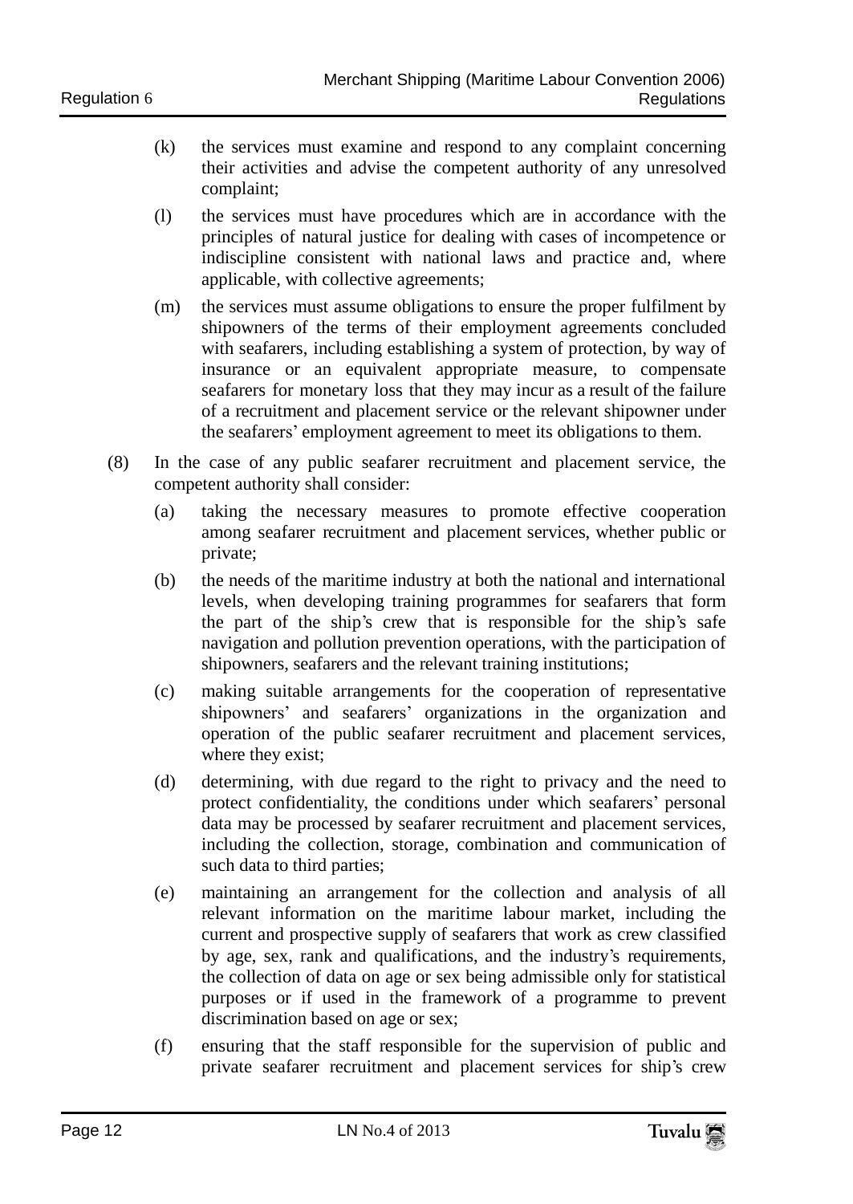(k) the services must examine and respond to any complaint concerning their activities and advise the competent authority of any unresolved complaint;

(l) the services must have procedures which are in accordance with the principles of natural justice for dealing with cases of incompetence or indiscipline consistent with national laws and practice and, where applicable, with collective agreements;

(m) the services must assume obligations to ensure the proper fulfilment by shipowners of the terms of their employment agreements concluded with seafarers, including establishing a system of protection, by way of insurance or an equivalent appropriate measure, to compensate seafarers for monetary loss that they may incur as a result of the failure of a recruitment and placement service or the relevant shipowner under the seafarers' employment agreement to meet its obligations to them.

(8) In the case of any public seafarer recruitment and placement service, the competent authority shall consider:

(a) taking the necessary measures to promote effective cooperation among seafarer recruitment and placement services, whether public or private;

(b) the needs of the maritime industry at both the national and international levels, when developing training programmes for seafarers that form the part of the ship's crew that is responsible for the ship's safe navigation and pollution prevention operations, with the participation of shipowners, seafarers and the relevant training institutions;

(c) making suitable arrangements for the cooperation of representative shipowners' and seafarers' organizations in the organization and operation of the public seafarer recruitment and placement services, where they exist;

(d) determining, with due regard to the right to privacy and the need to protect confidentiality, the conditions under which seafarers' personal data may be processed by seafarer recruitment and placement services, including the collection, storage, combination and communication of such data to third parties;

(e) maintaining an arrangement for the collection and analysis of all relevant information on the maritime labour market, including the current and prospective supply of seafarers that work as crew classified by age, sex, rank and qualifications, and the industry's requirements, the collection of data on age or sex being admissible only for statistical purposes or if used in the framework of a programme to prevent discrimination based on age or sex;

(f) ensuring that the staff responsible for the supervision of public and private seafarer recruitment and placement services for ship's crew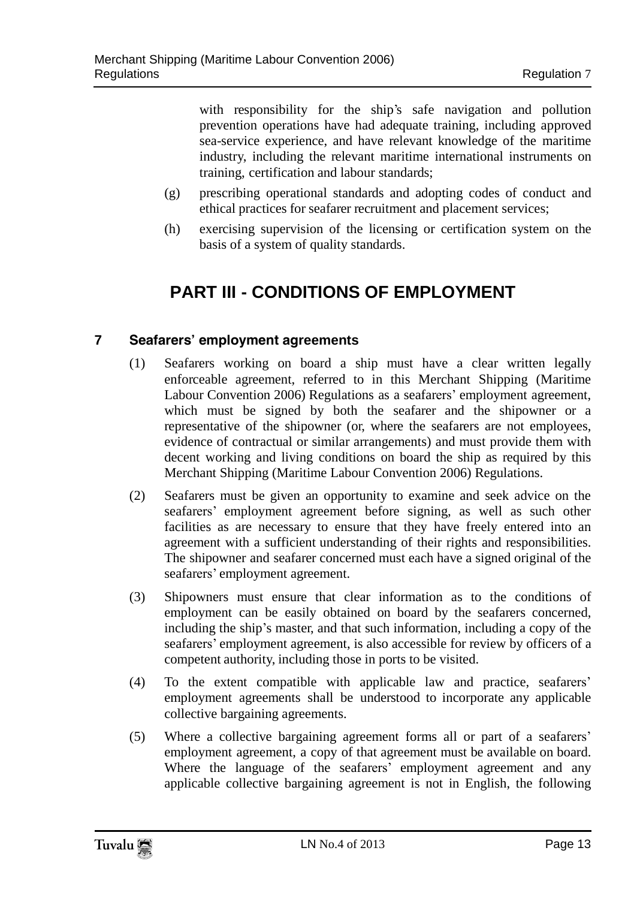with responsibility for the ship's safe navigation and pollution prevention operations have had adequate training, including approved sea-service experience, and have relevant knowledge of the maritime industry, including the relevant maritime international instruments on training, certification and labour standards;

(g) prescribing operational standards and adopting codes of conduct and ethical practices for seafarer recruitment and placement services;

(h) exercising supervision of the licensing or certification system on the basis of a system of quality standards.

# PART III - CONDITIONS OF EMPLOYMENT

## 7 Seafarers' employment agreements

(1) Seafarers working on board a ship must have a clear written legally enforceable agreement, referred to in this Merchant Shipping (Maritime Labour Convention 2006) Regulations as a seafarers' employment agreement, which must be signed by both the seafarer and the shipowner or a representative of the shipowner (or, where the seafarers are not employees, evidence of contractual or similar arrangements) and must provide them with decent working and living conditions on board the ship as required by this Merchant Shipping (Maritime Labour Convention 2006) Regulations.

(2) Seafarers must be given an opportunity to examine and seek advice on the seafarers' employment agreement before signing, as well as such other facilities as are necessary to ensure that they have freely entered into an agreement with a sufficient understanding of their rights and responsibilities. The shipowner and seafarer concerned must each have a signed original of the seafarers' employment agreement.

(3) Shipowners must ensure that clear information as to the conditions of employment can be easily obtained on board by the seafarers concerned, including the ship's master, and that such information, including a copy of the seafarers' employment agreement, is also accessible for review by officers of a competent authority, including those in ports to be visited.

(4) To the extent compatible with applicable law and practice, seafarers' employment agreements shall be understood to incorporate any applicable collective bargaining agreements.

(5) Where a collective bargaining agreement forms all or part of a seafarers' employment agreement, a copy of that agreement must be available on board. Where the language of the seafarers' employment agreement and any applicable collective bargaining agreement is not in English, the following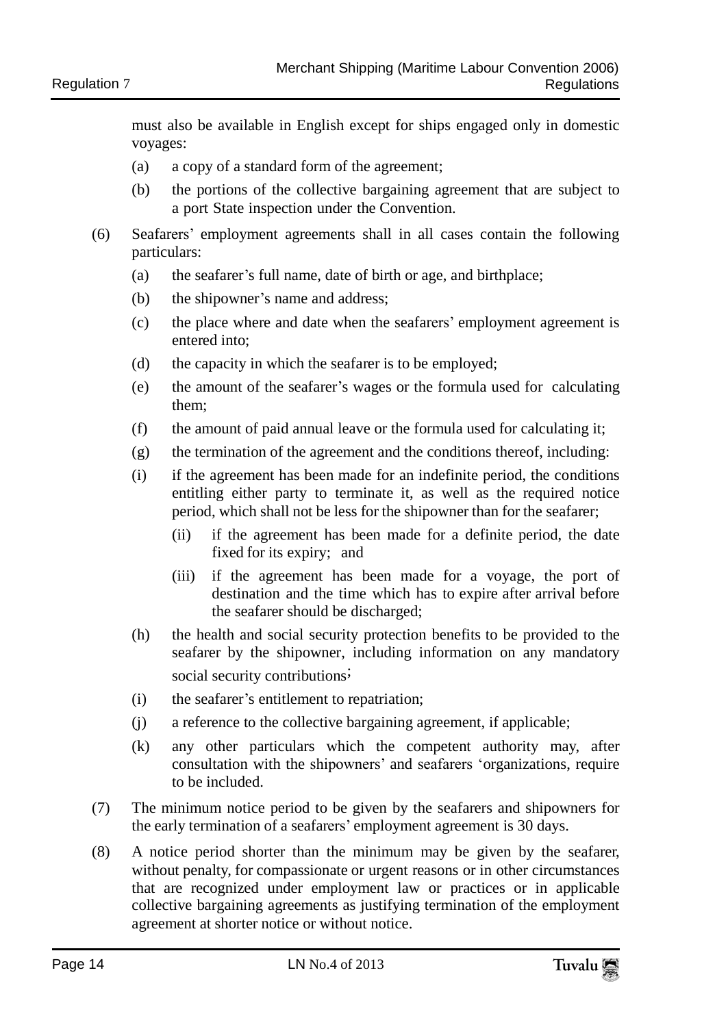must also be available in English except for ships engaged only in domestic voyages:

(a) a copy of a standard form of the agreement;

(b) the portions of the collective bargaining agreement that are subject to a port State inspection under the Convention.

(6) Seafarers' employment agreements shall in all cases contain the following particulars:

(a) the seafarer's full name, date of birth or age, and birthplace;

(b) the shipowner's name and address;

(c) the place where and date when the seafarers' employment agreement is entered into;

(d) the capacity in which the seafarer is to be employed;

(e) the amount of the seafarer's wages or the formula used for calculating them;

(f) the amount of paid annual leave or the formula used for calculating it;

(g) the termination of the agreement and the conditions thereof, including:

(i) if the agreement has been made for an indefinite period, the conditions entitling either party to terminate it, as well as the required notice period, which shall not be less for the shipowner than for the seafarer;

(ii) if the agreement has been made for a definite period, the date fixed for its expiry; and

(iii) if the agreement has been made for a voyage, the port of destination and the time which has to expire after arrival before the seafarer should be discharged;

(h) the health and social security protection benefits to be provided to the seafarer by the shipowner, including information on any mandatory social security contributions;

(i) the seafarer's entitlement to repatriation;

(j) a reference to the collective bargaining agreement, if applicable;

(k) any other particulars which the competent authority may, after consultation with the shipowners' and seafarers 'organizations, require to be included.

(7) The minimum notice period to be given by the seafarers and shipowners for the early termination of a seafarers' employment agreement is 30 days.

(8) A notice period shorter than the minimum may be given by the seafarer, without penalty, for compassionate or urgent reasons or in other circumstances that are recognized under employment law or practices or in applicable collective bargaining agreements as justifying termination of the employment agreement at shorter notice or without notice.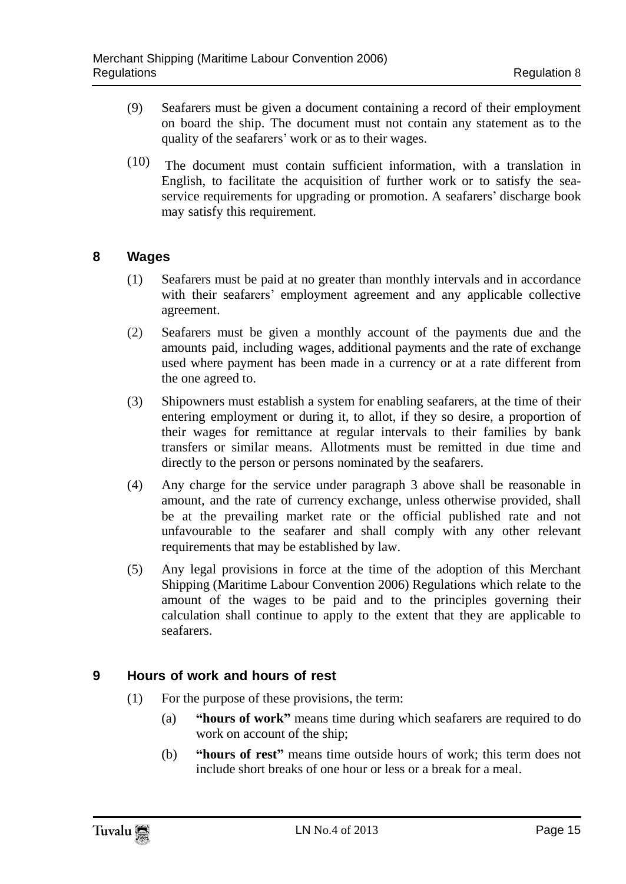(9) Seafarers must be given a document containing a record of their employment on board the ship. The document must not contain any statement as to the quality of the seafarers' work or as to their wages.

(10) The document must contain sufficient information, with a translation in English, to facilitate the acquisition of further work or to satisfy the sea-service requirements for upgrading or promotion. A seafarers' discharge book may satisfy this requirement.

## 8 Wages

(1) Seafarers must be paid at no greater than monthly intervals and in accordance with their seafarers' employment agreement and any applicable collective agreement.

(2) Seafarers must be given a monthly account of the payments due and the amounts paid, including wages, additional payments and the rate of exchange used where payment has been made in a currency or at a rate different from the one agreed to.

(3) Shipowners must establish a system for enabling seafarers, at the time of their entering employment or during it, to allot, if they so desire, a proportion of their wages for remittance at regular intervals to their families by bank transfers or similar means. Allotments must be remitted in due time and directly to the person or persons nominated by the seafarers.

(4) Any charge for the service under paragraph 3 above shall be reasonable in amount, and the rate of currency exchange, unless otherwise provided, shall be at the prevailing market rate or the official published rate and not unfavourable to the seafarer and shall comply with any other relevant requirements that may be established by law.

(5) Any legal provisions in force at the time of the adoption of this Merchant Shipping (Maritime Labour Convention 2006) Regulations which relate to the amount of the wages to be paid and to the principles governing their calculation shall continue to apply to the extent that they are applicable to seafarers.

## 9 Hours of work and hours of rest

(1) For the purpose of these provisions, the term:

(a) **"hours of work"** means time during which seafarers are required to do work on account of the ship;

(b) **"hours of rest"** means time outside hours of work; this term does not include short breaks of one hour or less or a break for a meal.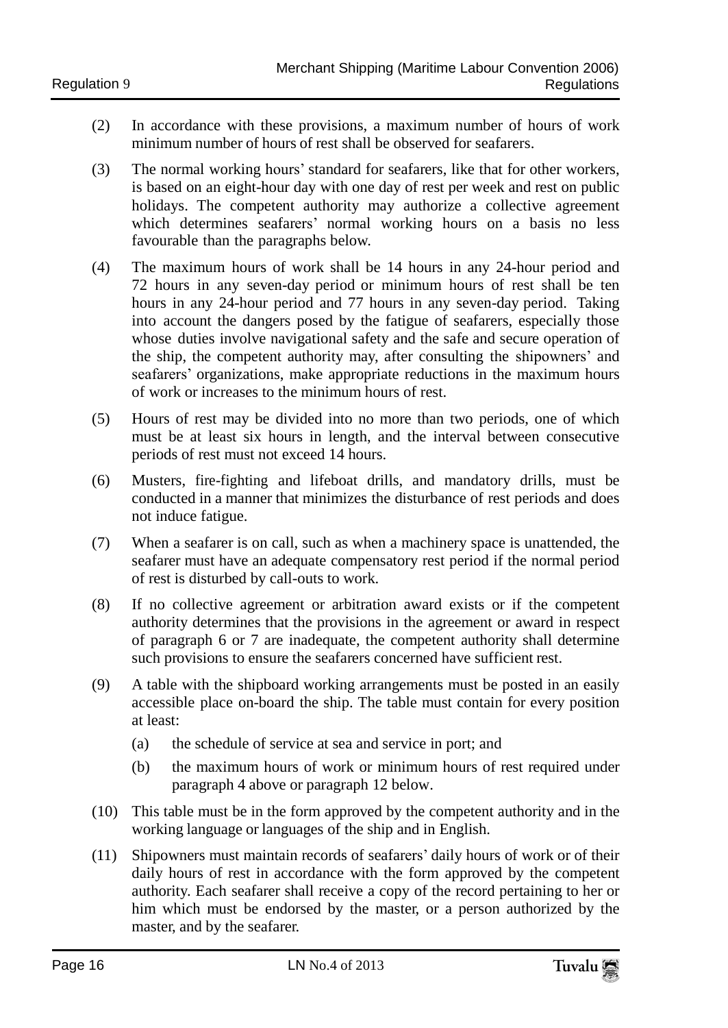(2) In accordance with these provisions, a maximum number of hours of work minimum number of hours of rest shall be observed for seafarers.

(3) The normal working hours' standard for seafarers, like that for other workers, is based on an eight-hour day with one day of rest per week and rest on public holidays. The competent authority may authorize a collective agreement which determines seafarers' normal working hours on a basis no less favourable than the paragraphs below.

(4) The maximum hours of work shall be 14 hours in any 24-hour period and 72 hours in any seven-day period or minimum hours of rest shall be ten hours in any 24-hour period and 77 hours in any seven-day period. Taking into account the dangers posed by the fatigue of seafarers, especially those whose duties involve navigational safety and the safe and secure operation of the ship, the competent authority may, after consulting the shipowners' and seafarers' organizations, make appropriate reductions in the maximum hours of work or increases to the minimum hours of rest.

(5) Hours of rest may be divided into no more than two periods, one of which must be at least six hours in length, and the interval between consecutive periods of rest must not exceed 14 hours.

(6) Musters, fire-fighting and lifeboat drills, and mandatory drills, must be conducted in a manner that minimizes the disturbance of rest periods and does not induce fatigue.

(7) When a seafarer is on call, such as when a machinery space is unattended, the seafarer must have an adequate compensatory rest period if the normal period of rest is disturbed by call-outs to work.

(8) If no collective agreement or arbitration award exists or if the competent authority determines that the provisions in the agreement or award in respect of paragraph 6 or 7 are inadequate, the competent authority shall determine such provisions to ensure the seafarers concerned have sufficient rest.

(9) A table with the shipboard working arrangements must be posted in an easily accessible place on-board the ship. The table must contain for every position at least:

   (a) the schedule of service at sea and service in port; and

   (b) the maximum hours of work or minimum hours of rest required under paragraph 4 above or paragraph 12 below.

(10) This table must be in the form approved by the competent authority and in the working language or languages of the ship and in English.

(11) Shipowners must maintain records of seafarers' daily hours of work or of their daily hours of rest in accordance with the form approved by the competent authority. Each seafarer shall receive a copy of the record pertaining to her or him which must be endorsed by the master, or a person authorized by the master, and by the seafarer.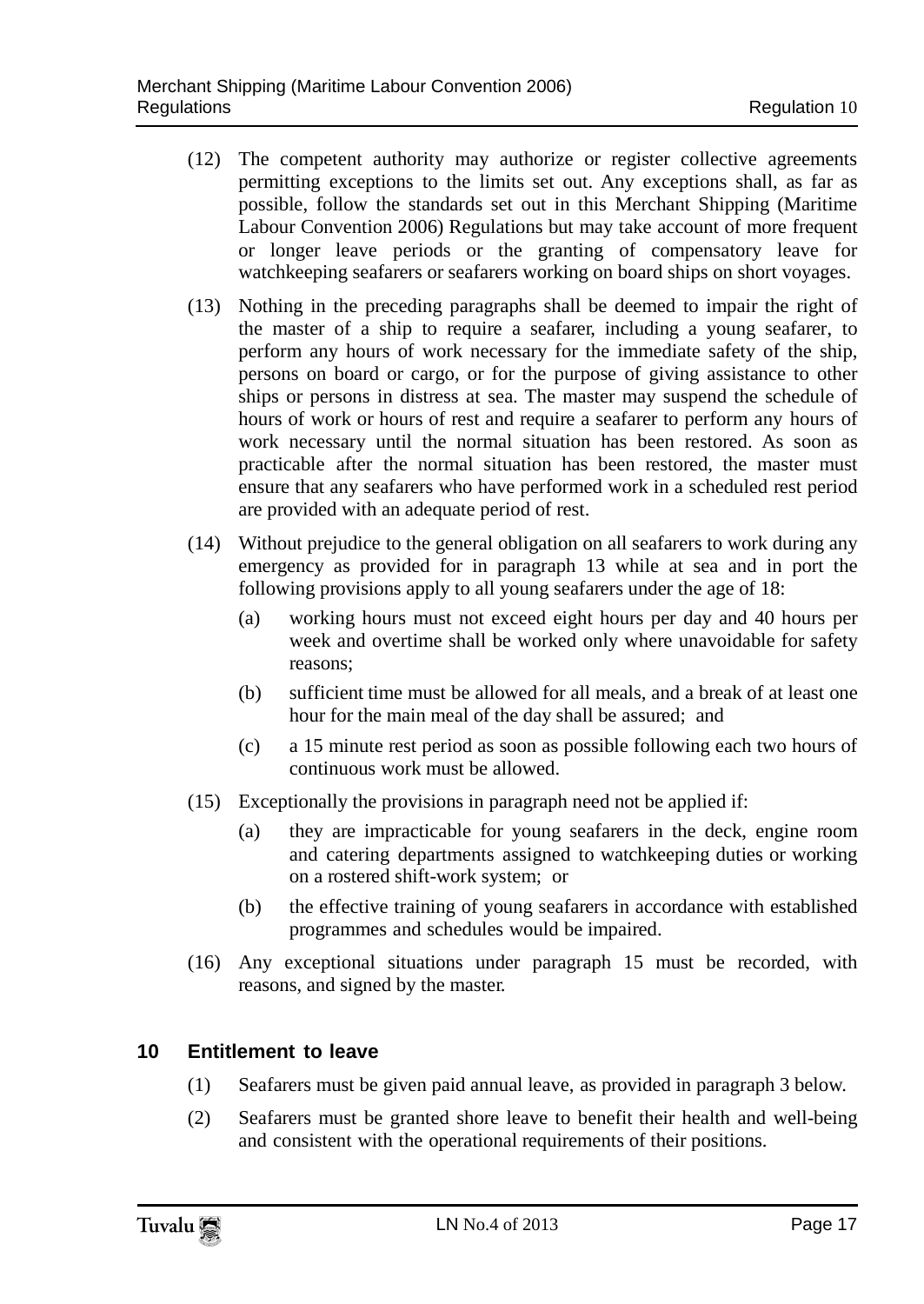(12) The competent authority may authorize or register collective agreements permitting exceptions to the limits set out. Any exceptions shall, as far as possible, follow the standards set out in this Merchant Shipping (Maritime Labour Convention 2006) Regulations but may take account of more frequent or longer leave periods or the granting of compensatory leave for watchkeeping seafarers or seafarers working on board ships on short voyages.

(13) Nothing in the preceding paragraphs shall be deemed to impair the right of the master of a ship to require a seafarer, including a young seafarer, to perform any hours of work necessary for the immediate safety of the ship, persons on board or cargo, or for the purpose of giving assistance to other ships or persons in distress at sea. The master may suspend the schedule of hours of work or hours of rest and require a seafarer to perform any hours of work necessary until the normal situation has been restored. As soon as practicable after the normal situation has been restored, the master must ensure that any seafarers who have performed work in a scheduled rest period are provided with an adequate period of rest.

(14) Without prejudice to the general obligation on all seafarers to work during any emergency as provided for in paragraph 13 while at sea and in port the following provisions apply to all young seafarers under the age of 18:

- (a) working hours must not exceed eight hours per day and 40 hours per week and overtime shall be worked only where unavoidable for safety reasons;
- (b) sufficient time must be allowed for all meals, and a break of at least one hour for the main meal of the day shall be assured; and
- (c) a 15 minute rest period as soon as possible following each two hours of continuous work must be allowed.

(15) Exceptionally the provisions in paragraph need not be applied if:

- (a) they are impracticable for young seafarers in the deck, engine room and catering departments assigned to watchkeeping duties or working on a rostered shift-work system; or
- (b) the effective training of young seafarers in accordance with established programmes and schedules would be impaired.

(16) Any exceptional situations under paragraph 15 must be recorded, with reasons, and signed by the master.

## 10 Entitlement to leave

(1) Seafarers must be given paid annual leave, as provided in paragraph 3 below.

(2) Seafarers must be granted shore leave to benefit their health and well-being and consistent with the operational requirements of their positions.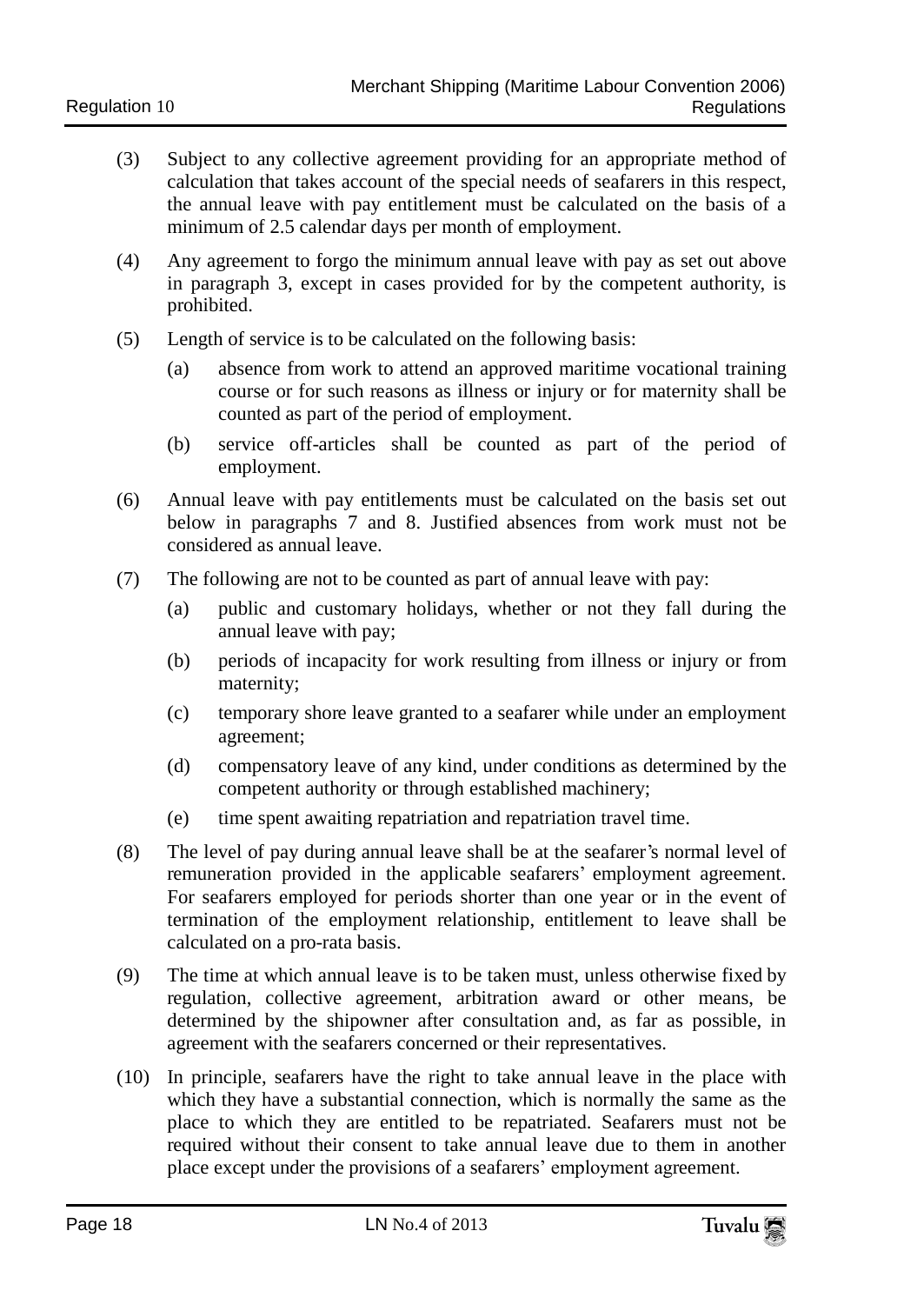(3) Subject to any collective agreement providing for an appropriate method of calculation that takes account of the special needs of seafarers in this respect, the annual leave with pay entitlement must be calculated on the basis of a minimum of 2.5 calendar days per month of employment.

(4) Any agreement to forgo the minimum annual leave with pay as set out above in paragraph 3, except in cases provided for by the competent authority, is prohibited.

(5) Length of service is to be calculated on the following basis:

  (a) absence from work to attend an approved maritime vocational training course or for such reasons as illness or injury or for maternity shall be counted as part of the period of employment.

  (b) service off-articles shall be counted as part of the period of employment.

(6) Annual leave with pay entitlements must be calculated on the basis set out below in paragraphs 7 and 8. Justified absences from work must not be considered as annual leave.

(7) The following are not to be counted as part of annual leave with pay:

  (a) public and customary holidays, whether or not they fall during the annual leave with pay;

  (b) periods of incapacity for work resulting from illness or injury or from maternity;

  (c) temporary shore leave granted to a seafarer while under an employment agreement;

  (d) compensatory leave of any kind, under conditions as determined by the competent authority or through established machinery;

  (e) time spent awaiting repatriation and repatriation travel time.

(8) The level of pay during annual leave shall be at the seafarer's normal level of remuneration provided in the applicable seafarers' employment agreement. For seafarers employed for periods shorter than one year or in the event of termination of the employment relationship, entitlement to leave shall be calculated on a pro-rata basis.

(9) The time at which annual leave is to be taken must, unless otherwise fixed by regulation, collective agreement, arbitration award or other means, be determined by the shipowner after consultation and, as far as possible, in agreement with the seafarers concerned or their representatives.

(10) In principle, seafarers have the right to take annual leave in the place with which they have a substantial connection, which is normally the same as the place to which they are entitled to be repatriated. Seafarers must not be required without their consent to take annual leave due to them in another place except under the provisions of a seafarers' employment agreement.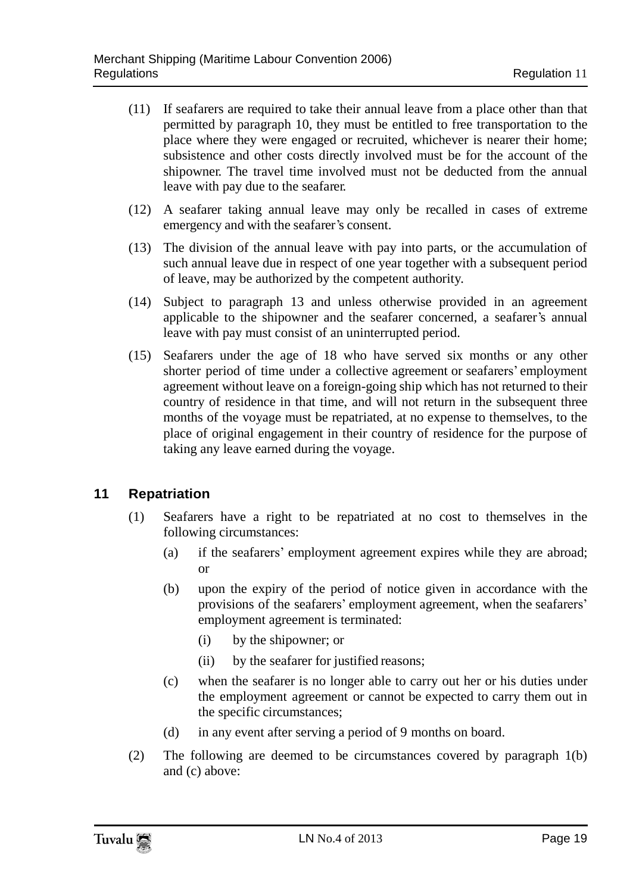(11) If seafarers are required to take their annual leave from a place other than that permitted by paragraph 10, they must be entitled to free transportation to the place where they were engaged or recruited, whichever is nearer their home; subsistence and other costs directly involved must be for the account of the shipowner. The travel time involved must not be deducted from the annual leave with pay due to the seafarer.

(12) A seafarer taking annual leave may only be recalled in cases of extreme emergency and with the seafarer's consent.

(13) The division of the annual leave with pay into parts, or the accumulation of such annual leave due in respect of one year together with a subsequent period of leave, may be authorized by the competent authority.

(14) Subject to paragraph 13 and unless otherwise provided in an agreement applicable to the shipowner and the seafarer concerned, a seafarer's annual leave with pay must consist of an uninterrupted period.

(15) Seafarers under the age of 18 who have served six months or any other shorter period of time under a collective agreement or seafarers' employment agreement without leave on a foreign-going ship which has not returned to their country of residence in that time, and will not return in the subsequent three months of the voyage must be repatriated, at no expense to themselves, to the place of original engagement in their country of residence for the purpose of taking any leave earned during the voyage.

## 11 Repatriation

(1) Seafarers have a right to be repatriated at no cost to themselves in the following circumstances:

   (a) if the seafarers' employment agreement expires while they are abroad; or

   (b) upon the expiry of the period of notice given in accordance with the provisions of the seafarers' employment agreement, when the seafarers' employment agreement is terminated:

      (i) by the shipowner; or

      (ii) by the seafarer for justified reasons;

   (c) when the seafarer is no longer able to carry out her or his duties under the employment agreement or cannot be expected to carry them out in the specific circumstances;

   (d) in any event after serving a period of 9 months on board.

(2) The following are deemed to be circumstances covered by paragraph 1(b) and (c) above: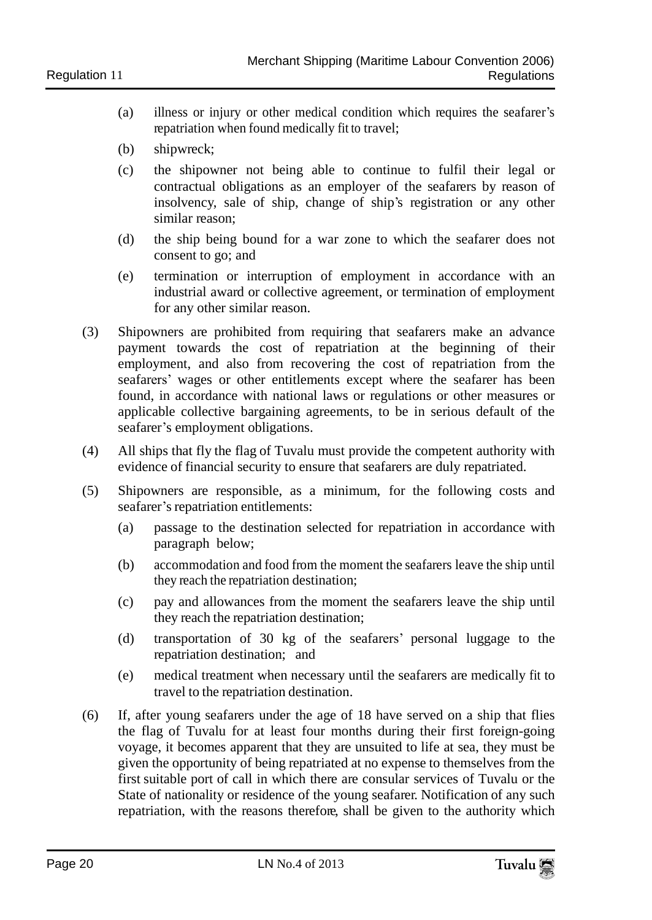(a) illness or injury or other medical condition which requires the seafarer's repatriation when found medically fit to travel;

(b) shipwreck;

(c) the shipowner not being able to continue to fulfil their legal or contractual obligations as an employer of the seafarers by reason of insolvency, sale of ship, change of ship's registration or any other similar reason;

(d) the ship being bound for a war zone to which the seafarer does not consent to go; and

(e) termination or interruption of employment in accordance with an industrial award or collective agreement, or termination of employment for any other similar reason.

(3) Shipowners are prohibited from requiring that seafarers make an advance payment towards the cost of repatriation at the beginning of their employment, and also from recovering the cost of repatriation from the seafarers' wages or other entitlements except where the seafarer has been found, in accordance with national laws or regulations or other measures or applicable collective bargaining agreements, to be in serious default of the seafarer's employment obligations.

(4) All ships that fly the flag of Tuvalu must provide the competent authority with evidence of financial security to ensure that seafarers are duly repatriated.

(5) Shipowners are responsible, as a minimum, for the following costs and seafarer's repatriation entitlements:

(a) passage to the destination selected for repatriation in accordance with paragraph below;

(b) accommodation and food from the moment the seafarers leave the ship until they reach the repatriation destination;

(c) pay and allowances from the moment the seafarers leave the ship until they reach the repatriation destination;

(d) transportation of 30 kg of the seafarers' personal luggage to the repatriation destination; and

(e) medical treatment when necessary until the seafarers are medically fit to travel to the repatriation destination.

(6) If, after young seafarers under the age of 18 have served on a ship that flies the flag of Tuvalu for at least four months during their first foreign-going voyage, it becomes apparent that they are unsuited to life at sea, they must be given the opportunity of being repatriated at no expense to themselves from the first suitable port of call in which there are consular services of Tuvalu or the State of nationality or residence of the young seafarer. Notification of any such repatriation, with the reasons therefore, shall be given to the authority which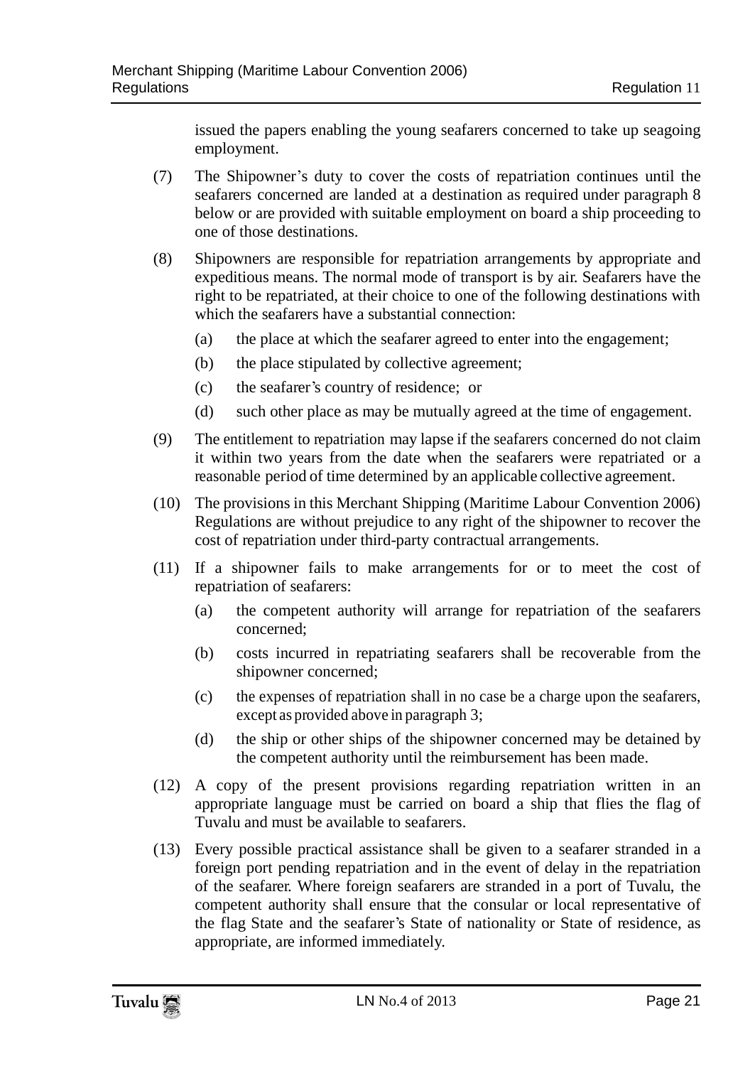issued the papers enabling the young seafarers concerned to take up seagoing employment.

(7) The Shipowner's duty to cover the costs of repatriation continues until the seafarers concerned are landed at a destination as required under paragraph 8 below or are provided with suitable employment on board a ship proceeding to one of those destinations.

(8) Shipowners are responsible for repatriation arrangements by appropriate and expeditious means. The normal mode of transport is by air. Seafarers have the right to be repatriated, at their choice to one of the following destinations with which the seafarers have a substantial connection:

- (a) the place at which the seafarer agreed to enter into the engagement;
- (b) the place stipulated by collective agreement;
- (c) the seafarer's country of residence; or
- (d) such other place as may be mutually agreed at the time of engagement.

(9) The entitlement to repatriation may lapse if the seafarers concerned do not claim it within two years from the date when the seafarers were repatriated or a reasonable period of time determined by an applicable collective agreement.

(10) The provisions in this Merchant Shipping (Maritime Labour Convention 2006) Regulations are without prejudice to any right of the shipowner to recover the cost of repatriation under third-party contractual arrangements.

(11) If a shipowner fails to make arrangements for or to meet the cost of repatriation of seafarers:

- (a) the competent authority will arrange for repatriation of the seafarers concerned;
- (b) costs incurred in repatriating seafarers shall be recoverable from the shipowner concerned;
- (c) the expenses of repatriation shall in no case be a charge upon the seafarers, except as provided above in paragraph 3;
- (d) the ship or other ships of the shipowner concerned may be detained by the competent authority until the reimbursement has been made.

(12) A copy of the present provisions regarding repatriation written in an appropriate language must be carried on board a ship that flies the flag of Tuvalu and must be available to seafarers.

(13) Every possible practical assistance shall be given to a seafarer stranded in a foreign port pending repatriation and in the event of delay in the repatriation of the seafarer. Where foreign seafarers are stranded in a port of Tuvalu, the competent authority shall ensure that the consular or local representative of the flag State and the seafarer's State of nationality or State of residence, as appropriate, are informed immediately.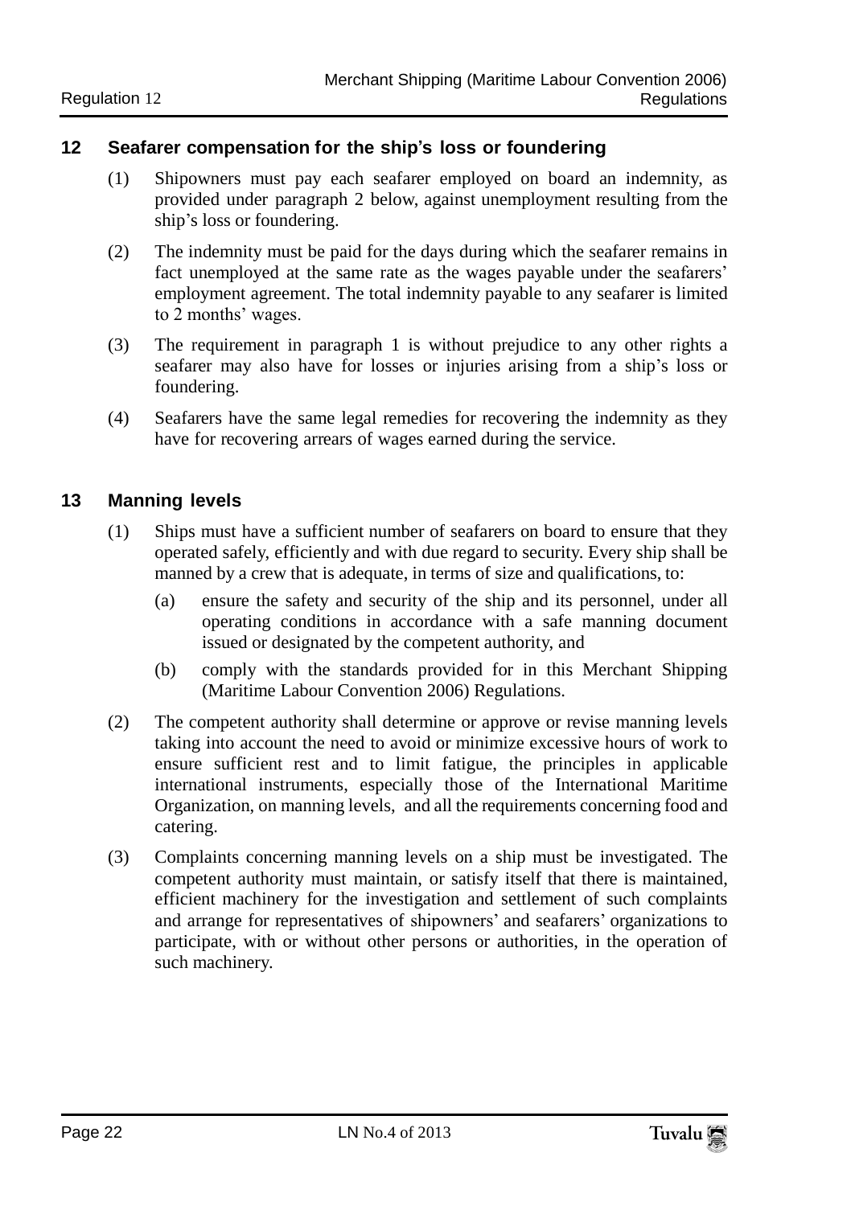## 12 Seafarer compensation for the ship's loss or foundering

(1) Shipowners must pay each seafarer employed on board an indemnity, as provided under paragraph 2 below, against unemployment resulting from the ship's loss or foundering.

(2) The indemnity must be paid for the days during which the seafarer remains in fact unemployed at the same rate as the wages payable under the seafarers' employment agreement. The total indemnity payable to any seafarer is limited to 2 months' wages.

(3) The requirement in paragraph 1 is without prejudice to any other rights a seafarer may also have for losses or injuries arising from a ship's loss or foundering.

(4) Seafarers have the same legal remedies for recovering the indemnity as they have for recovering arrears of wages earned during the service.

## 13 Manning levels

(1) Ships must have a sufficient number of seafarers on board to ensure that they operated safely, efficiently and with due regard to security. Every ship shall be manned by a crew that is adequate, in terms of size and qualifications, to:

   (a) ensure the safety and security of the ship and its personnel, under all operating conditions in accordance with a safe manning document issued or designated by the competent authority, and

   (b) comply with the standards provided for in this Merchant Shipping (Maritime Labour Convention 2006) Regulations.

(2) The competent authority shall determine or approve or revise manning levels taking into account the need to avoid or minimize excessive hours of work to ensure sufficient rest and to limit fatigue, the principles in applicable international instruments, especially those of the International Maritime Organization, on manning levels, and all the requirements concerning food and catering.

(3) Complaints concerning manning levels on a ship must be investigated. The competent authority must maintain, or satisfy itself that there is maintained, efficient machinery for the investigation and settlement of such complaints and arrange for representatives of shipowners' and seafarers' organizations to participate, with or without other persons or authorities, in the operation of such machinery.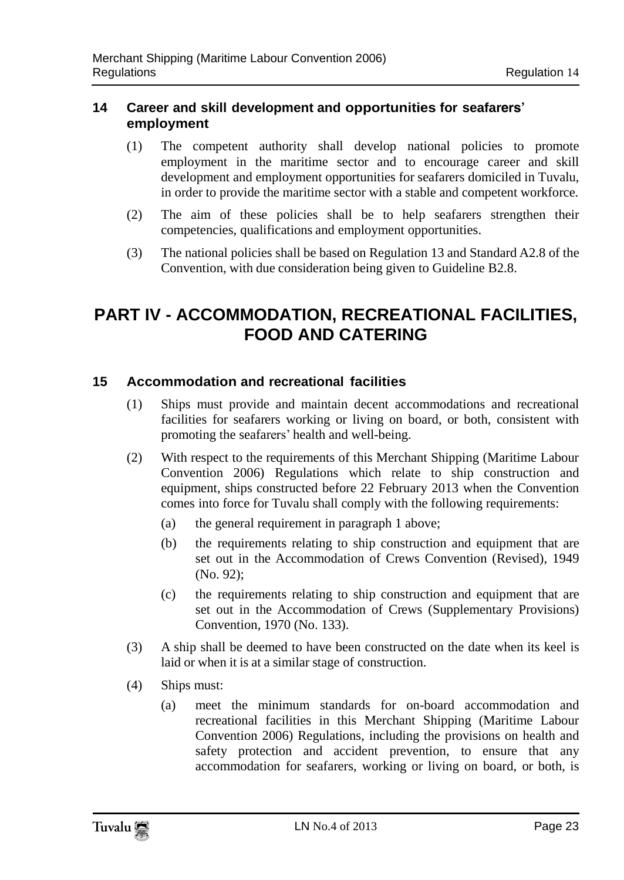### 14 Career and skill development and opportunities for seafarers' employment

(1) The competent authority shall develop national policies to promote employment in the maritime sector and to encourage career and skill development and employment opportunities for seafarers domiciled in Tuvalu, in order to provide the maritime sector with a stable and competent workforce.

(2) The aim of these policies shall be to help seafarers strengthen their competencies, qualifications and employment opportunities.

(3) The national policies shall be based on Regulation 13 and Standard A2.8 of the Convention, with due consideration being given to Guideline B2.8.

## PART IV - ACCOMMODATION, RECREATIONAL FACILITIES, FOOD AND CATERING

### 15 Accommodation and recreational facilities

(1) Ships must provide and maintain decent accommodations and recreational facilities for seafarers working or living on board, or both, consistent with promoting the seafarers' health and well-being.

(2) With respect to the requirements of this Merchant Shipping (Maritime Labour Convention 2006) Regulations which relate to ship construction and equipment, ships constructed before 22 February 2013 when the Convention comes into force for Tuvalu shall comply with the following requirements:

- (a) the general requirement in paragraph 1 above;
- (b) the requirements relating to ship construction and equipment that are set out in the Accommodation of Crews Convention (Revised), 1949 (No. 92);
- (c) the requirements relating to ship construction and equipment that are set out in the Accommodation of Crews (Supplementary Provisions) Convention, 1970 (No. 133).

(3) A ship shall be deemed to have been constructed on the date when its keel is laid or when it is at a similar stage of construction.

(4) Ships must:

- (a) meet the minimum standards for on-board accommodation and recreational facilities in this Merchant Shipping (Maritime Labour Convention 2006) Regulations, including the provisions on health and safety protection and accident prevention, to ensure that any accommodation for seafarers, working or living on board, or both, is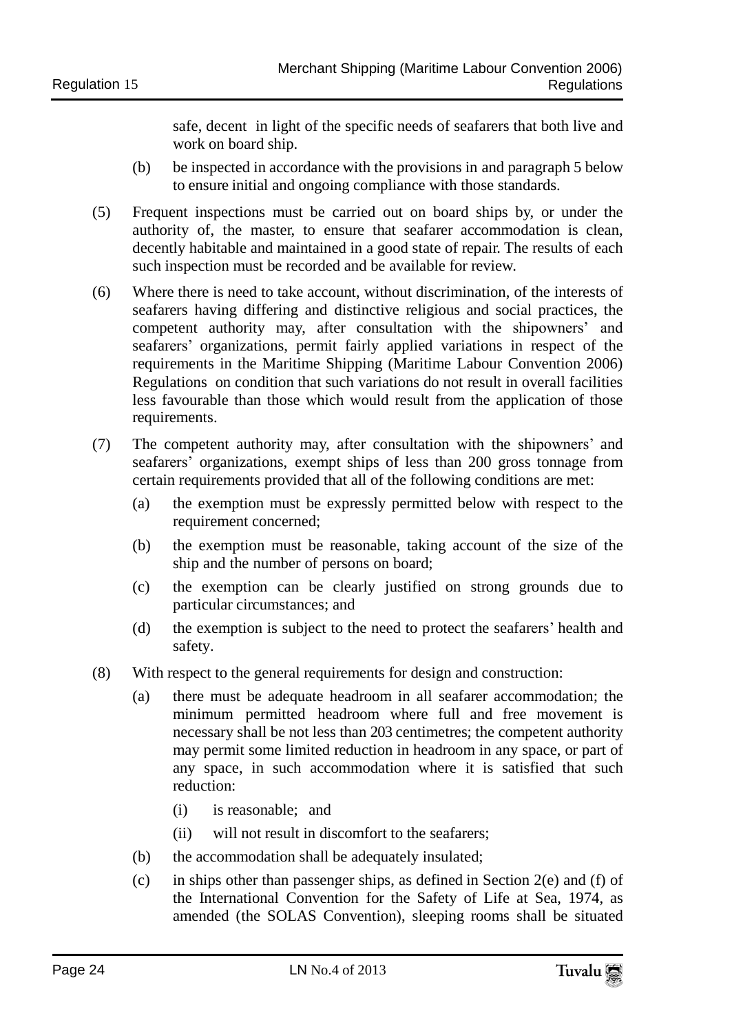safe, decent in light of the specific needs of seafarers that both live and work on board ship.

(b) be inspected in accordance with the provisions in and paragraph 5 below to ensure initial and ongoing compliance with those standards.

(5) Frequent inspections must be carried out on board ships by, or under the authority of, the master, to ensure that seafarer accommodation is clean, decently habitable and maintained in a good state of repair. The results of each such inspection must be recorded and be available for review.

(6) Where there is need to take account, without discrimination, of the interests of seafarers having differing and distinctive religious and social practices, the competent authority may, after consultation with the shipowners' and seafarers' organizations, permit fairly applied variations in respect of the requirements in the Maritime Shipping (Maritime Labour Convention 2006) Regulations on condition that such variations do not result in overall facilities less favourable than those which would result from the application of those requirements.

(7) The competent authority may, after consultation with the shipowners' and seafarers' organizations, exempt ships of less than 200 gross tonnage from certain requirements provided that all of the following conditions are met:

(a) the exemption must be expressly permitted below with respect to the requirement concerned;

(b) the exemption must be reasonable, taking account of the size of the ship and the number of persons on board;

(c) the exemption can be clearly justified on strong grounds due to particular circumstances; and

(d) the exemption is subject to the need to protect the seafarers' health and safety.

(8) With respect to the general requirements for design and construction:

(a) there must be adequate headroom in all seafarer accommodation; the minimum permitted headroom where full and free movement is necessary shall be not less than 203 centimetres; the competent authority may permit some limited reduction in headroom in any space, or part of any space, in such accommodation where it is satisfied that such reduction:

(i) is reasonable; and

(ii) will not result in discomfort to the seafarers;

(b) the accommodation shall be adequately insulated;

(c) in ships other than passenger ships, as defined in Section 2(e) and (f) of the International Convention for the Safety of Life at Sea, 1974, as amended (the SOLAS Convention), sleeping rooms shall be situated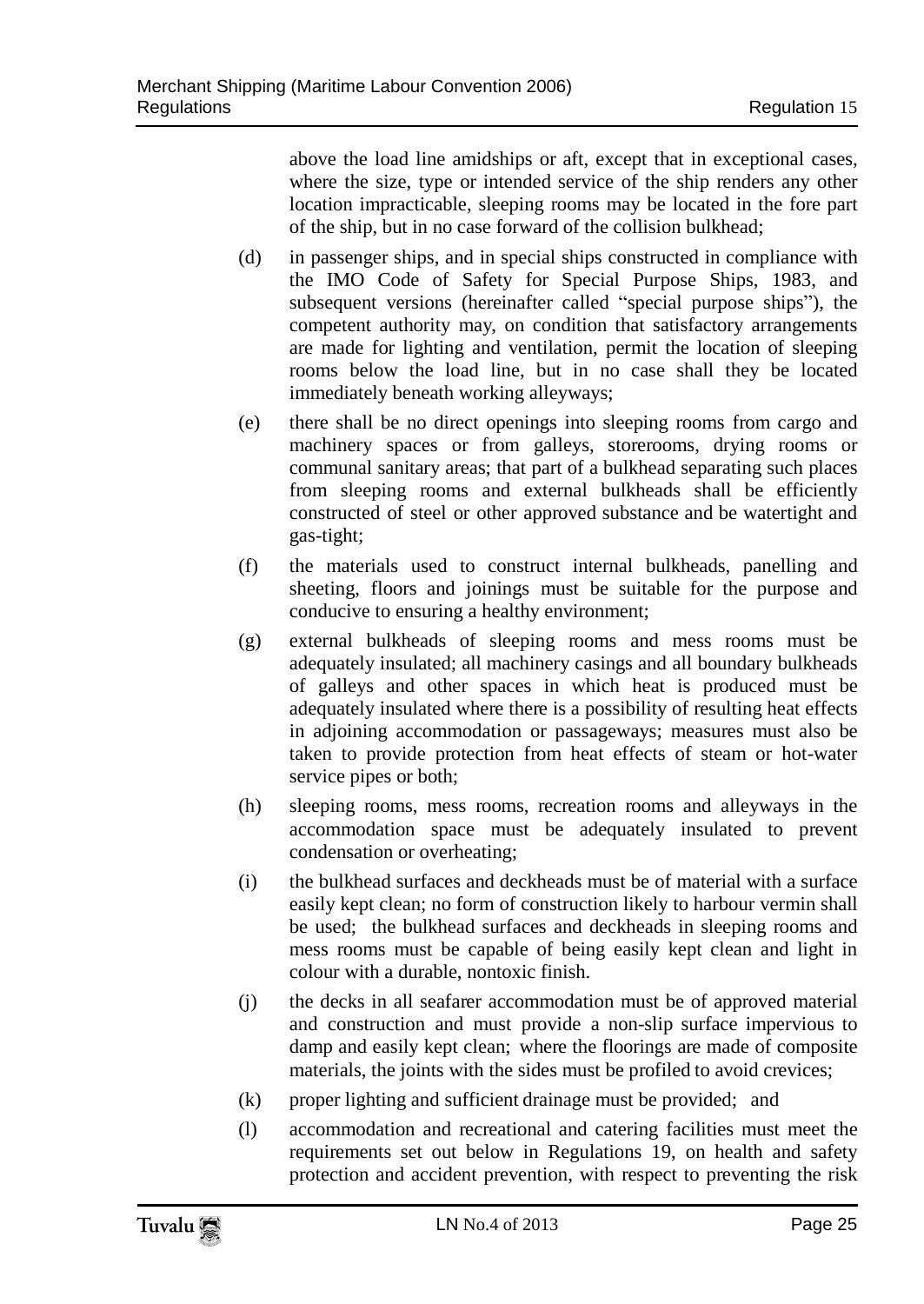above the load line amidships or aft, except that in exceptional cases, where the size, type or intended service of the ship renders any other location impracticable, sleeping rooms may be located in the fore part of the ship, but in no case forward of the collision bulkhead;

(d) in passenger ships, and in special ships constructed in compliance with the IMO Code of Safety for Special Purpose Ships, 1983, and subsequent versions (hereinafter called "special purpose ships"), the competent authority may, on condition that satisfactory arrangements are made for lighting and ventilation, permit the location of sleeping rooms below the load line, but in no case shall they be located immediately beneath working alleyways;

(e) there shall be no direct openings into sleeping rooms from cargo and machinery spaces or from galleys, storerooms, drying rooms or communal sanitary areas; that part of a bulkhead separating such places from sleeping rooms and external bulkheads shall be efficiently constructed of steel or other approved substance and be watertight and gas-tight;

(f) the materials used to construct internal bulkheads, panelling and sheeting, floors and joinings must be suitable for the purpose and conducive to ensuring a healthy environment;

(g) external bulkheads of sleeping rooms and mess rooms must be adequately insulated; all machinery casings and all boundary bulkheads of galleys and other spaces in which heat is produced must be adequately insulated where there is a possibility of resulting heat effects in adjoining accommodation or passageways; measures must also be taken to provide protection from heat effects of steam or hot-water service pipes or both;

(h) sleeping rooms, mess rooms, recreation rooms and alleyways in the accommodation space must be adequately insulated to prevent condensation or overheating;

(i) the bulkhead surfaces and deckheads must be of material with a surface easily kept clean; no form of construction likely to harbour vermin shall be used; the bulkhead surfaces and deckheads in sleeping rooms and mess rooms must be capable of being easily kept clean and light in colour with a durable, nontoxic finish.

(j) the decks in all seafarer accommodation must be of approved material and construction and must provide a non-slip surface impervious to damp and easily kept clean; where the floorings are made of composite materials, the joints with the sides must be profiled to avoid crevices;

(k) proper lighting and sufficient drainage must be provided; and

(l) accommodation and recreational and catering facilities must meet the requirements set out below in Regulations 19, on health and safety protection and accident prevention, with respect to preventing the risk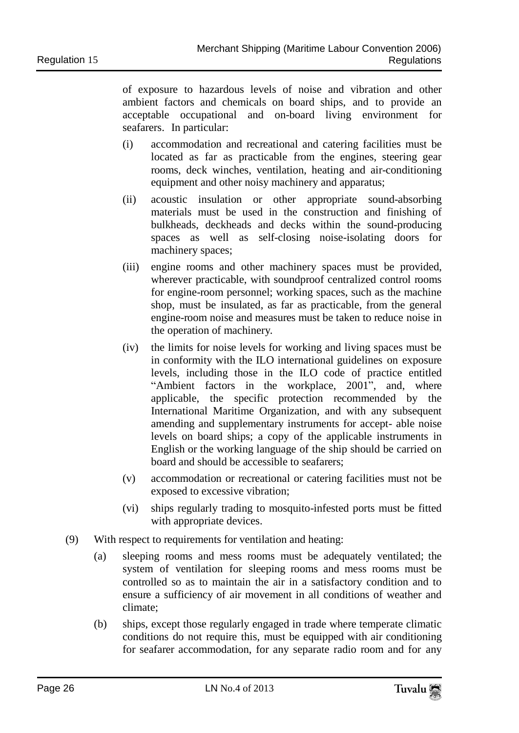of exposure to hazardous levels of noise and vibration and other ambient factors and chemicals on board ships, and to provide an acceptable occupational and on-board living environment for seafarers. In particular:

(i) accommodation and recreational and catering facilities must be located as far as practicable from the engines, steering gear rooms, deck winches, ventilation, heating and air-conditioning equipment and other noisy machinery and apparatus;

(ii) acoustic insulation or other appropriate sound-absorbing materials must be used in the construction and finishing of bulkheads, deckheads and decks within the sound-producing spaces as well as self-closing noise-isolating doors for machinery spaces;

(iii) engine rooms and other machinery spaces must be provided, wherever practicable, with soundproof centralized control rooms for engine-room personnel; working spaces, such as the machine shop, must be insulated, as far as practicable, from the general engine-room noise and measures must be taken to reduce noise in the operation of machinery.

(iv) the limits for noise levels for working and living spaces must be in conformity with the ILO international guidelines on exposure levels, including those in the ILO code of practice entitled "Ambient factors in the workplace, 2001", and, where applicable, the specific protection recommended by the International Maritime Organization, and with any subsequent amending and supplementary instruments for accept- able noise levels on board ships; a copy of the applicable instruments in English or the working language of the ship should be carried on board and should be accessible to seafarers;

(v) accommodation or recreational or catering facilities must not be exposed to excessive vibration;

(vi) ships regularly trading to mosquito-infested ports must be fitted with appropriate devices.

(9) With respect to requirements for ventilation and heating:

(a) sleeping rooms and mess rooms must be adequately ventilated; the system of ventilation for sleeping rooms and mess rooms must be controlled so as to maintain the air in a satisfactory condition and to ensure a sufficiency of air movement in all conditions of weather and climate;

(b) ships, except those regularly engaged in trade where temperate climatic conditions do not require this, must be equipped with air conditioning for seafarer accommodation, for any separate radio room and for any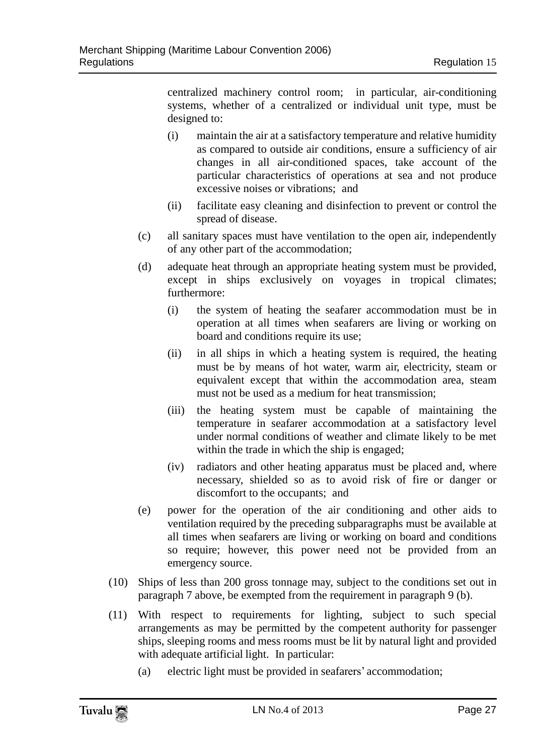centralized machinery control room; in particular, air-conditioning systems, whether of a centralized or individual unit type, must be designed to:

(i) maintain the air at a satisfactory temperature and relative humidity as compared to outside air conditions, ensure a sufficiency of air changes in all air-conditioned spaces, take account of the particular characteristics of operations at sea and not produce excessive noises or vibrations; and

(ii) facilitate easy cleaning and disinfection to prevent or control the spread of disease.

(c) all sanitary spaces must have ventilation to the open air, independently of any other part of the accommodation;

(d) adequate heat through an appropriate heating system must be provided, except in ships exclusively on voyages in tropical climates; furthermore:

(i) the system of heating the seafarer accommodation must be in operation at all times when seafarers are living or working on board and conditions require its use;

(ii) in all ships in which a heating system is required, the heating must be by means of hot water, warm air, electricity, steam or equivalent except that within the accommodation area, steam must not be used as a medium for heat transmission;

(iii) the heating system must be capable of maintaining the temperature in seafarer accommodation at a satisfactory level under normal conditions of weather and climate likely to be met within the trade in which the ship is engaged;

(iv) radiators and other heating apparatus must be placed and, where necessary, shielded so as to avoid risk of fire or danger or discomfort to the occupants; and

(e) power for the operation of the air conditioning and other aids to ventilation required by the preceding subparagraphs must be available at all times when seafarers are living or working on board and conditions so require; however, this power need not be provided from an emergency source.

(10) Ships of less than 200 gross tonnage may, subject to the conditions set out in paragraph 7 above, be exempted from the requirement in paragraph 9 (b).

(11) With respect to requirements for lighting, subject to such special arrangements as may be permitted by the competent authority for passenger ships, sleeping rooms and mess rooms must be lit by natural light and provided with adequate artificial light. In particular:

(a) electric light must be provided in seafarers' accommodation;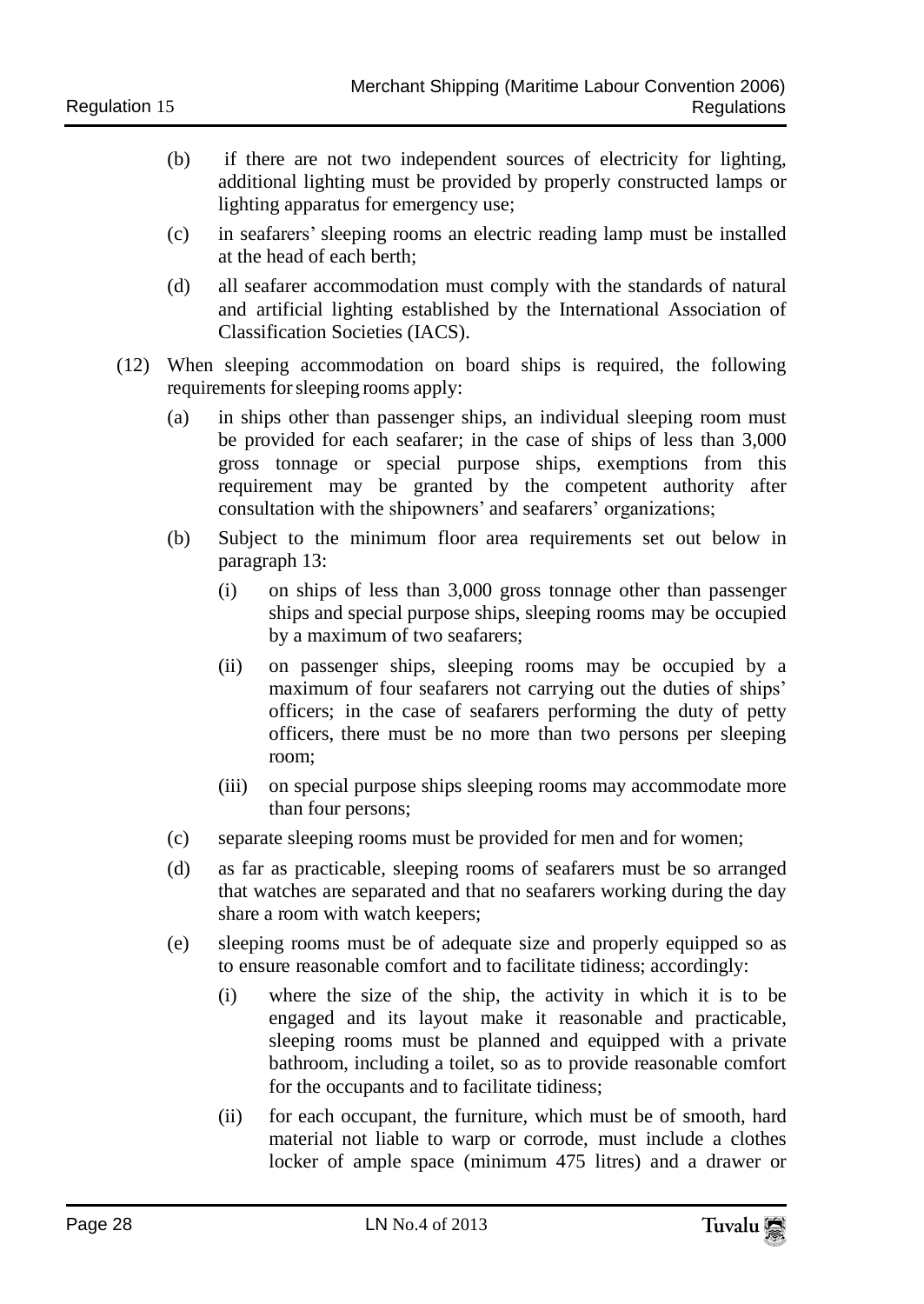(b) if there are not two independent sources of electricity for lighting, additional lighting must be provided by properly constructed lamps or lighting apparatus for emergency use;

(c) in seafarers' sleeping rooms an electric reading lamp must be installed at the head of each berth;

(d) all seafarer accommodation must comply with the standards of natural and artificial lighting established by the International Association of Classification Societies (IACS).

(12) When sleeping accommodation on board ships is required, the following requirements for sleeping rooms apply:

(a) in ships other than passenger ships, an individual sleeping room must be provided for each seafarer; in the case of ships of less than 3,000 gross tonnage or special purpose ships, exemptions from this requirement may be granted by the competent authority after consultation with the shipowners' and seafarers' organizations;

(b) Subject to the minimum floor area requirements set out below in paragraph 13:

(i) on ships of less than 3,000 gross tonnage other than passenger ships and special purpose ships, sleeping rooms may be occupied by a maximum of two seafarers;

(ii) on passenger ships, sleeping rooms may be occupied by a maximum of four seafarers not carrying out the duties of ships' officers; in the case of seafarers performing the duty of petty officers, there must be no more than two persons per sleeping room;

(iii) on special purpose ships sleeping rooms may accommodate more than four persons;

(c) separate sleeping rooms must be provided for men and for women;

(d) as far as practicable, sleeping rooms of seafarers must be so arranged that watches are separated and that no seafarers working during the day share a room with watch keepers;

(e) sleeping rooms must be of adequate size and properly equipped so as to ensure reasonable comfort and to facilitate tidiness; accordingly:

(i) where the size of the ship, the activity in which it is to be engaged and its layout make it reasonable and practicable, sleeping rooms must be planned and equipped with a private bathroom, including a toilet, so as to provide reasonable comfort for the occupants and to facilitate tidiness;

(ii) for each occupant, the furniture, which must be of smooth, hard material not liable to warp or corrode, must include a clothes locker of ample space (minimum 475 litres) and a drawer or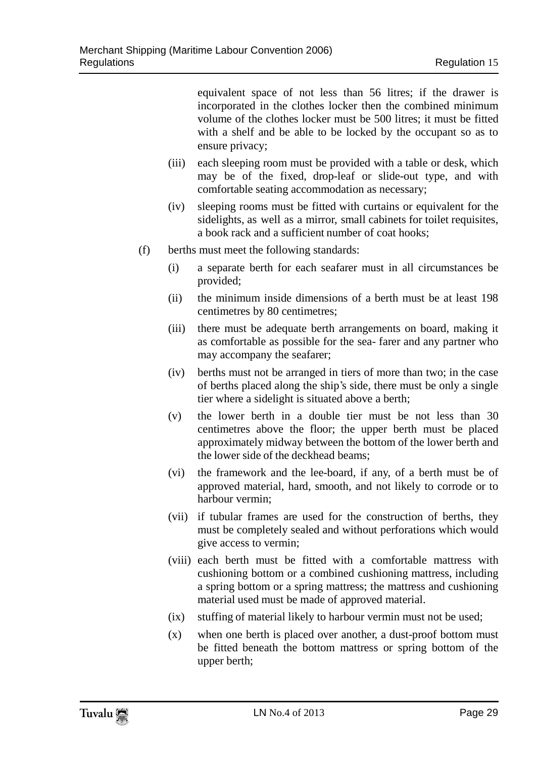equivalent space of not less than 56 litres; if the drawer is incorporated in the clothes locker then the combined minimum volume of the clothes locker must be 500 litres; it must be fitted with a shelf and be able to be locked by the occupant so as to ensure privacy;

(iii) each sleeping room must be provided with a table or desk, which may be of the fixed, drop-leaf or slide-out type, and with comfortable seating accommodation as necessary;

(iv) sleeping rooms must be fitted with curtains or equivalent for the sidelights, as well as a mirror, small cabinets for toilet requisites, a book rack and a sufficient number of coat hooks;

(f) berths must meet the following standards:

(i) a separate berth for each seafarer must in all circumstances be provided;

(ii) the minimum inside dimensions of a berth must be at least 198 centimetres by 80 centimetres;

(iii) there must be adequate berth arrangements on board, making it as comfortable as possible for the sea- farer and any partner who may accompany the seafarer;

(iv) berths must not be arranged in tiers of more than two; in the case of berths placed along the ship's side, there must be only a single tier where a sidelight is situated above a berth;

(v) the lower berth in a double tier must be not less than 30 centimetres above the floor; the upper berth must be placed approximately midway between the bottom of the lower berth and the lower side of the deckhead beams;

(vi) the framework and the lee-board, if any, of a berth must be of approved material, hard, smooth, and not likely to corrode or to harbour vermin;

(vii) if tubular frames are used for the construction of berths, they must be completely sealed and without perforations which would give access to vermin;

(viii) each berth must be fitted with a comfortable mattress with cushioning bottom or a combined cushioning mattress, including a spring bottom or a spring mattress; the mattress and cushioning material used must be made of approved material.

(ix) stuffing of material likely to harbour vermin must not be used;

(x) when one berth is placed over another, a dust-proof bottom must be fitted beneath the bottom mattress or spring bottom of the upper berth;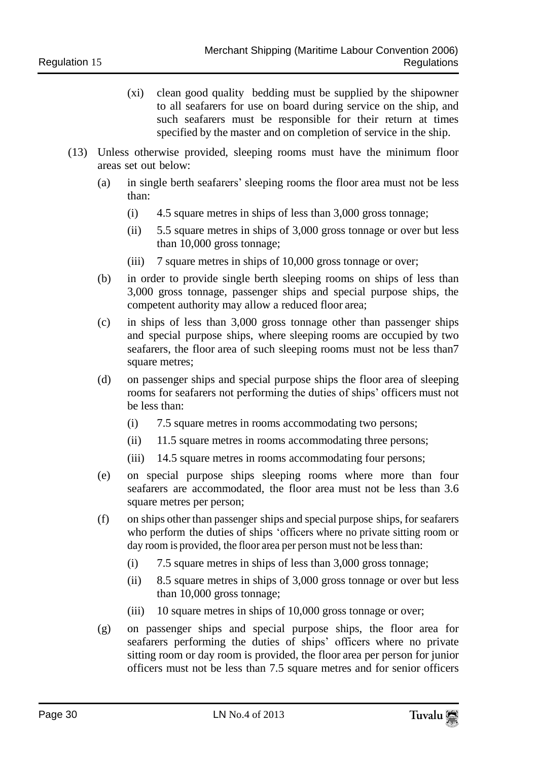(xi) clean good quality bedding must be supplied by the shipowner to all seafarers for use on board during service on the ship, and such seafarers must be responsible for their return at times specified by the master and on completion of service in the ship.

(13) Unless otherwise provided, sleeping rooms must have the minimum floor areas set out below:

(a) in single berth seafarers' sleeping rooms the floor area must not be less than:

(i) 4.5 square metres in ships of less than 3,000 gross tonnage;

(ii) 5.5 square metres in ships of 3,000 gross tonnage or over but less than 10,000 gross tonnage;

(iii) 7 square metres in ships of 10,000 gross tonnage or over;

(b) in order to provide single berth sleeping rooms on ships of less than 3,000 gross tonnage, passenger ships and special purpose ships, the competent authority may allow a reduced floor area;

(c) in ships of less than 3,000 gross tonnage other than passenger ships and special purpose ships, where sleeping rooms are occupied by two seafarers, the floor area of such sleeping rooms must not be less than7 square metres;

(d) on passenger ships and special purpose ships the floor area of sleeping rooms for seafarers not performing the duties of ships' officers must not be less than:

(i) 7.5 square metres in rooms accommodating two persons;

(ii) 11.5 square metres in rooms accommodating three persons;

(iii) 14.5 square metres in rooms accommodating four persons;

(e) on special purpose ships sleeping rooms where more than four seafarers are accommodated, the floor area must not be less than 3.6 square metres per person;

(f) on ships other than passenger ships and special purpose ships, for seafarers who perform the duties of ships 'officers where no private sitting room or day room is provided, the floor area per person must not be less than:

(i) 7.5 square metres in ships of less than 3,000 gross tonnage;

(ii) 8.5 square metres in ships of 3,000 gross tonnage or over but less than 10,000 gross tonnage;

(iii) 10 square metres in ships of 10,000 gross tonnage or over;

(g) on passenger ships and special purpose ships, the floor area for seafarers performing the duties of ships' officers where no private sitting room or day room is provided, the floor area per person for junior officers must not be less than 7.5 square metres and for senior officers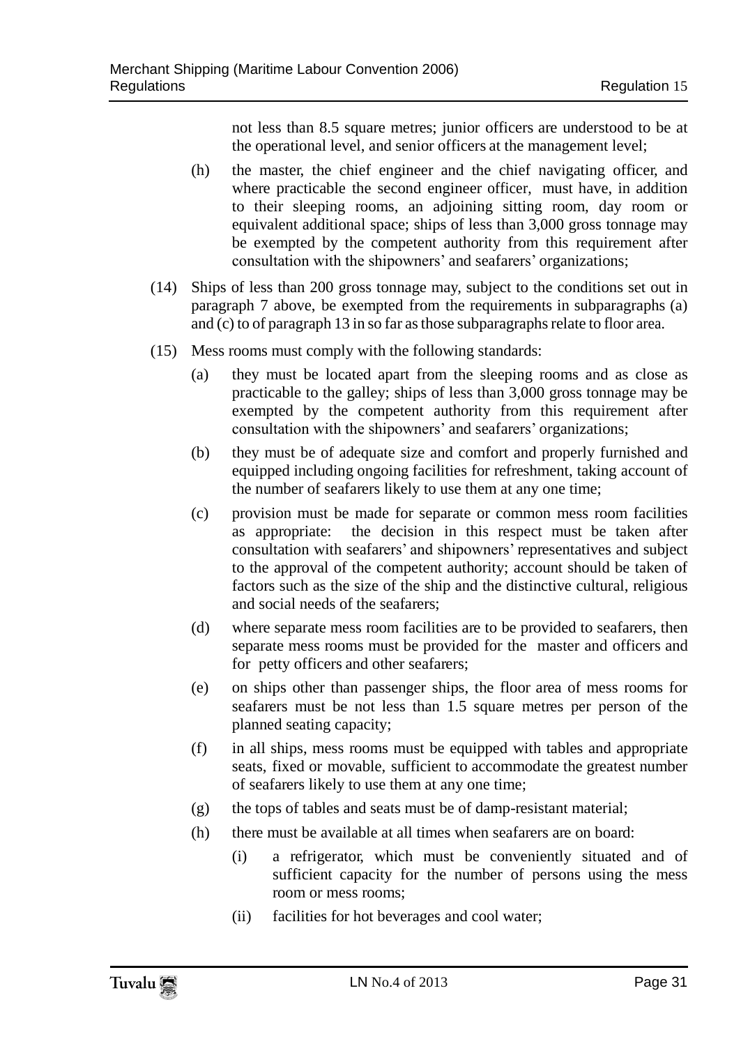not less than 8.5 square metres; junior officers are understood to be at the operational level, and senior officers at the management level;

(h) the master, the chief engineer and the chief navigating officer, and where practicable the second engineer officer, must have, in addition to their sleeping rooms, an adjoining sitting room, day room or equivalent additional space; ships of less than 3,000 gross tonnage may be exempted by the competent authority from this requirement after consultation with the shipowners' and seafarers' organizations;

(14) Ships of less than 200 gross tonnage may, subject to the conditions set out in paragraph 7 above, be exempted from the requirements in subparagraphs (a) and (c) to of paragraph 13 in so far as those subparagraphs relate to floor area.

(15) Mess rooms must comply with the following standards:

(a) they must be located apart from the sleeping rooms and as close as practicable to the galley; ships of less than 3,000 gross tonnage may be exempted by the competent authority from this requirement after consultation with the shipowners' and seafarers' organizations;

(b) they must be of adequate size and comfort and properly furnished and equipped including ongoing facilities for refreshment, taking account of the number of seafarers likely to use them at any one time;

(c) provision must be made for separate or common mess room facilities as appropriate: the decision in this respect must be taken after consultation with seafarers' and shipowners' representatives and subject to the approval of the competent authority; account should be taken of factors such as the size of the ship and the distinctive cultural, religious and social needs of the seafarers;

(d) where separate mess room facilities are to be provided to seafarers, then separate mess rooms must be provided for the master and officers and for petty officers and other seafarers;

(e) on ships other than passenger ships, the floor area of mess rooms for seafarers must be not less than 1.5 square metres per person of the planned seating capacity;

(f) in all ships, mess rooms must be equipped with tables and appropriate seats, fixed or movable, sufficient to accommodate the greatest number of seafarers likely to use them at any one time;

(g) the tops of tables and seats must be of damp-resistant material;

(h) there must be available at all times when seafarers are on board:

(i) a refrigerator, which must be conveniently situated and of sufficient capacity for the number of persons using the mess room or mess rooms;

(ii) facilities for hot beverages and cool water;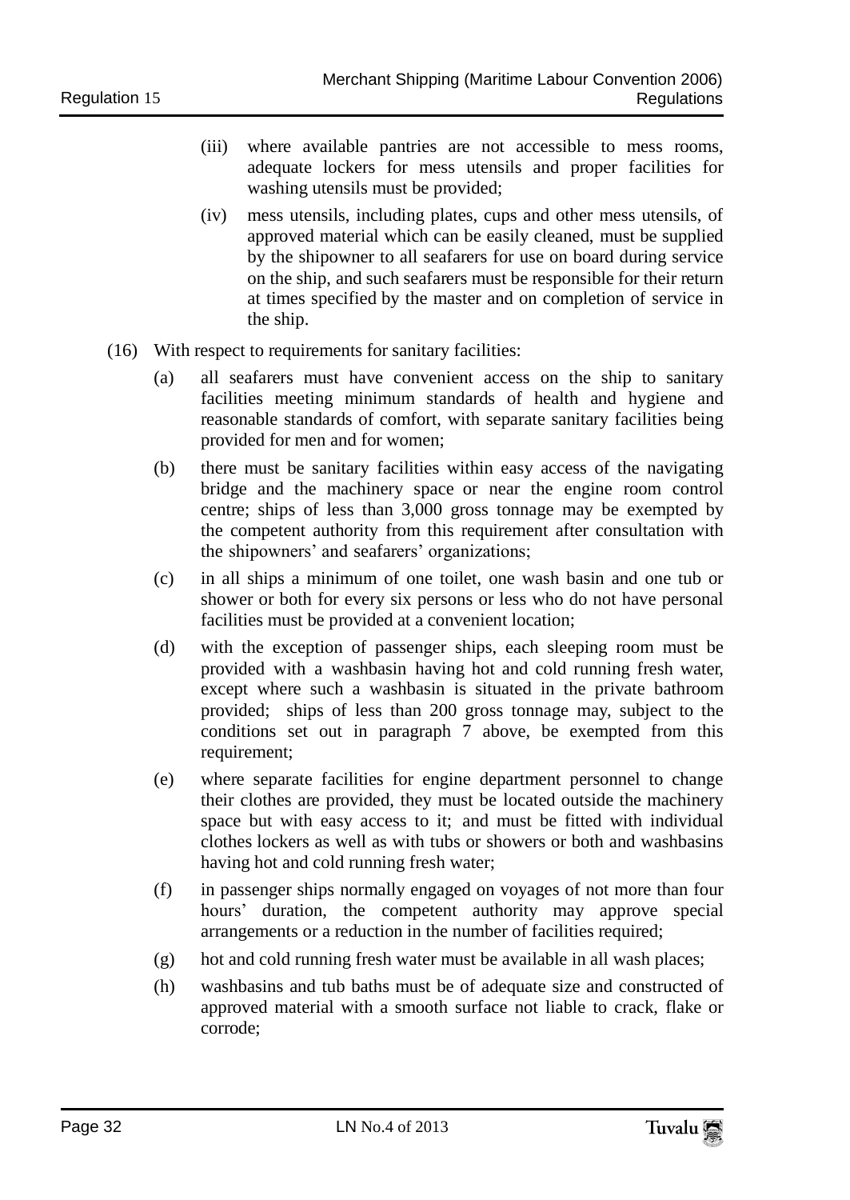(iii) where available pantries are not accessible to mess rooms, adequate lockers for mess utensils and proper facilities for washing utensils must be provided;

(iv) mess utensils, including plates, cups and other mess utensils, of approved material which can be easily cleaned, must be supplied by the shipowner to all seafarers for use on board during service on the ship, and such seafarers must be responsible for their return at times specified by the master and on completion of service in the ship.

(16) With respect to requirements for sanitary facilities:

(a) all seafarers must have convenient access on the ship to sanitary facilities meeting minimum standards of health and hygiene and reasonable standards of comfort, with separate sanitary facilities being provided for men and for women;

(b) there must be sanitary facilities within easy access of the navigating bridge and the machinery space or near the engine room control centre; ships of less than 3,000 gross tonnage may be exempted by the competent authority from this requirement after consultation with the shipowners' and seafarers' organizations;

(c) in all ships a minimum of one toilet, one wash basin and one tub or shower or both for every six persons or less who do not have personal facilities must be provided at a convenient location;

(d) with the exception of passenger ships, each sleeping room must be provided with a washbasin having hot and cold running fresh water, except where such a washbasin is situated in the private bathroom provided; ships of less than 200 gross tonnage may, subject to the conditions set out in paragraph 7 above, be exempted from this requirement;

(e) where separate facilities for engine department personnel to change their clothes are provided, they must be located outside the machinery space but with easy access to it; and must be fitted with individual clothes lockers as well as with tubs or showers or both and washbasins having hot and cold running fresh water;

(f) in passenger ships normally engaged on voyages of not more than four hours' duration, the competent authority may approve special arrangements or a reduction in the number of facilities required;

(g) hot and cold running fresh water must be available in all wash places;

(h) washbasins and tub baths must be of adequate size and constructed of approved material with a smooth surface not liable to crack, flake or corrode;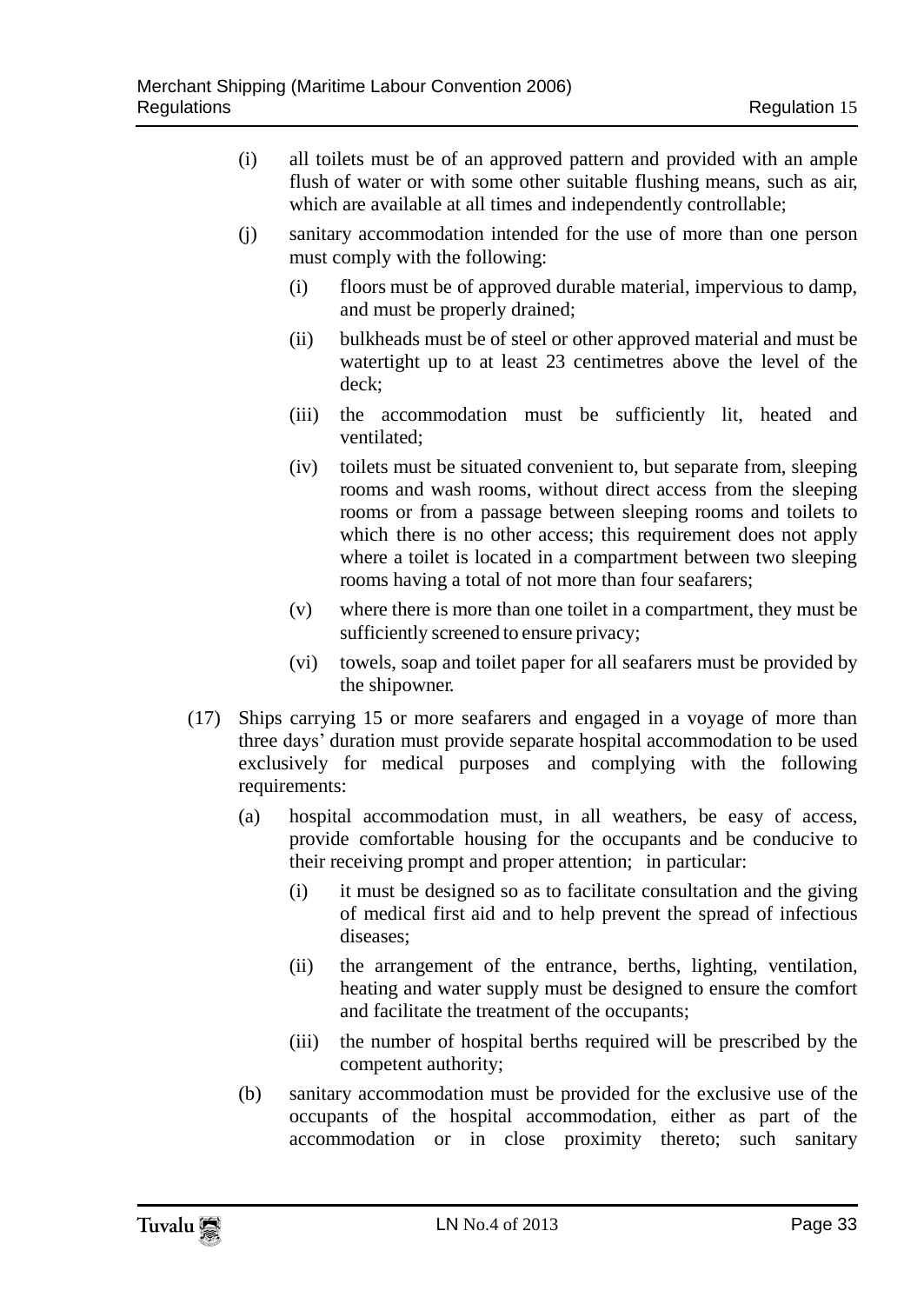(i) all toilets must be of an approved pattern and provided with an ample flush of water or with some other suitable flushing means, such as air, which are available at all times and independently controllable;

(j) sanitary accommodation intended for the use of more than one person must comply with the following:

(i) floors must be of approved durable material, impervious to damp, and must be properly drained;

(ii) bulkheads must be of steel or other approved material and must be watertight up to at least 23 centimetres above the level of the deck;

(iii) the accommodation must be sufficiently lit, heated and ventilated;

(iv) toilets must be situated convenient to, but separate from, sleeping rooms and wash rooms, without direct access from the sleeping rooms or from a passage between sleeping rooms and toilets to which there is no other access; this requirement does not apply where a toilet is located in a compartment between two sleeping rooms having a total of not more than four seafarers;

(v) where there is more than one toilet in a compartment, they must be sufficiently screened to ensure privacy;

(vi) towels, soap and toilet paper for all seafarers must be provided by the shipowner.

(17) Ships carrying 15 or more seafarers and engaged in a voyage of more than three days' duration must provide separate hospital accommodation to be used exclusively for medical purposes and complying with the following requirements:

(a) hospital accommodation must, in all weathers, be easy of access, provide comfortable housing for the occupants and be conducive to their receiving prompt and proper attention; in particular:

(i) it must be designed so as to facilitate consultation and the giving of medical first aid and to help prevent the spread of infectious diseases;

(ii) the arrangement of the entrance, berths, lighting, ventilation, heating and water supply must be designed to ensure the comfort and facilitate the treatment of the occupants;

(iii) the number of hospital berths required will be prescribed by the competent authority;

(b) sanitary accommodation must be provided for the exclusive use of the occupants of the hospital accommodation, either as part of the accommodation or in close proximity thereto; such sanitary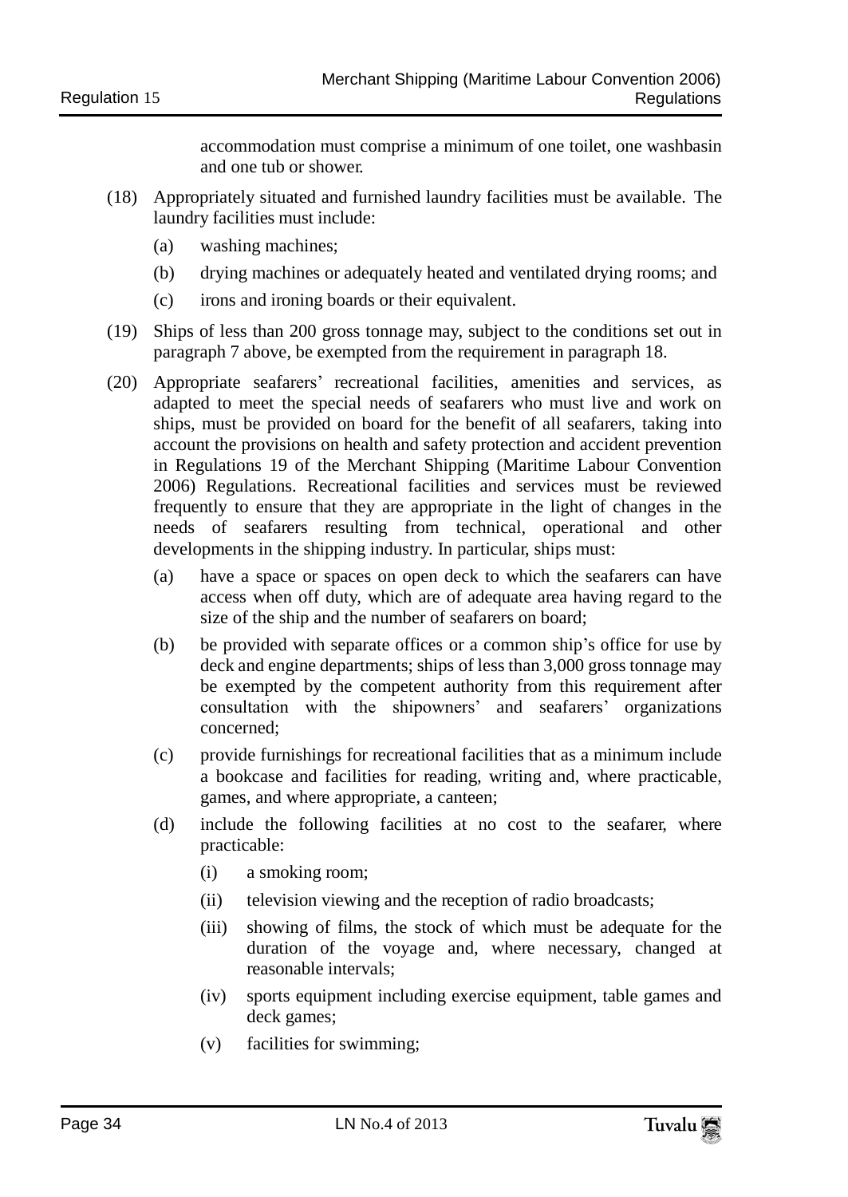accommodation must comprise a minimum of one toilet, one washbasin and one tub or shower.

(18) Appropriately situated and furnished laundry facilities must be available. The laundry facilities must include:

- (a) washing machines;
- (b) drying machines or adequately heated and ventilated drying rooms; and
- (c) irons and ironing boards or their equivalent.

(19) Ships of less than 200 gross tonnage may, subject to the conditions set out in paragraph 7 above, be exempted from the requirement in paragraph 18.

(20) Appropriate seafarers' recreational facilities, amenities and services, as adapted to meet the special needs of seafarers who must live and work on ships, must be provided on board for the benefit of all seafarers, taking into account the provisions on health and safety protection and accident prevention in Regulations 19 of the Merchant Shipping (Maritime Labour Convention 2006) Regulations. Recreational facilities and services must be reviewed frequently to ensure that they are appropriate in the light of changes in the needs of seafarers resulting from technical, operational and other developments in the shipping industry. In particular, ships must:

- (a) have a space or spaces on open deck to which the seafarers can have access when off duty, which are of adequate area having regard to the size of the ship and the number of seafarers on board;
- (b) be provided with separate offices or a common ship's office for use by deck and engine departments; ships of less than 3,000 gross tonnage may be exempted by the competent authority from this requirement after consultation with the shipowners' and seafarers' organizations concerned;
- (c) provide furnishings for recreational facilities that as a minimum include a bookcase and facilities for reading, writing and, where practicable, games, and where appropriate, a canteen;
- (d) include the following facilities at no cost to the seafarer, where practicable:
  - (i) a smoking room;
  - (ii) television viewing and the reception of radio broadcasts;
  - (iii) showing of films, the stock of which must be adequate for the duration of the voyage and, where necessary, changed at reasonable intervals;
  - (iv) sports equipment including exercise equipment, table games and deck games;
  - (v) facilities for swimming;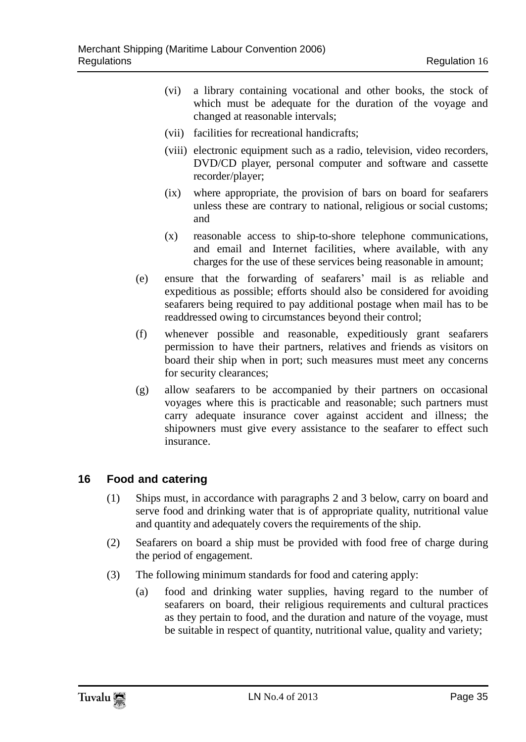(vi) a library containing vocational and other books, the stock of which must be adequate for the duration of the voyage and changed at reasonable intervals;

(vii) facilities for recreational handicrafts;

(viii) electronic equipment such as a radio, television, video recorders, DVD/CD player, personal computer and software and cassette recorder/player;

(ix) where appropriate, the provision of bars on board for seafarers unless these are contrary to national, religious or social customs; and

(x) reasonable access to ship-to-shore telephone communications, and email and Internet facilities, where available, with any charges for the use of these services being reasonable in amount;

(e) ensure that the forwarding of seafarers' mail is as reliable and expeditious as possible; efforts should also be considered for avoiding seafarers being required to pay additional postage when mail has to be readdressed owing to circumstances beyond their control;

(f) whenever possible and reasonable, expeditiously grant seafarers permission to have their partners, relatives and friends as visitors on board their ship when in port; such measures must meet any concerns for security clearances;

(g) allow seafarers to be accompanied by their partners on occasional voyages where this is practicable and reasonable; such partners must carry adequate insurance cover against accident and illness; the shipowners must give every assistance to the seafarer to effect such insurance.

## 16 Food and catering

(1) Ships must, in accordance with paragraphs 2 and 3 below, carry on board and serve food and drinking water that is of appropriate quality, nutritional value and quantity and adequately covers the requirements of the ship.

(2) Seafarers on board a ship must be provided with food free of charge during the period of engagement.

(3) The following minimum standards for food and catering apply:

(a) food and drinking water supplies, having regard to the number of seafarers on board, their religious requirements and cultural practices as they pertain to food, and the duration and nature of the voyage, must be suitable in respect of quantity, nutritional value, quality and variety;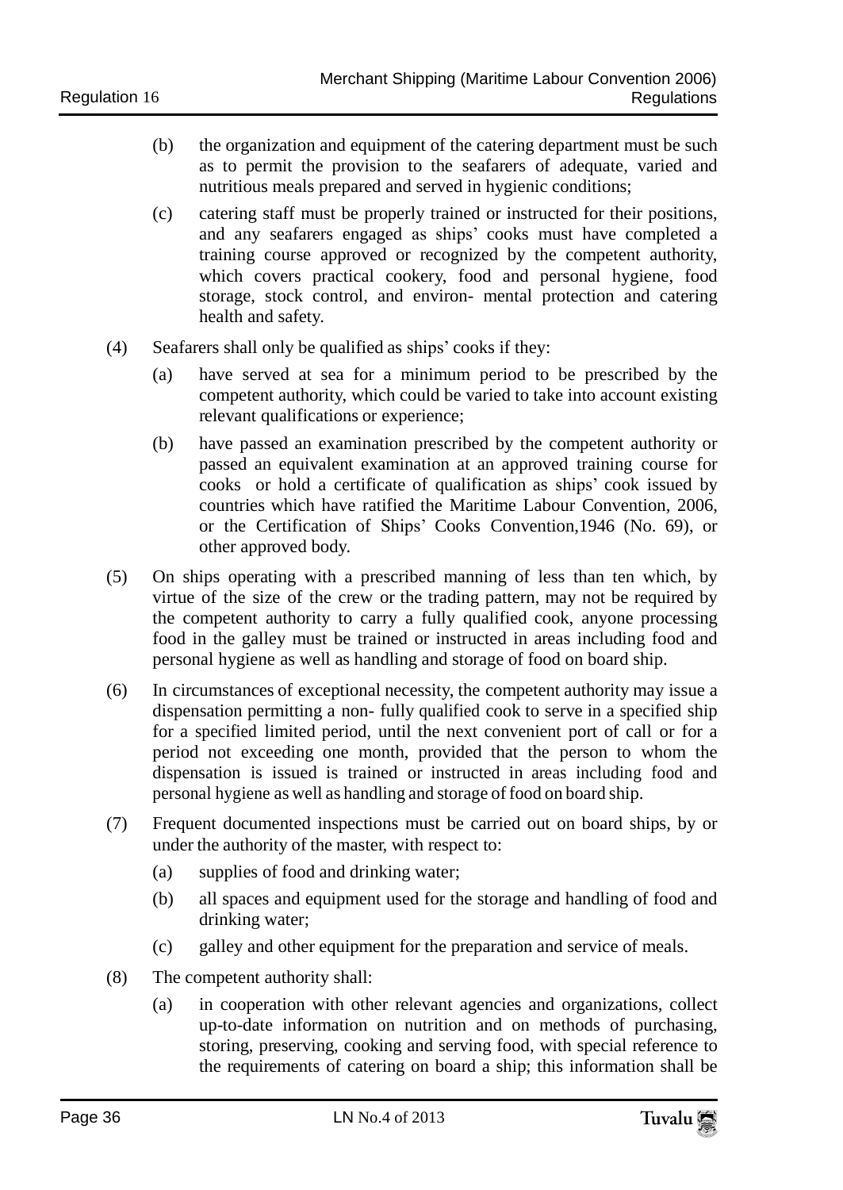(b) the organization and equipment of the catering department must be such as to permit the provision to the seafarers of adequate, varied and nutritious meals prepared and served in hygienic conditions;

(c) catering staff must be properly trained or instructed for their positions, and any seafarers engaged as ships' cooks must have completed a training course approved or recognized by the competent authority, which covers practical cookery, food and personal hygiene, food storage, stock control, and environ- mental protection and catering health and safety.

(4) Seafarers shall only be qualified as ships' cooks if they:

(a) have served at sea for a minimum period to be prescribed by the competent authority, which could be varied to take into account existing relevant qualifications or experience;

(b) have passed an examination prescribed by the competent authority or passed an equivalent examination at an approved training course for cooks or hold a certificate of qualification as ships' cook issued by countries which have ratified the Maritime Labour Convention, 2006, or the Certification of Ships' Cooks Convention,1946 (No. 69), or other approved body.

(5) On ships operating with a prescribed manning of less than ten which, by virtue of the size of the crew or the trading pattern, may not be required by the competent authority to carry a fully qualified cook, anyone processing food in the galley must be trained or instructed in areas including food and personal hygiene as well as handling and storage of food on board ship.

(6) In circumstances of exceptional necessity, the competent authority may issue a dispensation permitting a non- fully qualified cook to serve in a specified ship for a specified limited period, until the next convenient port of call or for a period not exceeding one month, provided that the person to whom the dispensation is issued is trained or instructed in areas including food and personal hygiene as well as handling and storage of food on board ship.

(7) Frequent documented inspections must be carried out on board ships, by or under the authority of the master, with respect to:

(a) supplies of food and drinking water;

(b) all spaces and equipment used for the storage and handling of food and drinking water;

(c) galley and other equipment for the preparation and service of meals.

(8) The competent authority shall:

(a) in cooperation with other relevant agencies and organizations, collect up-to-date information on nutrition and on methods of purchasing, storing, preserving, cooking and serving food, with special reference to the requirements of catering on board a ship; this information shall be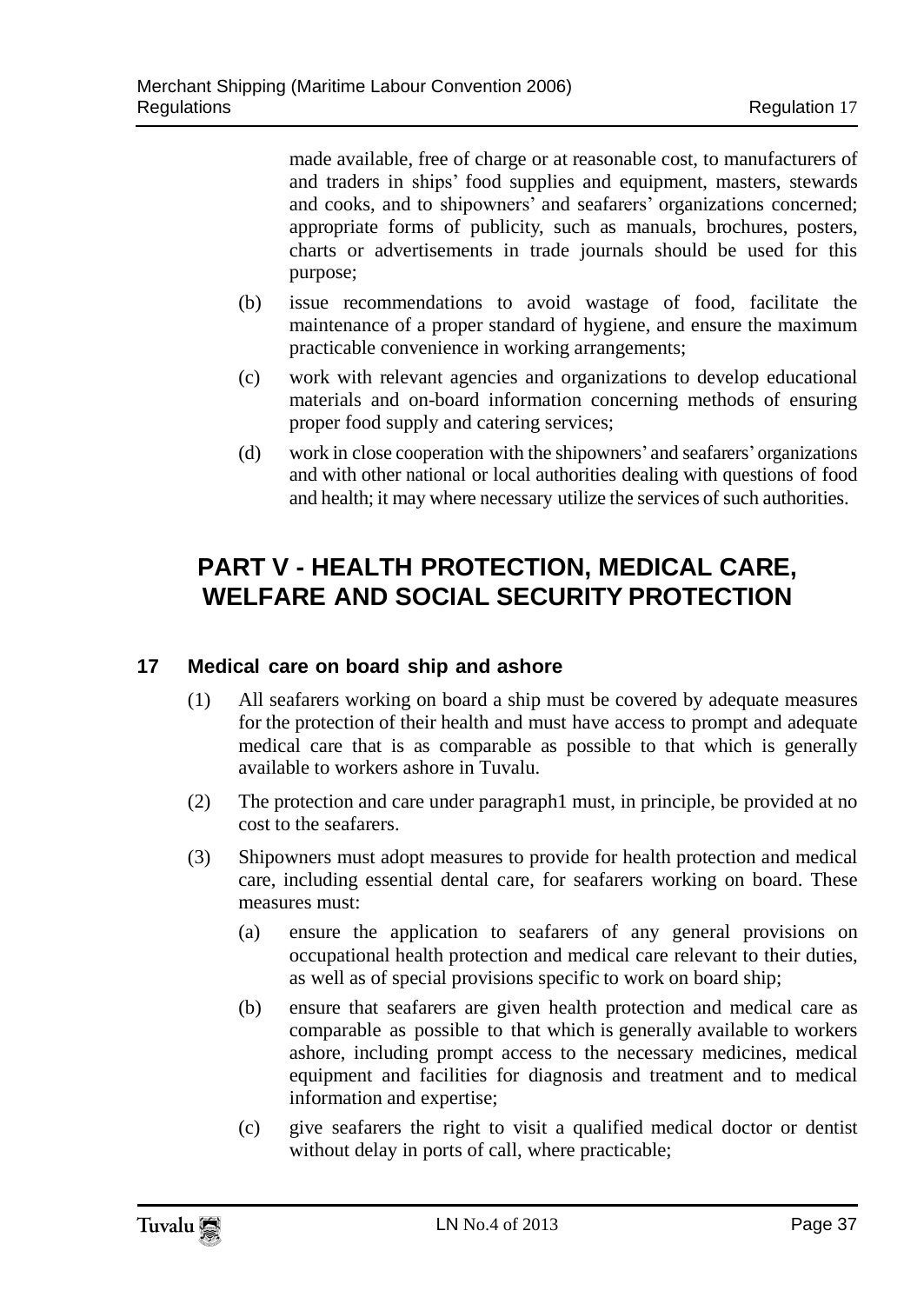made available, free of charge or at reasonable cost, to manufacturers of and traders in ships' food supplies and equipment, masters, stewards and cooks, and to shipowners' and seafarers' organizations concerned; appropriate forms of publicity, such as manuals, brochures, posters, charts or advertisements in trade journals should be used for this purpose;

(b) issue recommendations to avoid wastage of food, facilitate the maintenance of a proper standard of hygiene, and ensure the maximum practicable convenience in working arrangements;

(c) work with relevant agencies and organizations to develop educational materials and on-board information concerning methods of ensuring proper food supply and catering services;

(d) work in close cooperation with the shipowners' and seafarers' organizations and with other national or local authorities dealing with questions of food and health; it may where necessary utilize the services of such authorities.

# PART V - HEALTH PROTECTION, MEDICAL CARE, WELFARE AND SOCIAL SECURITY PROTECTION

## 17 Medical care on board ship and ashore

(1) All seafarers working on board a ship must be covered by adequate measures for the protection of their health and must have access to prompt and adequate medical care that is as comparable as possible to that which is generally available to workers ashore in Tuvalu.

(2) The protection and care under paragraph1 must, in principle, be provided at no cost to the seafarers.

(3) Shipowners must adopt measures to provide for health protection and medical care, including essential dental care, for seafarers working on board. These measures must:

(a) ensure the application to seafarers of any general provisions on occupational health protection and medical care relevant to their duties, as well as of special provisions specific to work on board ship;

(b) ensure that seafarers are given health protection and medical care as comparable as possible to that which is generally available to workers ashore, including prompt access to the necessary medicines, medical equipment and facilities for diagnosis and treatment and to medical information and expertise;

(c) give seafarers the right to visit a qualified medical doctor or dentist without delay in ports of call, where practicable;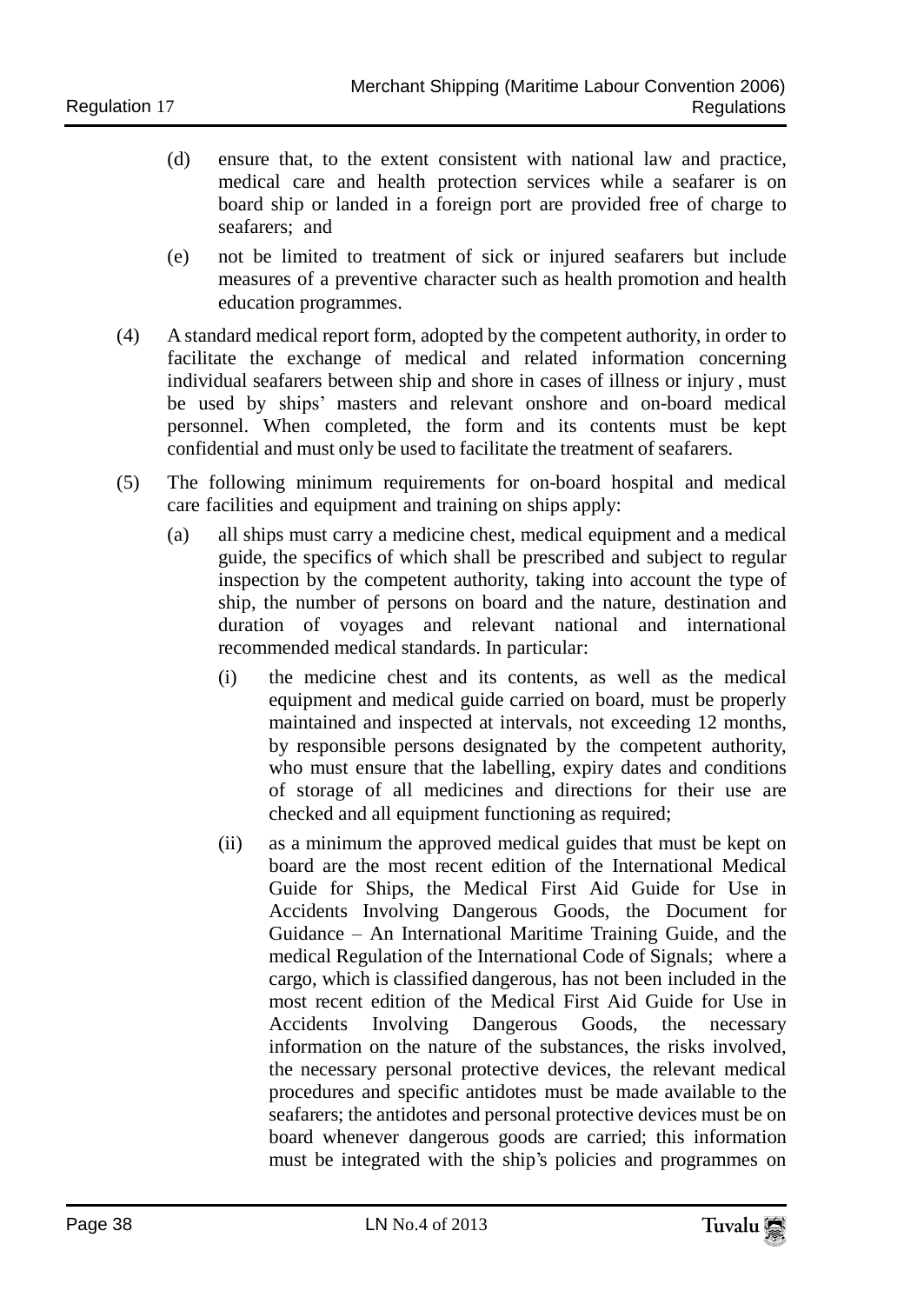(d) ensure that, to the extent consistent with national law and practice, medical care and health protection services while a seafarer is on board ship or landed in a foreign port are provided free of charge to seafarers; and

(e) not be limited to treatment of sick or injured seafarers but include measures of a preventive character such as health promotion and health education programmes.

(4) A standard medical report form, adopted by the competent authority, in order to facilitate the exchange of medical and related information concerning individual seafarers between ship and shore in cases of illness or injury, must be used by ships' masters and relevant onshore and on-board medical personnel. When completed, the form and its contents must be kept confidential and must only be used to facilitate the treatment of seafarers.

(5) The following minimum requirements for on-board hospital and medical care facilities and equipment and training on ships apply:

(a) all ships must carry a medicine chest, medical equipment and a medical guide, the specifics of which shall be prescribed and subject to regular inspection by the competent authority, taking into account the type of ship, the number of persons on board and the nature, destination and duration of voyages and relevant national and international recommended medical standards. In particular:

(i) the medicine chest and its contents, as well as the medical equipment and medical guide carried on board, must be properly maintained and inspected at intervals, not exceeding 12 months, by responsible persons designated by the competent authority, who must ensure that the labelling, expiry dates and conditions of storage of all medicines and directions for their use are checked and all equipment functioning as required;

(ii) as a minimum the approved medical guides that must be kept on board are the most recent edition of the International Medical Guide for Ships, the Medical First Aid Guide for Use in Accidents Involving Dangerous Goods, the Document for Guidance – An International Maritime Training Guide, and the medical Regulation of the International Code of Signals; where a cargo, which is classified dangerous, has not been included in the most recent edition of the Medical First Aid Guide for Use in Accidents Involving Dangerous Goods, the necessary information on the nature of the substances, the risks involved, the necessary personal protective devices, the relevant medical procedures and specific antidotes must be made available to the seafarers; the antidotes and personal protective devices must be on board whenever dangerous goods are carried; this information must be integrated with the ship's policies and programmes on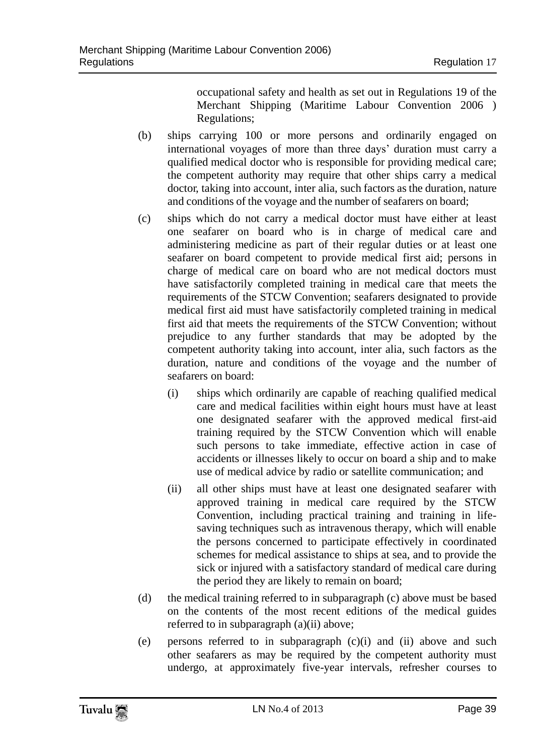occupational safety and health as set out in Regulations 19 of the Merchant Shipping (Maritime Labour Convention 2006 ) Regulations;

(b) ships carrying 100 or more persons and ordinarily engaged on international voyages of more than three days' duration must carry a qualified medical doctor who is responsible for providing medical care; the competent authority may require that other ships carry a medical doctor, taking into account, inter alia, such factors as the duration, nature and conditions of the voyage and the number of seafarers on board;

(c) ships which do not carry a medical doctor must have either at least one seafarer on board who is in charge of medical care and administering medicine as part of their regular duties or at least one seafarer on board competent to provide medical first aid; persons in charge of medical care on board who are not medical doctors must have satisfactorily completed training in medical care that meets the requirements of the STCW Convention; seafarers designated to provide medical first aid must have satisfactorily completed training in medical first aid that meets the requirements of the STCW Convention; without prejudice to any further standards that may be adopted by the competent authority taking into account, inter alia, such factors as the duration, nature and conditions of the voyage and the number of seafarers on board:

  (i) ships which ordinarily are capable of reaching qualified medical care and medical facilities within eight hours must have at least one designated seafarer with the approved medical first-aid training required by the STCW Convention which will enable such persons to take immediate, effective action in case of accidents or illnesses likely to occur on board a ship and to make use of medical advice by radio or satellite communication; and

  (ii) all other ships must have at least one designated seafarer with approved training in medical care required by the STCW Convention, including practical training and training in life-saving techniques such as intravenous therapy, which will enable the persons concerned to participate effectively in coordinated schemes for medical assistance to ships at sea, and to provide the sick or injured with a satisfactory standard of medical care during the period they are likely to remain on board;

(d) the medical training referred to in subparagraph (c) above must be based on the contents of the most recent editions of the medical guides referred to in subparagraph (a)(ii) above;

(e) persons referred to in subparagraph (c)(i) and (ii) above and such other seafarers as may be required by the competent authority must undergo, at approximately five-year intervals, refresher courses to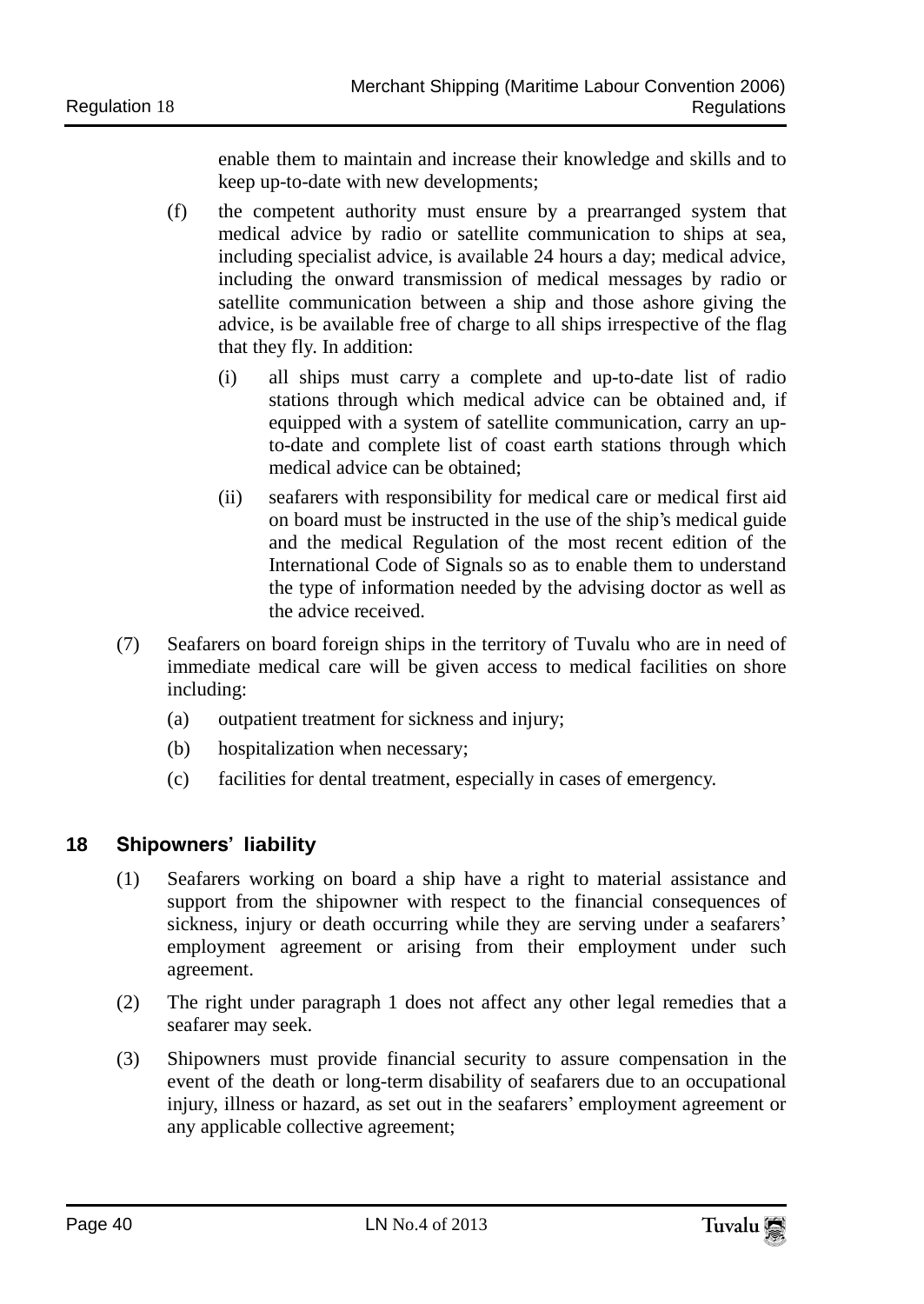enable them to maintain and increase their knowledge and skills and to keep up-to-date with new developments;

(f) the competent authority must ensure by a prearranged system that medical advice by radio or satellite communication to ships at sea, including specialist advice, is available 24 hours a day; medical advice, including the onward transmission of medical messages by radio or satellite communication between a ship and those ashore giving the advice, is be available free of charge to all ships irrespective of the flag that they fly. In addition:

  (i) all ships must carry a complete and up-to-date list of radio stations through which medical advice can be obtained and, if equipped with a system of satellite communication, carry an up-to-date and complete list of coast earth stations through which medical advice can be obtained;

  (ii) seafarers with responsibility for medical care or medical first aid on board must be instructed in the use of the ship's medical guide and the medical Regulation of the most recent edition of the International Code of Signals so as to enable them to understand the type of information needed by the advising doctor as well as the advice received.

(7) Seafarers on board foreign ships in the territory of Tuvalu who are in need of immediate medical care will be given access to medical facilities on shore including:

  (a) outpatient treatment for sickness and injury;

  (b) hospitalization when necessary;

  (c) facilities for dental treatment, especially in cases of emergency.

## 18 Shipowners' liability

(1) Seafarers working on board a ship have a right to material assistance and support from the shipowner with respect to the financial consequences of sickness, injury or death occurring while they are serving under a seafarers' employment agreement or arising from their employment under such agreement.

(2) The right under paragraph 1 does not affect any other legal remedies that a seafarer may seek.

(3) Shipowners must provide financial security to assure compensation in the event of the death or long-term disability of seafarers due to an occupational injury, illness or hazard, as set out in the seafarers' employment agreement or any applicable collective agreement;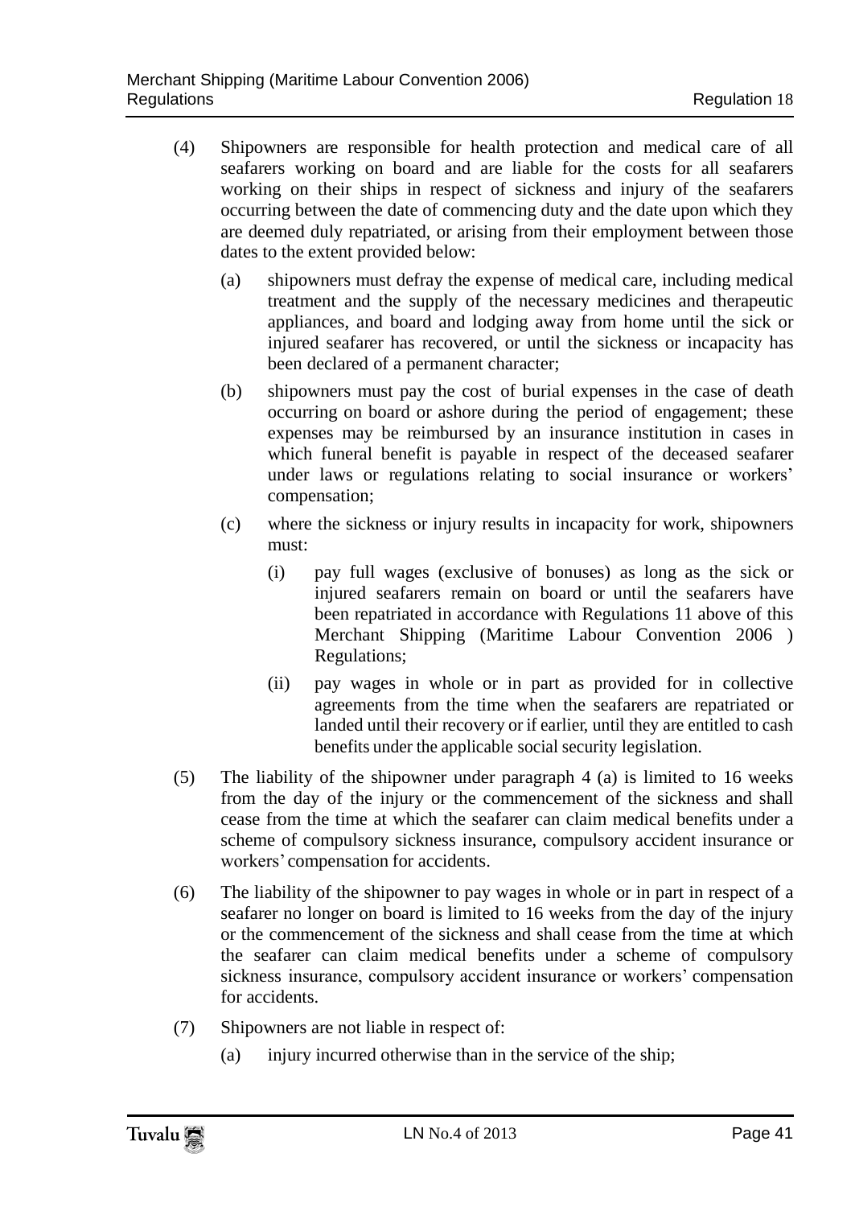(4) Shipowners are responsible for health protection and medical care of all seafarers working on board and are liable for the costs for all seafarers working on their ships in respect of sickness and injury of the seafarers occurring between the date of commencing duty and the date upon which they are deemed duly repatriated, or arising from their employment between those dates to the extent provided below:

   (a) shipowners must defray the expense of medical care, including medical treatment and the supply of the necessary medicines and therapeutic appliances, and board and lodging away from home until the sick or injured seafarer has recovered, or until the sickness or incapacity has been declared of a permanent character;

   (b) shipowners must pay the cost of burial expenses in the case of death occurring on board or ashore during the period of engagement; these expenses may be reimbursed by an insurance institution in cases in which funeral benefit is payable in respect of the deceased seafarer under laws or regulations relating to social insurance or workers' compensation;

   (c) where the sickness or injury results in incapacity for work, shipowners must:

      (i) pay full wages (exclusive of bonuses) as long as the sick or injured seafarers remain on board or until the seafarers have been repatriated in accordance with Regulations 11 above of this Merchant Shipping (Maritime Labour Convention 2006 ) Regulations;

      (ii) pay wages in whole or in part as provided for in collective agreements from the time when the seafarers are repatriated or landed until their recovery or if earlier, until they are entitled to cash benefits under the applicable social security legislation.

(5) The liability of the shipowner under paragraph 4 (a) is limited to 16 weeks from the day of the injury or the commencement of the sickness and shall cease from the time at which the seafarer can claim medical benefits under a scheme of compulsory sickness insurance, compulsory accident insurance or workers' compensation for accidents.

(6) The liability of the shipowner to pay wages in whole or in part in respect of a seafarer no longer on board is limited to 16 weeks from the day of the injury or the commencement of the sickness and shall cease from the time at which the seafarer can claim medical benefits under a scheme of compulsory sickness insurance, compulsory accident insurance or workers' compensation for accidents.

(7) Shipowners are not liable in respect of:

   (a) injury incurred otherwise than in the service of the ship;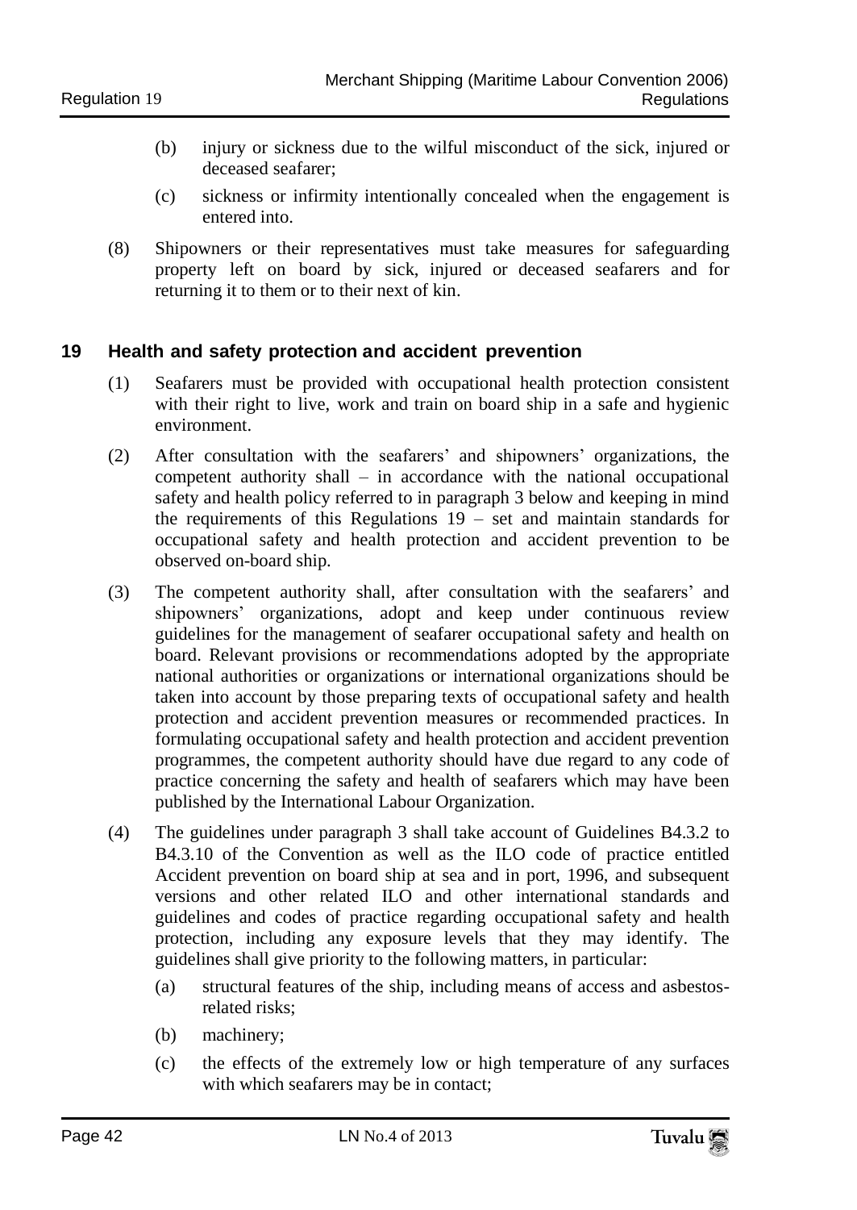(b) injury or sickness due to the wilful misconduct of the sick, injured or deceased seafarer;

(c) sickness or infirmity intentionally concealed when the engagement is entered into.

(8) Shipowners or their representatives must take measures for safeguarding property left on board by sick, injured or deceased seafarers and for returning it to them or to their next of kin.

## 19 Health and safety protection and accident prevention

(1) Seafarers must be provided with occupational health protection consistent with their right to live, work and train on board ship in a safe and hygienic environment.

(2) After consultation with the seafarers' and shipowners' organizations, the competent authority shall – in accordance with the national occupational safety and health policy referred to in paragraph 3 below and keeping in mind the requirements of this Regulations 19 – set and maintain standards for occupational safety and health protection and accident prevention to be observed on-board ship.

(3) The competent authority shall, after consultation with the seafarers' and shipowners' organizations, adopt and keep under continuous review guidelines for the management of seafarer occupational safety and health on board. Relevant provisions or recommendations adopted by the appropriate national authorities or organizations or international organizations should be taken into account by those preparing texts of occupational safety and health protection and accident prevention measures or recommended practices. In formulating occupational safety and health protection and accident prevention programmes, the competent authority should have due regard to any code of practice concerning the safety and health of seafarers which may have been published by the International Labour Organization.

(4) The guidelines under paragraph 3 shall take account of Guidelines B4.3.2 to B4.3.10 of the Convention as well as the ILO code of practice entitled Accident prevention on board ship at sea and in port, 1996, and subsequent versions and other related ILO and other international standards and guidelines and codes of practice regarding occupational safety and health protection, including any exposure levels that they may identify. The guidelines shall give priority to the following matters, in particular:

(a) structural features of the ship, including means of access and asbestos-related risks;

(b) machinery;

(c) the effects of the extremely low or high temperature of any surfaces with which seafarers may be in contact;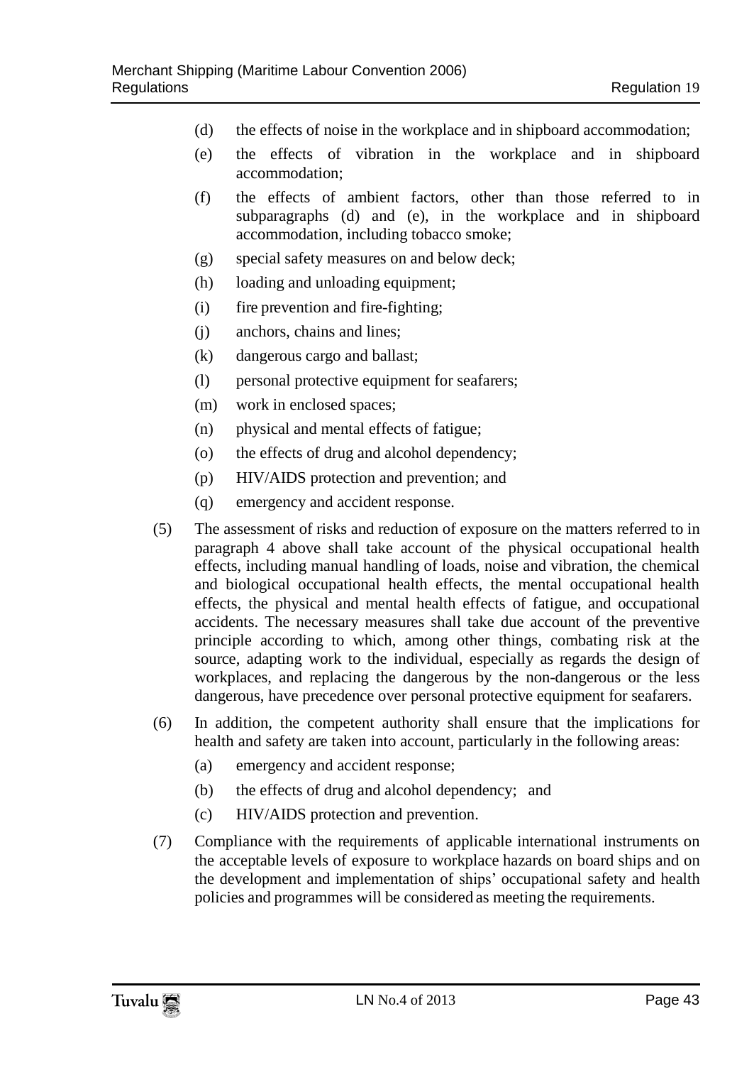(d) the effects of noise in the workplace and in shipboard accommodation;

(e) the effects of vibration in the workplace and in shipboard accommodation;

(f) the effects of ambient factors, other than those referred to in subparagraphs (d) and (e), in the workplace and in shipboard accommodation, including tobacco smoke;

(g) special safety measures on and below deck;

(h) loading and unloading equipment;

(i) fire prevention and fire-fighting;

(j) anchors, chains and lines;

(k) dangerous cargo and ballast;

(l) personal protective equipment for seafarers;

(m) work in enclosed spaces;

(n) physical and mental effects of fatigue;

(o) the effects of drug and alcohol dependency;

(p) HIV/AIDS protection and prevention; and

(q) emergency and accident response.

(5) The assessment of risks and reduction of exposure on the matters referred to in paragraph 4 above shall take account of the physical occupational health effects, including manual handling of loads, noise and vibration, the chemical and biological occupational health effects, the mental occupational health effects, the physical and mental health effects of fatigue, and occupational accidents. The necessary measures shall take due account of the preventive principle according to which, among other things, combating risk at the source, adapting work to the individual, especially as regards the design of workplaces, and replacing the dangerous by the non-dangerous or the less dangerous, have precedence over personal protective equipment for seafarers.

(6) In addition, the competent authority shall ensure that the implications for health and safety are taken into account, particularly in the following areas:

(a) emergency and accident response;

(b) the effects of drug and alcohol dependency; and

(c) HIV/AIDS protection and prevention.

(7) Compliance with the requirements of applicable international instruments on the acceptable levels of exposure to workplace hazards on board ships and on the development and implementation of ships' occupational safety and health policies and programmes will be considered as meeting the requirements.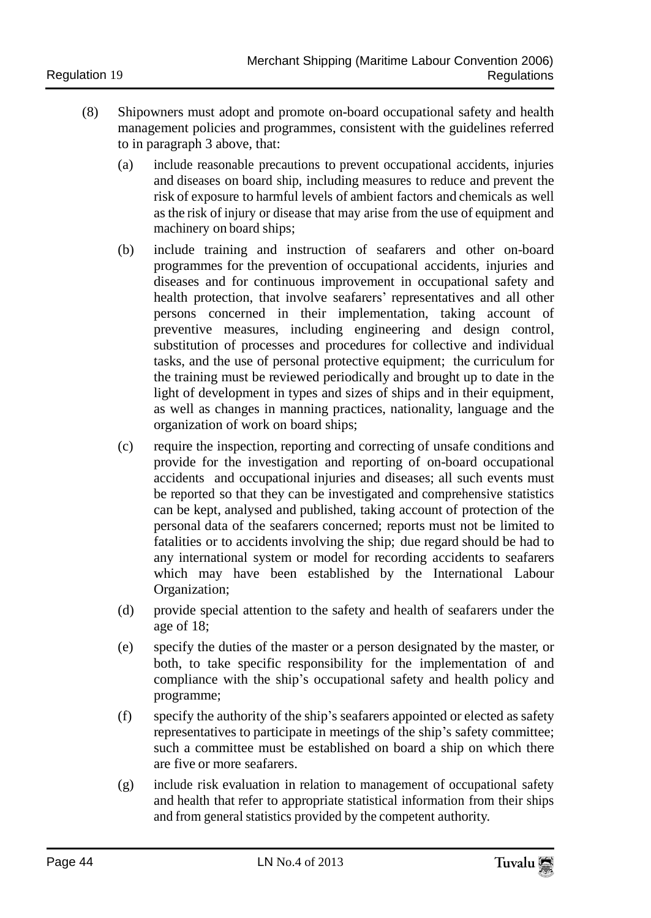(8) Shipowners must adopt and promote on-board occupational safety and health management policies and programmes, consistent with the guidelines referred to in paragraph 3 above, that:

   (a) include reasonable precautions to prevent occupational accidents, injuries and diseases on board ship, including measures to reduce and prevent the risk of exposure to harmful levels of ambient factors and chemicals as well as the risk of injury or disease that may arise from the use of equipment and machinery on board ships;

   (b) include training and instruction of seafarers and other on-board programmes for the prevention of occupational accidents, injuries and diseases and for continuous improvement in occupational safety and health protection, that involve seafarers' representatives and all other persons concerned in their implementation, taking account of preventive measures, including engineering and design control, substitution of processes and procedures for collective and individual tasks, and the use of personal protective equipment; the curriculum for the training must be reviewed periodically and brought up to date in the light of development in types and sizes of ships and in their equipment, as well as changes in manning practices, nationality, language and the organization of work on board ships;

   (c) require the inspection, reporting and correcting of unsafe conditions and provide for the investigation and reporting of on-board occupational accidents and occupational injuries and diseases; all such events must be reported so that they can be investigated and comprehensive statistics can be kept, analysed and published, taking account of protection of the personal data of the seafarers concerned; reports must not be limited to fatalities or to accidents involving the ship; due regard should be had to any international system or model for recording accidents to seafarers which may have been established by the International Labour Organization;

   (d) provide special attention to the safety and health of seafarers under the age of 18;

   (e) specify the duties of the master or a person designated by the master, or both, to take specific responsibility for the implementation of and compliance with the ship's occupational safety and health policy and programme;

   (f) specify the authority of the ship's seafarers appointed or elected as safety representatives to participate in meetings of the ship's safety committee; such a committee must be established on board a ship on which there are five or more seafarers.

   (g) include risk evaluation in relation to management of occupational safety and health that refer to appropriate statistical information from their ships and from general statistics provided by the competent authority.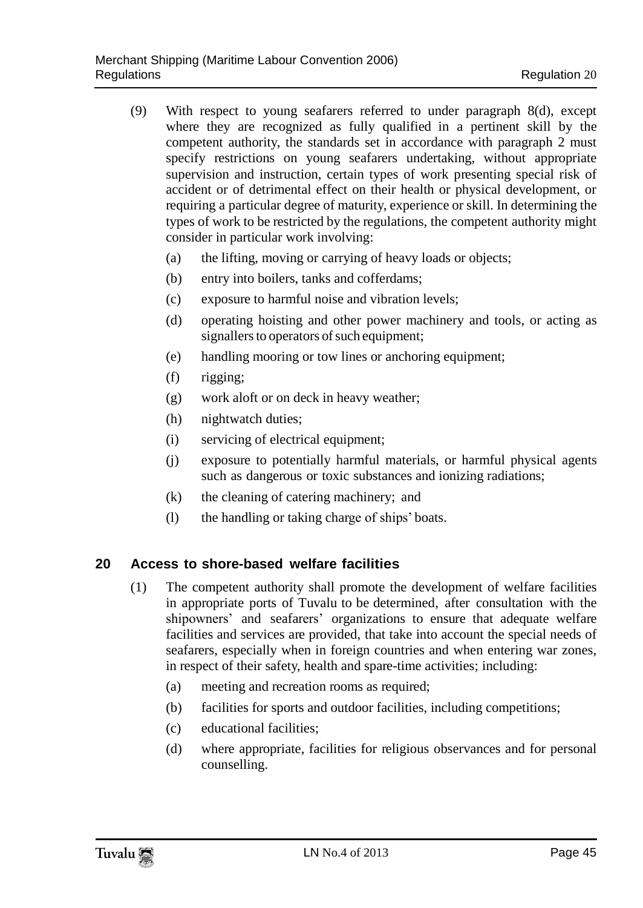(9) With respect to young seafarers referred to under paragraph 8(d), except where they are recognized as fully qualified in a pertinent skill by the competent authority, the standards set in accordance with paragraph 2 must specify restrictions on young seafarers undertaking, without appropriate supervision and instruction, certain types of work presenting special risk of accident or of detrimental effect on their health or physical development, or requiring a particular degree of maturity, experience or skill. In determining the types of work to be restricted by the regulations, the competent authority might consider in particular work involving:

- (a) the lifting, moving or carrying of heavy loads or objects;
- (b) entry into boilers, tanks and cofferdams;
- (c) exposure to harmful noise and vibration levels;
- (d) operating hoisting and other power machinery and tools, or acting as signallers to operators of such equipment;
- (e) handling mooring or tow lines or anchoring equipment;
- (f) rigging;
- (g) work aloft or on deck in heavy weather;
- (h) nightwatch duties;
- (i) servicing of electrical equipment;
- (j) exposure to potentially harmful materials, or harmful physical agents such as dangerous or toxic substances and ionizing radiations;
- (k) the cleaning of catering machinery; and
- (l) the handling or taking charge of ships' boats.

## 20 Access to shore-based welfare facilities

(1) The competent authority shall promote the development of welfare facilities in appropriate ports of Tuvalu to be determined, after consultation with the shipowners' and seafarers' organizations to ensure that adequate welfare facilities and services are provided, that take into account the special needs of seafarers, especially when in foreign countries and when entering war zones, in respect of their safety, health and spare-time activities; including:

- (a) meeting and recreation rooms as required;
- (b) facilities for sports and outdoor facilities, including competitions;
- (c) educational facilities;
- (d) where appropriate, facilities for religious observances and for personal counselling.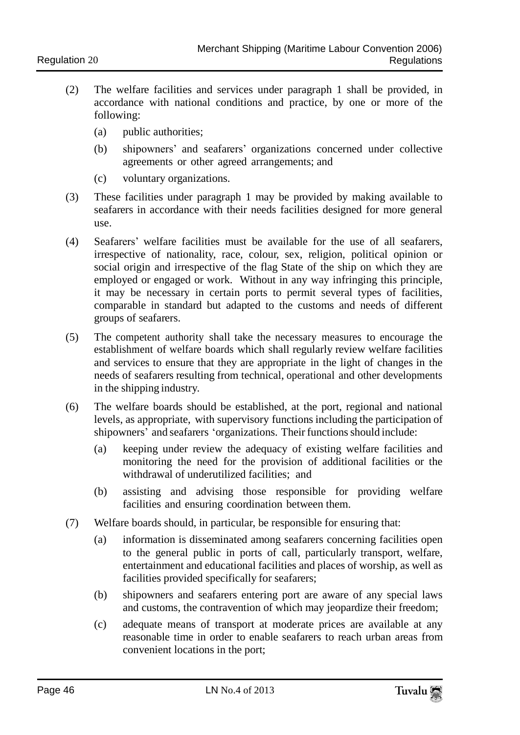(2) The welfare facilities and services under paragraph 1 shall be provided, in accordance with national conditions and practice, by one or more of the following:

  (a) public authorities;

  (b) shipowners' and seafarers' organizations concerned under collective agreements or other agreed arrangements; and

  (c) voluntary organizations.

(3) These facilities under paragraph 1 may be provided by making available to seafarers in accordance with their needs facilities designed for more general use.

(4) Seafarers' welfare facilities must be available for the use of all seafarers, irrespective of nationality, race, colour, sex, religion, political opinion or social origin and irrespective of the flag State of the ship on which they are employed or engaged or work. Without in any way infringing this principle, it may be necessary in certain ports to permit several types of facilities, comparable in standard but adapted to the customs and needs of different groups of seafarers.

(5) The competent authority shall take the necessary measures to encourage the establishment of welfare boards which shall regularly review welfare facilities and services to ensure that they are appropriate in the light of changes in the needs of seafarers resulting from technical, operational and other developments in the shipping industry.

(6) The welfare boards should be established, at the port, regional and national levels, as appropriate, with supervisory functions including the participation of shipowners' and seafarers 'organizations. Their functions should include:

  (a) keeping under review the adequacy of existing welfare facilities and monitoring the need for the provision of additional facilities or the withdrawal of underutilized facilities; and

  (b) assisting and advising those responsible for providing welfare facilities and ensuring coordination between them.

(7) Welfare boards should, in particular, be responsible for ensuring that:

  (a) information is disseminated among seafarers concerning facilities open to the general public in ports of call, particularly transport, welfare, entertainment and educational facilities and places of worship, as well as facilities provided specifically for seafarers;

  (b) shipowners and seafarers entering port are aware of any special laws and customs, the contravention of which may jeopardize their freedom;

  (c) adequate means of transport at moderate prices are available at any reasonable time in order to enable seafarers to reach urban areas from convenient locations in the port;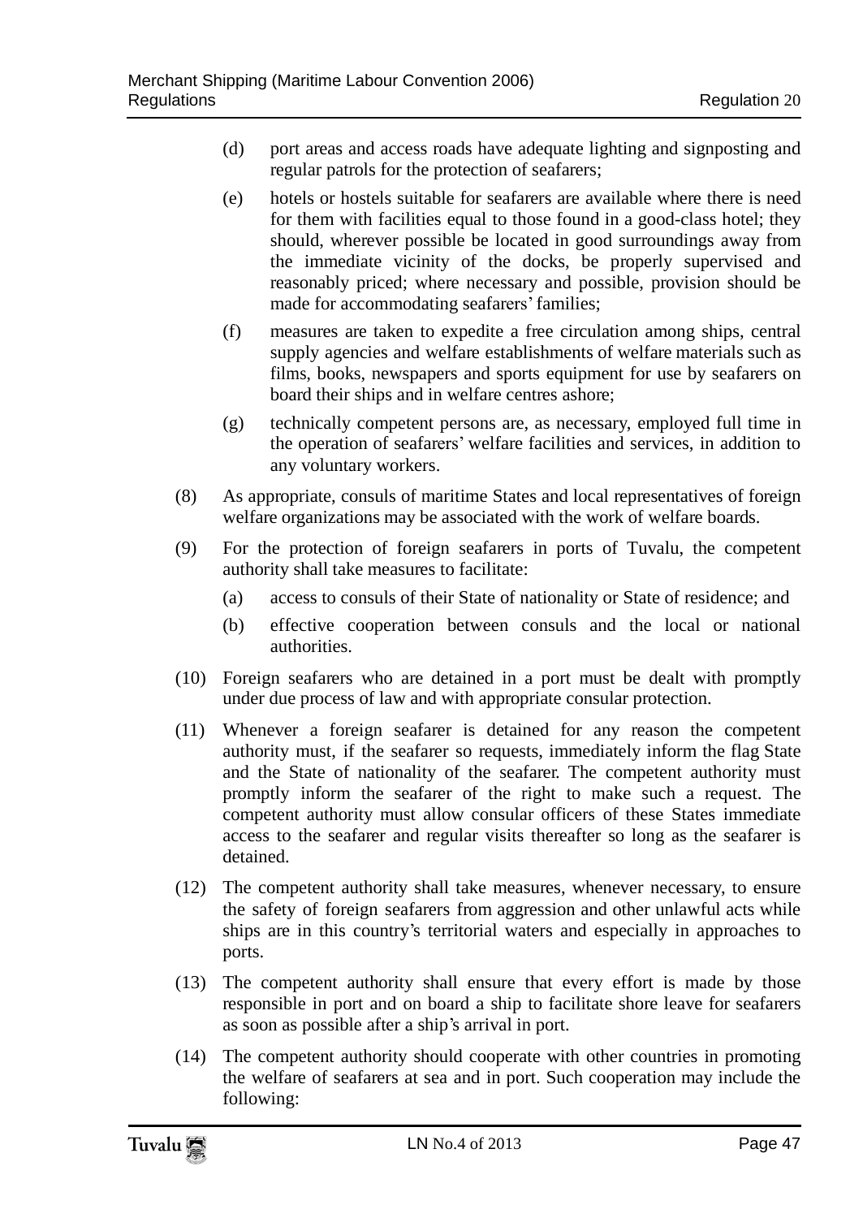(d) port areas and access roads have adequate lighting and signposting and regular patrols for the protection of seafarers;

(e) hotels or hostels suitable for seafarers are available where there is need for them with facilities equal to those found in a good-class hotel; they should, wherever possible be located in good surroundings away from the immediate vicinity of the docks, be properly supervised and reasonably priced; where necessary and possible, provision should be made for accommodating seafarers' families;

(f) measures are taken to expedite a free circulation among ships, central supply agencies and welfare establishments of welfare materials such as films, books, newspapers and sports equipment for use by seafarers on board their ships and in welfare centres ashore;

(g) technically competent persons are, as necessary, employed full time in the operation of seafarers' welfare facilities and services, in addition to any voluntary workers.

(8) As appropriate, consuls of maritime States and local representatives of foreign welfare organizations may be associated with the work of welfare boards.

(9) For the protection of foreign seafarers in ports of Tuvalu, the competent authority shall take measures to facilitate:

(a) access to consuls of their State of nationality or State of residence; and

(b) effective cooperation between consuls and the local or national authorities.

(10) Foreign seafarers who are detained in a port must be dealt with promptly under due process of law and with appropriate consular protection.

(11) Whenever a foreign seafarer is detained for any reason the competent authority must, if the seafarer so requests, immediately inform the flag State and the State of nationality of the seafarer. The competent authority must promptly inform the seafarer of the right to make such a request. The competent authority must allow consular officers of these States immediate access to the seafarer and regular visits thereafter so long as the seafarer is detained.

(12) The competent authority shall take measures, whenever necessary, to ensure the safety of foreign seafarers from aggression and other unlawful acts while ships are in this country's territorial waters and especially in approaches to ports.

(13) The competent authority shall ensure that every effort is made by those responsible in port and on board a ship to facilitate shore leave for seafarers as soon as possible after a ship's arrival in port.

(14) The competent authority should cooperate with other countries in promoting the welfare of seafarers at sea and in port. Such cooperation may include the following: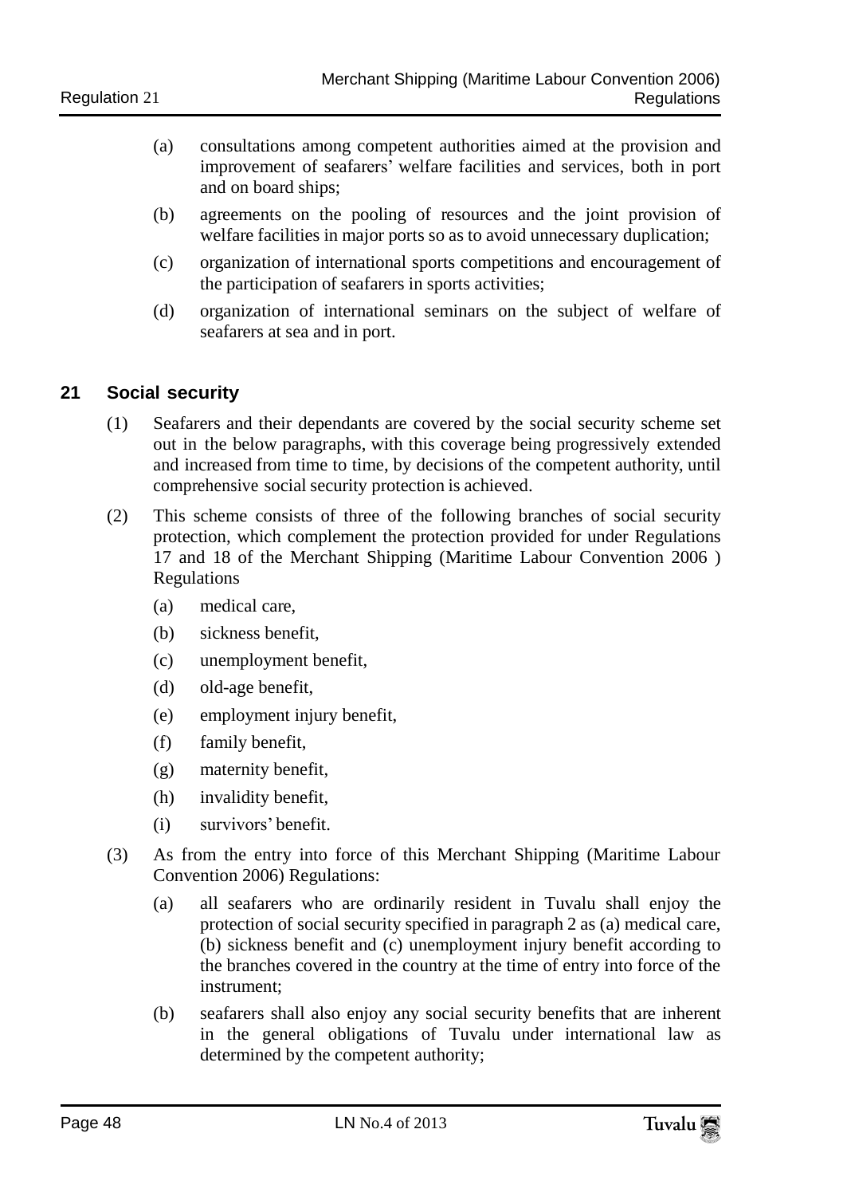(a) consultations among competent authorities aimed at the provision and improvement of seafarers' welfare facilities and services, both in port and on board ships;

(b) agreements on the pooling of resources and the joint provision of welfare facilities in major ports so as to avoid unnecessary duplication;

(c) organization of international sports competitions and encouragement of the participation of seafarers in sports activities;

(d) organization of international seminars on the subject of welfare of seafarers at sea and in port.

## 21 Social security

(1) Seafarers and their dependants are covered by the social security scheme set out in the below paragraphs, with this coverage being progressively extended and increased from time to time, by decisions of the competent authority, until comprehensive social security protection is achieved.

(2) This scheme consists of three of the following branches of social security protection, which complement the protection provided for under Regulations 17 and 18 of the Merchant Shipping (Maritime Labour Convention 2006 ) Regulations

(a) medical care,

(b) sickness benefit,

(c) unemployment benefit,

(d) old-age benefit,

(e) employment injury benefit,

(f) family benefit,

(g) maternity benefit,

(h) invalidity benefit,

(i) survivors' benefit.

(3) As from the entry into force of this Merchant Shipping (Maritime Labour Convention 2006) Regulations:

(a) all seafarers who are ordinarily resident in Tuvalu shall enjoy the protection of social security specified in paragraph 2 as (a) medical care, (b) sickness benefit and (c) unemployment injury benefit according to the branches covered in the country at the time of entry into force of the instrument;

(b) seafarers shall also enjoy any social security benefits that are inherent in the general obligations of Tuvalu under international law as determined by the competent authority;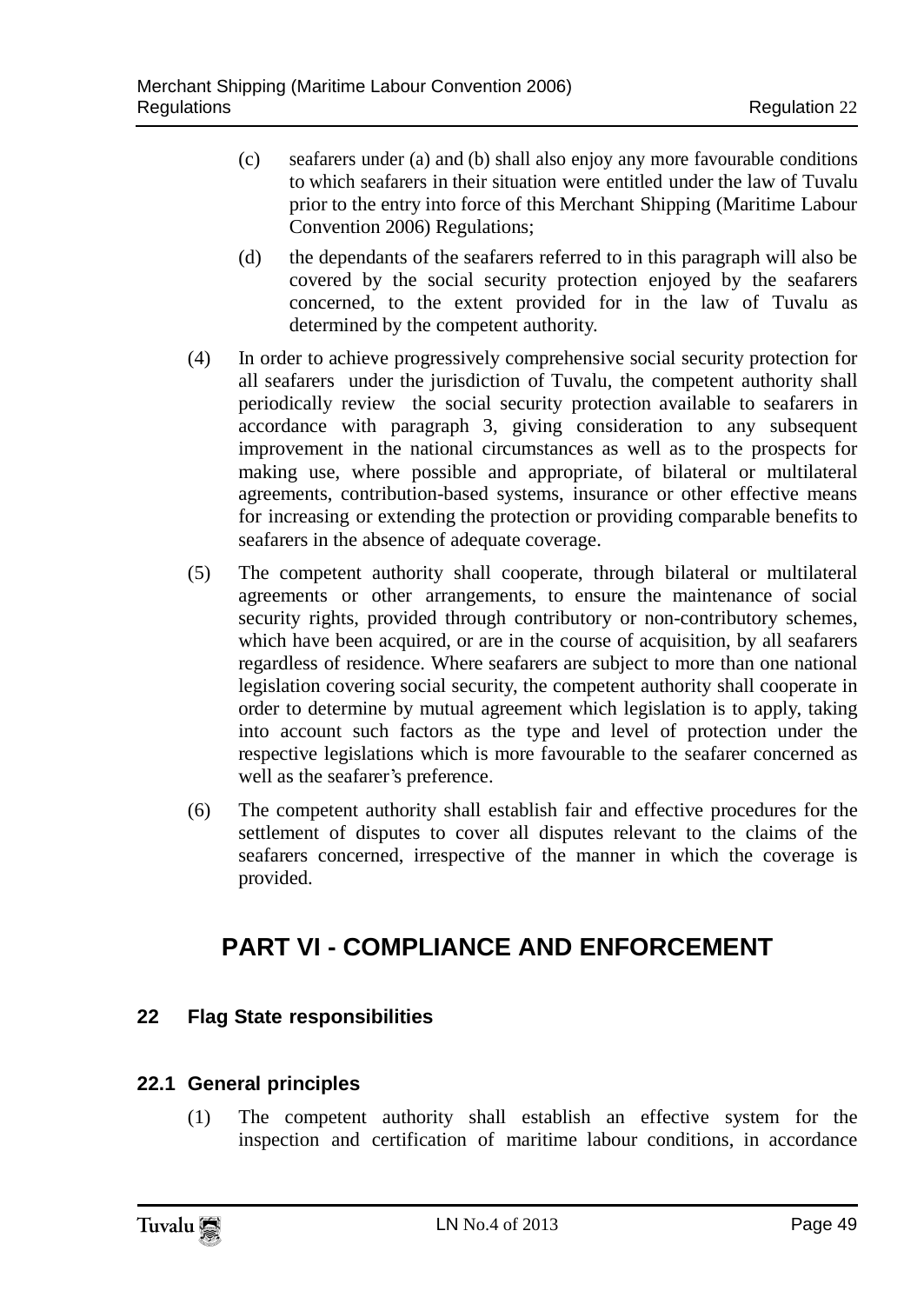(c) seafarers under (a) and (b) shall also enjoy any more favourable conditions to which seafarers in their situation were entitled under the law of Tuvalu prior to the entry into force of this Merchant Shipping (Maritime Labour Convention 2006) Regulations;

(d) the dependants of the seafarers referred to in this paragraph will also be covered by the social security protection enjoyed by the seafarers concerned, to the extent provided for in the law of Tuvalu as determined by the competent authority.

(4) In order to achieve progressively comprehensive social security protection for all seafarers under the jurisdiction of Tuvalu, the competent authority shall periodically review the social security protection available to seafarers in accordance with paragraph 3, giving consideration to any subsequent improvement in the national circumstances as well as to the prospects for making use, where possible and appropriate, of bilateral or multilateral agreements, contribution-based systems, insurance or other effective means for increasing or extending the protection or providing comparable benefits to seafarers in the absence of adequate coverage.

(5) The competent authority shall cooperate, through bilateral or multilateral agreements or other arrangements, to ensure the maintenance of social security rights, provided through contributory or non-contributory schemes, which have been acquired, or are in the course of acquisition, by all seafarers regardless of residence. Where seafarers are subject to more than one national legislation covering social security, the competent authority shall cooperate in order to determine by mutual agreement which legislation is to apply, taking into account such factors as the type and level of protection under the respective legislations which is more favourable to the seafarer concerned as well as the seafarer's preference.

(6) The competent authority shall establish fair and effective procedures for the settlement of disputes to cover all disputes relevant to the claims of the seafarers concerned, irrespective of the manner in which the coverage is provided.

# PART VI - COMPLIANCE AND ENFORCEMENT

## 22 Flag State responsibilities

### 22.1 General principles

(1) The competent authority shall establish an effective system for the inspection and certification of maritime labour conditions, in accordance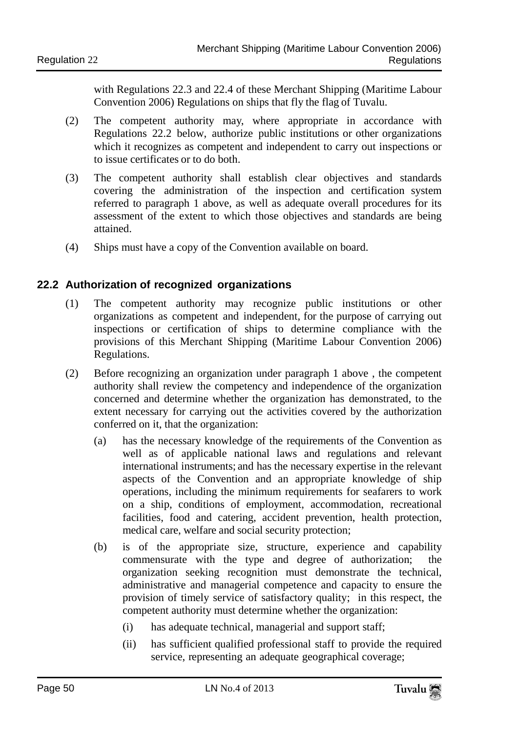with Regulations 22.3 and 22.4 of these Merchant Shipping (Maritime Labour Convention 2006) Regulations on ships that fly the flag of Tuvalu.

(2) The competent authority may, where appropriate in accordance with Regulations 22.2 below, authorize public institutions or other organizations which it recognizes as competent and independent to carry out inspections or to issue certificates or to do both.

(3) The competent authority shall establish clear objectives and standards covering the administration of the inspection and certification system referred to paragraph 1 above, as well as adequate overall procedures for its assessment of the extent to which those objectives and standards are being attained.

(4) Ships must have a copy of the Convention available on board.

### 22.2 Authorization of recognized organizations

(1) The competent authority may recognize public institutions or other organizations as competent and independent, for the purpose of carrying out inspections or certification of ships to determine compliance with the provisions of this Merchant Shipping (Maritime Labour Convention 2006) Regulations.

(2) Before recognizing an organization under paragraph 1 above , the competent authority shall review the competency and independence of the organization concerned and determine whether the organization has demonstrated, to the extent necessary for carrying out the activities covered by the authorization conferred on it, that the organization:

   (a) has the necessary knowledge of the requirements of the Convention as well as of applicable national laws and regulations and relevant international instruments; and has the necessary expertise in the relevant aspects of the Convention and an appropriate knowledge of ship operations, including the minimum requirements for seafarers to work on a ship, conditions of employment, accommodation, recreational facilities, food and catering, accident prevention, health protection, medical care, welfare and social security protection;

   (b) is of the appropriate size, structure, experience and capability commensurate with the type and degree of authorization; the organization seeking recognition must demonstrate the technical, administrative and managerial competence and capacity to ensure the provision of timely service of satisfactory quality; in this respect, the competent authority must determine whether the organization:

      (i) has adequate technical, managerial and support staff;

      (ii) has sufficient qualified professional staff to provide the required service, representing an adequate geographical coverage;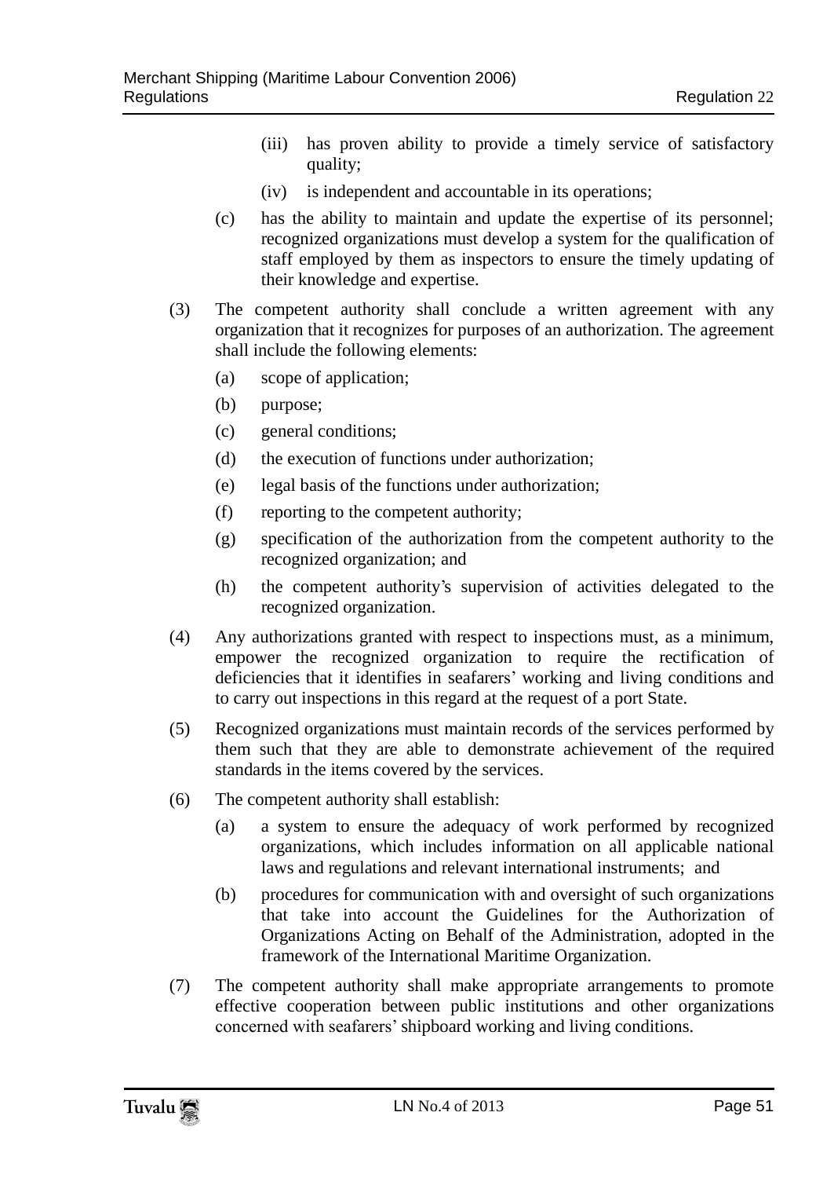(iii) has proven ability to provide a timely service of satisfactory quality;

(iv) is independent and accountable in its operations;

(c) has the ability to maintain and update the expertise of its personnel; recognized organizations must develop a system for the qualification of staff employed by them as inspectors to ensure the timely updating of their knowledge and expertise.

(3) The competent authority shall conclude a written agreement with any organization that it recognizes for purposes of an authorization. The agreement shall include the following elements:

(a) scope of application;

(b) purpose;

(c) general conditions;

(d) the execution of functions under authorization;

(e) legal basis of the functions under authorization;

(f) reporting to the competent authority;

(g) specification of the authorization from the competent authority to the recognized organization; and

(h) the competent authority's supervision of activities delegated to the recognized organization.

(4) Any authorizations granted with respect to inspections must, as a minimum, empower the recognized organization to require the rectification of deficiencies that it identifies in seafarers' working and living conditions and to carry out inspections in this regard at the request of a port State.

(5) Recognized organizations must maintain records of the services performed by them such that they are able to demonstrate achievement of the required standards in the items covered by the services.

(6) The competent authority shall establish:

(a) a system to ensure the adequacy of work performed by recognized organizations, which includes information on all applicable national laws and regulations and relevant international instruments; and

(b) procedures for communication with and oversight of such organizations that take into account the Guidelines for the Authorization of Organizations Acting on Behalf of the Administration, adopted in the framework of the International Maritime Organization.

(7) The competent authority shall make appropriate arrangements to promote effective cooperation between public institutions and other organizations concerned with seafarers' shipboard working and living conditions.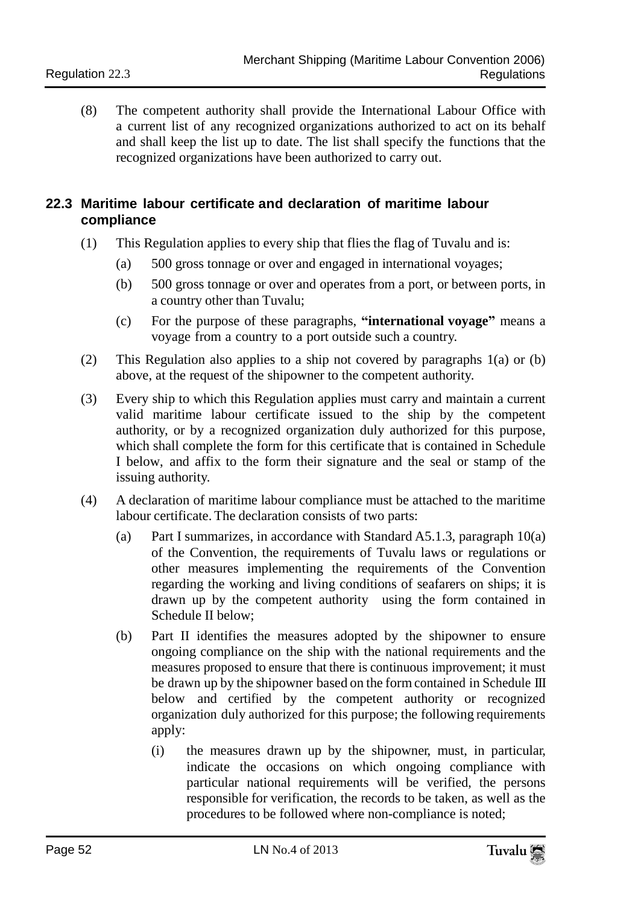(8) The competent authority shall provide the International Labour Office with a current list of any recognized organizations authorized to act on its behalf and shall keep the list up to date. The list shall specify the functions that the recognized organizations have been authorized to carry out.

## 22.3 Maritime labour certificate and declaration of maritime labour compliance

(1) This Regulation applies to every ship that flies the flag of Tuvalu and is:

- (a) 500 gross tonnage or over and engaged in international voyages;
- (b) 500 gross tonnage or over and operates from a port, or between ports, in a country other than Tuvalu;
- (c) For the purpose of these paragraphs, **"international voyage"** means a voyage from a country to a port outside such a country.

(2) This Regulation also applies to a ship not covered by paragraphs 1(a) or (b) above, at the request of the shipowner to the competent authority.

(3) Every ship to which this Regulation applies must carry and maintain a current valid maritime labour certificate issued to the ship by the competent authority, or by a recognized organization duly authorized for this purpose, which shall complete the form for this certificate that is contained in Schedule I below, and affix to the form their signature and the seal or stamp of the issuing authority.

(4) A declaration of maritime labour compliance must be attached to the maritime labour certificate. The declaration consists of two parts:

- (a) Part I summarizes, in accordance with Standard A5.1.3, paragraph 10(a) of the Convention, the requirements of Tuvalu laws or regulations or other measures implementing the requirements of the Convention regarding the working and living conditions of seafarers on ships; it is drawn up by the competent authority using the form contained in Schedule II below;
- (b) Part II identifies the measures adopted by the shipowner to ensure ongoing compliance on the ship with the national requirements and the measures proposed to ensure that there is continuous improvement; it must be drawn up by the shipowner based on the form contained in Schedule III below and certified by the competent authority or recognized organization duly authorized for this purpose; the following requirements apply:
  - (i) the measures drawn up by the shipowner, must, in particular, indicate the occasions on which ongoing compliance with particular national requirements will be verified, the persons responsible for verification, the records to be taken, as well as the procedures to be followed where non-compliance is noted;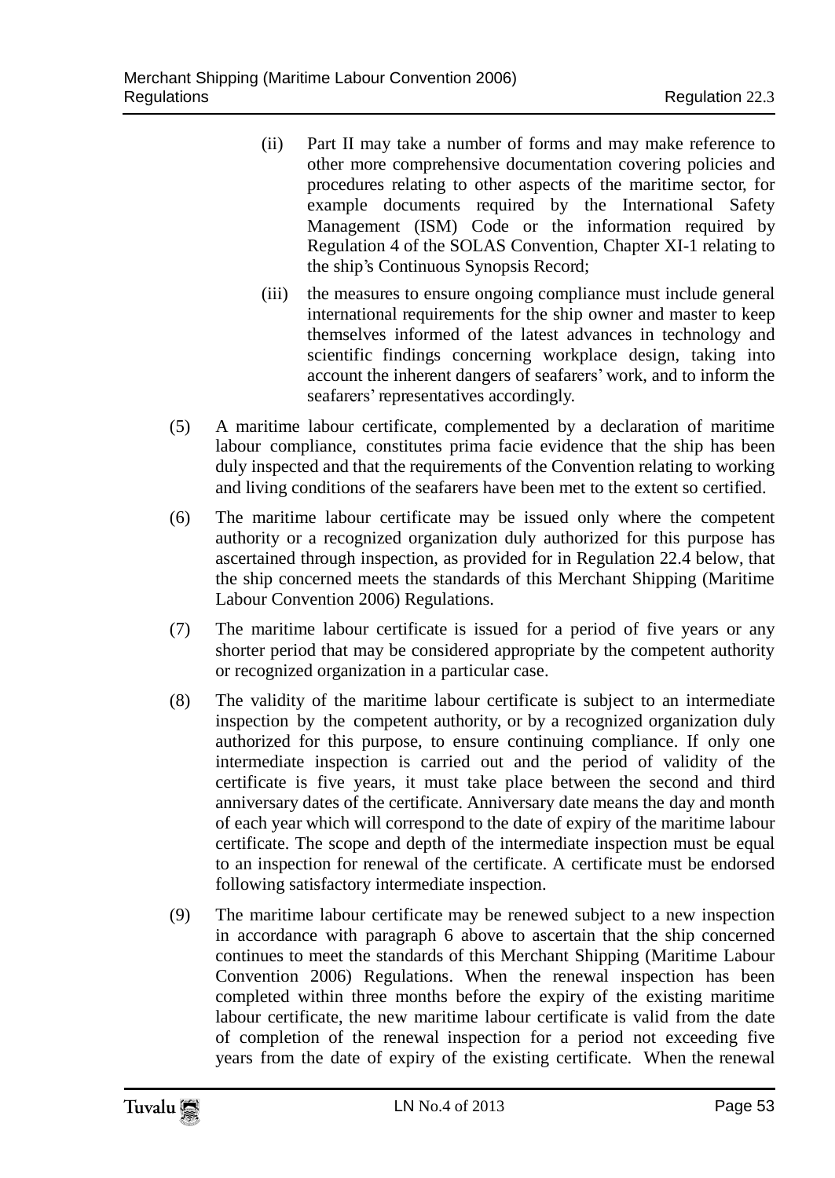(ii) Part II may take a number of forms and may make reference to other more comprehensive documentation covering policies and procedures relating to other aspects of the maritime sector, for example documents required by the International Safety Management (ISM) Code or the information required by Regulation 4 of the SOLAS Convention, Chapter XI-1 relating to the ship's Continuous Synopsis Record;

(iii) the measures to ensure ongoing compliance must include general international requirements for the ship owner and master to keep themselves informed of the latest advances in technology and scientific findings concerning workplace design, taking into account the inherent dangers of seafarers' work, and to inform the seafarers' representatives accordingly.

(5) A maritime labour certificate, complemented by a declaration of maritime labour compliance, constitutes prima facie evidence that the ship has been duly inspected and that the requirements of the Convention relating to working and living conditions of the seafarers have been met to the extent so certified.

(6) The maritime labour certificate may be issued only where the competent authority or a recognized organization duly authorized for this purpose has ascertained through inspection, as provided for in Regulation 22.4 below, that the ship concerned meets the standards of this Merchant Shipping (Maritime Labour Convention 2006) Regulations.

(7) The maritime labour certificate is issued for a period of five years or any shorter period that may be considered appropriate by the competent authority or recognized organization in a particular case.

(8) The validity of the maritime labour certificate is subject to an intermediate inspection by the competent authority, or by a recognized organization duly authorized for this purpose, to ensure continuing compliance. If only one intermediate inspection is carried out and the period of validity of the certificate is five years, it must take place between the second and third anniversary dates of the certificate. Anniversary date means the day and month of each year which will correspond to the date of expiry of the maritime labour certificate. The scope and depth of the intermediate inspection must be equal to an inspection for renewal of the certificate. A certificate must be endorsed following satisfactory intermediate inspection.

(9) The maritime labour certificate may be renewed subject to a new inspection in accordance with paragraph 6 above to ascertain that the ship concerned continues to meet the standards of this Merchant Shipping (Maritime Labour Convention 2006) Regulations. When the renewal inspection has been completed within three months before the expiry of the existing maritime labour certificate, the new maritime labour certificate is valid from the date of completion of the renewal inspection for a period not exceeding five years from the date of expiry of the existing certificate. When the renewal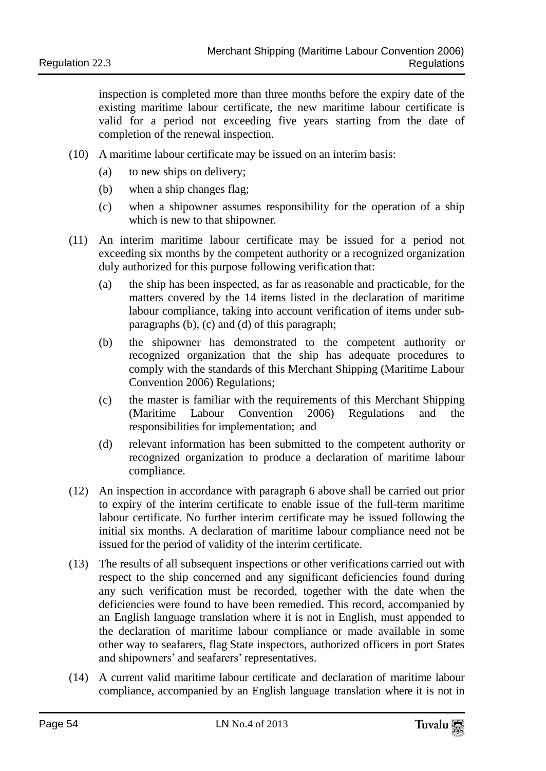inspection is completed more than three months before the expiry date of the existing maritime labour certificate, the new maritime labour certificate is valid for a period not exceeding five years starting from the date of completion of the renewal inspection.

(10) A maritime labour certificate may be issued on an interim basis:

  (a) to new ships on delivery;

  (b) when a ship changes flag;

  (c) when a shipowner assumes responsibility for the operation of a ship which is new to that shipowner.

(11) An interim maritime labour certificate may be issued for a period not exceeding six months by the competent authority or a recognized organization duly authorized for this purpose following verification that:

  (a) the ship has been inspected, as far as reasonable and practicable, for the matters covered by the 14 items listed in the declaration of maritime labour compliance, taking into account verification of items under sub-paragraphs (b), (c) and (d) of this paragraph;

  (b) the shipowner has demonstrated to the competent authority or recognized organization that the ship has adequate procedures to comply with the standards of this Merchant Shipping (Maritime Labour Convention 2006) Regulations;

  (c) the master is familiar with the requirements of this Merchant Shipping (Maritime Labour Convention 2006) Regulations and the responsibilities for implementation; and

  (d) relevant information has been submitted to the competent authority or recognized organization to produce a declaration of maritime labour compliance.

(12) An inspection in accordance with paragraph 6 above shall be carried out prior to expiry of the interim certificate to enable issue of the full-term maritime labour certificate. No further interim certificate may be issued following the initial six months. A declaration of maritime labour compliance need not be issued for the period of validity of the interim certificate.

(13) The results of all subsequent inspections or other verifications carried out with respect to the ship concerned and any significant deficiencies found during any such verification must be recorded, together with the date when the deficiencies were found to have been remedied. This record, accompanied by an English language translation where it is not in English, must appended to the declaration of maritime labour compliance or made available in some other way to seafarers, flag State inspectors, authorized officers in port States and shipowners' and seafarers' representatives.

(14) A current valid maritime labour certificate and declaration of maritime labour compliance, accompanied by an English language translation where it is not in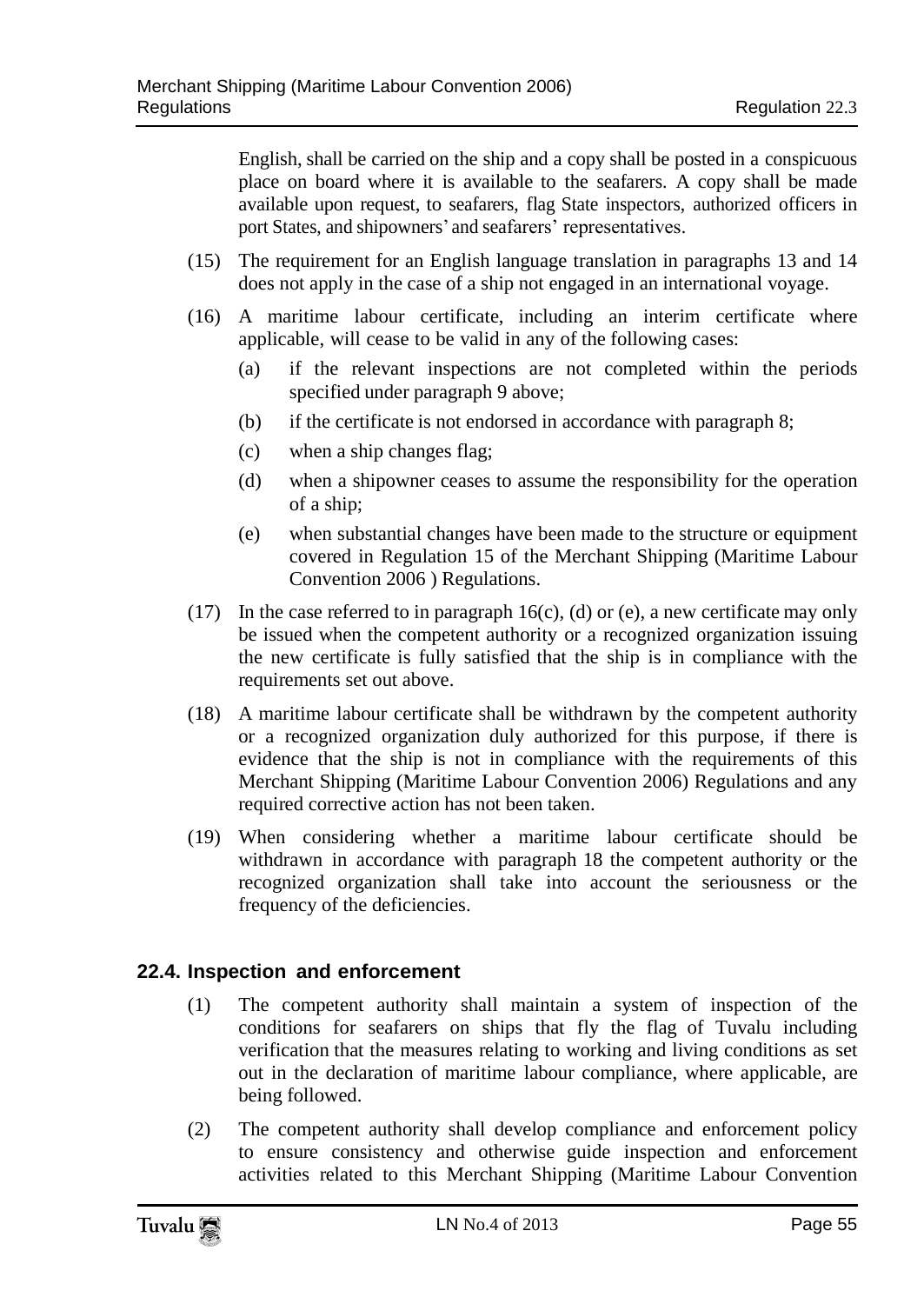English, shall be carried on the ship and a copy shall be posted in a conspicuous place on board where it is available to the seafarers. A copy shall be made available upon request, to seafarers, flag State inspectors, authorized officers in port States, and shipowners' and seafarers' representatives.

(15) The requirement for an English language translation in paragraphs 13 and 14 does not apply in the case of a ship not engaged in an international voyage.

(16) A maritime labour certificate, including an interim certificate where applicable, will cease to be valid in any of the following cases:

  (a) if the relevant inspections are not completed within the periods specified under paragraph 9 above;

  (b) if the certificate is not endorsed in accordance with paragraph 8;

  (c) when a ship changes flag;

  (d) when a shipowner ceases to assume the responsibility for the operation of a ship;

  (e) when substantial changes have been made to the structure or equipment covered in Regulation 15 of the Merchant Shipping (Maritime Labour Convention 2006 ) Regulations.

(17) In the case referred to in paragraph 16(c), (d) or (e), a new certificate may only be issued when the competent authority or a recognized organization issuing the new certificate is fully satisfied that the ship is in compliance with the requirements set out above.

(18) A maritime labour certificate shall be withdrawn by the competent authority or a recognized organization duly authorized for this purpose, if there is evidence that the ship is not in compliance with the requirements of this Merchant Shipping (Maritime Labour Convention 2006) Regulations and any required corrective action has not been taken.

(19) When considering whether a maritime labour certificate should be withdrawn in accordance with paragraph 18 the competent authority or the recognized organization shall take into account the seriousness or the frequency of the deficiencies.

### 22.4. Inspection and enforcement

(1) The competent authority shall maintain a system of inspection of the conditions for seafarers on ships that fly the flag of Tuvalu including verification that the measures relating to working and living conditions as set out in the declaration of maritime labour compliance, where applicable, are being followed.

(2) The competent authority shall develop compliance and enforcement policy to ensure consistency and otherwise guide inspection and enforcement activities related to this Merchant Shipping (Maritime Labour Convention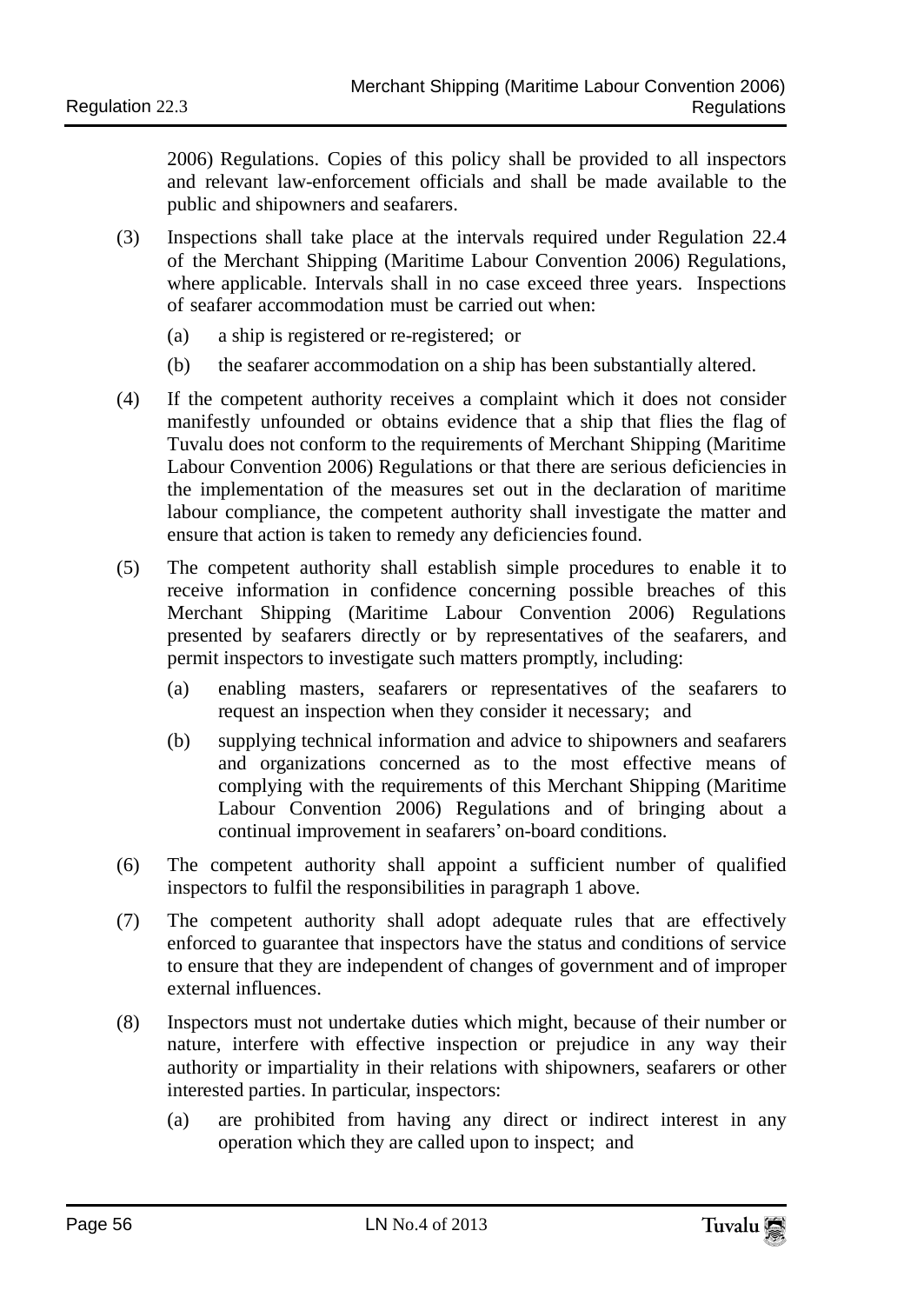2006) Regulations. Copies of this policy shall be provided to all inspectors and relevant law-enforcement officials and shall be made available to the public and shipowners and seafarers.

(3) Inspections shall take place at the intervals required under Regulation 22.4 of the Merchant Shipping (Maritime Labour Convention 2006) Regulations, where applicable. Intervals shall in no case exceed three years. Inspections of seafarer accommodation must be carried out when:

  (a) a ship is registered or re-registered; or

  (b) the seafarer accommodation on a ship has been substantially altered.

(4) If the competent authority receives a complaint which it does not consider manifestly unfounded or obtains evidence that a ship that flies the flag of Tuvalu does not conform to the requirements of Merchant Shipping (Maritime Labour Convention 2006) Regulations or that there are serious deficiencies in the implementation of the measures set out in the declaration of maritime labour compliance, the competent authority shall investigate the matter and ensure that action is taken to remedy any deficiencies found.

(5) The competent authority shall establish simple procedures to enable it to receive information in confidence concerning possible breaches of this Merchant Shipping (Maritime Labour Convention 2006) Regulations presented by seafarers directly or by representatives of the seafarers, and permit inspectors to investigate such matters promptly, including:

  (a) enabling masters, seafarers or representatives of the seafarers to request an inspection when they consider it necessary; and

  (b) supplying technical information and advice to shipowners and seafarers and organizations concerned as to the most effective means of complying with the requirements of this Merchant Shipping (Maritime Labour Convention 2006) Regulations and of bringing about a continual improvement in seafarers' on-board conditions.

(6) The competent authority shall appoint a sufficient number of qualified inspectors to fulfil the responsibilities in paragraph 1 above.

(7) The competent authority shall adopt adequate rules that are effectively enforced to guarantee that inspectors have the status and conditions of service to ensure that they are independent of changes of government and of improper external influences.

(8) Inspectors must not undertake duties which might, because of their number or nature, interfere with effective inspection or prejudice in any way their authority or impartiality in their relations with shipowners, seafarers or other interested parties. In particular, inspectors:

  (a) are prohibited from having any direct or indirect interest in any operation which they are called upon to inspect; and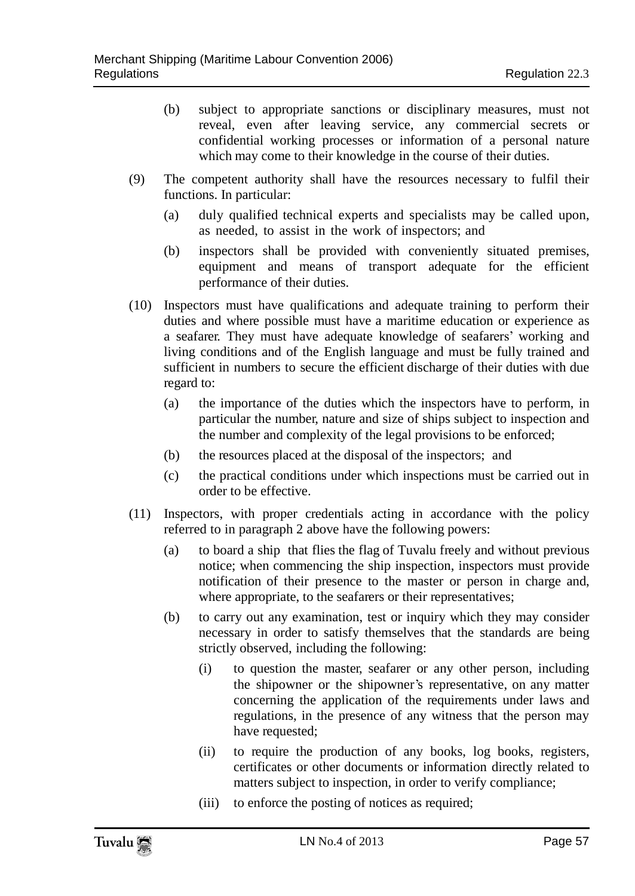(b) subject to appropriate sanctions or disciplinary measures, must not reveal, even after leaving service, any commercial secrets or confidential working processes or information of a personal nature which may come to their knowledge in the course of their duties.

(9) The competent authority shall have the resources necessary to fulfil their functions. In particular:

(a) duly qualified technical experts and specialists may be called upon, as needed, to assist in the work of inspectors; and

(b) inspectors shall be provided with conveniently situated premises, equipment and means of transport adequate for the efficient performance of their duties.

(10) Inspectors must have qualifications and adequate training to perform their duties and where possible must have a maritime education or experience as a seafarer. They must have adequate knowledge of seafarers' working and living conditions and of the English language and must be fully trained and sufficient in numbers to secure the efficient discharge of their duties with due regard to:

(a) the importance of the duties which the inspectors have to perform, in particular the number, nature and size of ships subject to inspection and the number and complexity of the legal provisions to be enforced;

(b) the resources placed at the disposal of the inspectors; and

(c) the practical conditions under which inspections must be carried out in order to be effective.

(11) Inspectors, with proper credentials acting in accordance with the policy referred to in paragraph 2 above have the following powers:

(a) to board a ship that flies the flag of Tuvalu freely and without previous notice; when commencing the ship inspection, inspectors must provide notification of their presence to the master or person in charge and, where appropriate, to the seafarers or their representatives;

(b) to carry out any examination, test or inquiry which they may consider necessary in order to satisfy themselves that the standards are being strictly observed, including the following:

(i) to question the master, seafarer or any other person, including the shipowner or the shipowner's representative, on any matter concerning the application of the requirements under laws and regulations, in the presence of any witness that the person may have requested;

(ii) to require the production of any books, log books, registers, certificates or other documents or information directly related to matters subject to inspection, in order to verify compliance;

(iii) to enforce the posting of notices as required;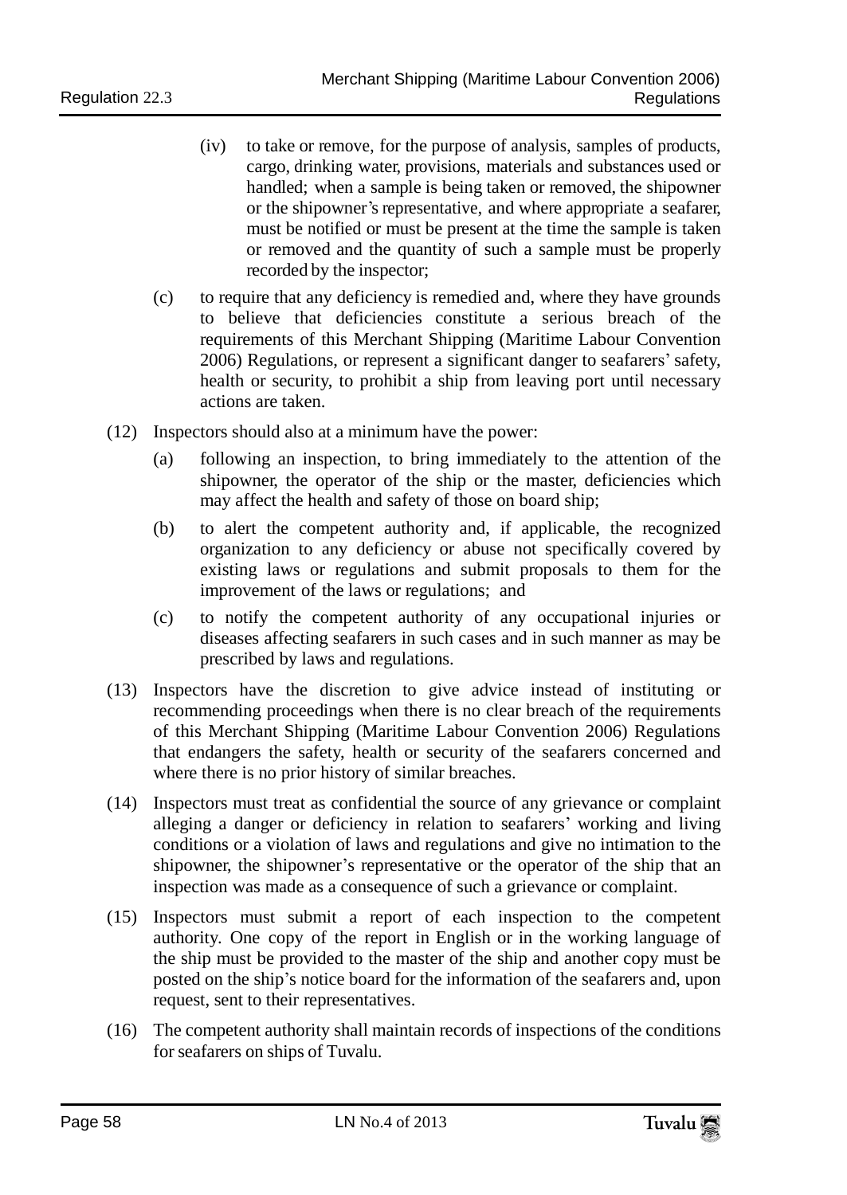(iv) to take or remove, for the purpose of analysis, samples of products, cargo, drinking water, provisions, materials and substances used or handled; when a sample is being taken or removed, the shipowner or the shipowner's representative, and where appropriate a seafarer, must be notified or must be present at the time the sample is taken or removed and the quantity of such a sample must be properly recorded by the inspector;

(c) to require that any deficiency is remedied and, where they have grounds to believe that deficiencies constitute a serious breach of the requirements of this Merchant Shipping (Maritime Labour Convention 2006) Regulations, or represent a significant danger to seafarers' safety, health or security, to prohibit a ship from leaving port until necessary actions are taken.

(12) Inspectors should also at a minimum have the power:

(a) following an inspection, to bring immediately to the attention of the shipowner, the operator of the ship or the master, deficiencies which may affect the health and safety of those on board ship;

(b) to alert the competent authority and, if applicable, the recognized organization to any deficiency or abuse not specifically covered by existing laws or regulations and submit proposals to them for the improvement of the laws or regulations; and

(c) to notify the competent authority of any occupational injuries or diseases affecting seafarers in such cases and in such manner as may be prescribed by laws and regulations.

(13) Inspectors have the discretion to give advice instead of instituting or recommending proceedings when there is no clear breach of the requirements of this Merchant Shipping (Maritime Labour Convention 2006) Regulations that endangers the safety, health or security of the seafarers concerned and where there is no prior history of similar breaches.

(14) Inspectors must treat as confidential the source of any grievance or complaint alleging a danger or deficiency in relation to seafarers' working and living conditions or a violation of laws and regulations and give no intimation to the shipowner, the shipowner's representative or the operator of the ship that an inspection was made as a consequence of such a grievance or complaint.

(15) Inspectors must submit a report of each inspection to the competent authority. One copy of the report in English or in the working language of the ship must be provided to the master of the ship and another copy must be posted on the ship's notice board for the information of the seafarers and, upon request, sent to their representatives.

(16) The competent authority shall maintain records of inspections of the conditions for seafarers on ships of Tuvalu.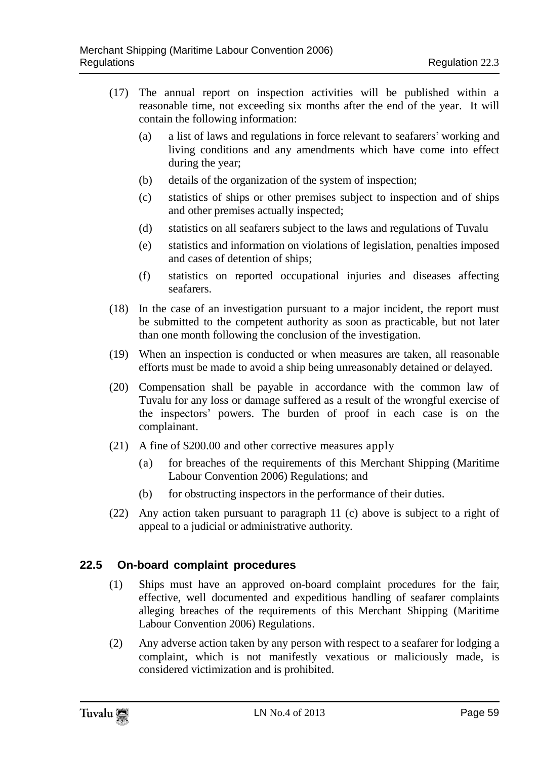(17) The annual report on inspection activities will be published within a reasonable time, not exceeding six months after the end of the year. It will contain the following information:

   (a) a list of laws and regulations in force relevant to seafarers' working and living conditions and any amendments which have come into effect during the year;

   (b) details of the organization of the system of inspection;

   (c) statistics of ships or other premises subject to inspection and of ships and other premises actually inspected;

   (d) statistics on all seafarers subject to the laws and regulations of Tuvalu

   (e) statistics and information on violations of legislation, penalties imposed and cases of detention of ships;

   (f) statistics on reported occupational injuries and diseases affecting seafarers.

(18) In the case of an investigation pursuant to a major incident, the report must be submitted to the competent authority as soon as practicable, but not later than one month following the conclusion of the investigation.

(19) When an inspection is conducted or when measures are taken, all reasonable efforts must be made to avoid a ship being unreasonably detained or delayed.

(20) Compensation shall be payable in accordance with the common law of Tuvalu for any loss or damage suffered as a result of the wrongful exercise of the inspectors' powers. The burden of proof in each case is on the complainant.

(21) A fine of $200.00 and other corrective measures apply

   (a) for breaches of the requirements of this Merchant Shipping (Maritime Labour Convention 2006) Regulations; and

   (b) for obstructing inspectors in the performance of their duties.

(22) Any action taken pursuant to paragraph 11 (c) above is subject to a right of appeal to a judicial or administrative authority.

## 22.5 On-board complaint procedures

(1) Ships must have an approved on-board complaint procedures for the fair, effective, well documented and expeditious handling of seafarer complaints alleging breaches of the requirements of this Merchant Shipping (Maritime Labour Convention 2006) Regulations.

(2) Any adverse action taken by any person with respect to a seafarer for lodging a complaint, which is not manifestly vexatious or maliciously made, is considered victimization and is prohibited.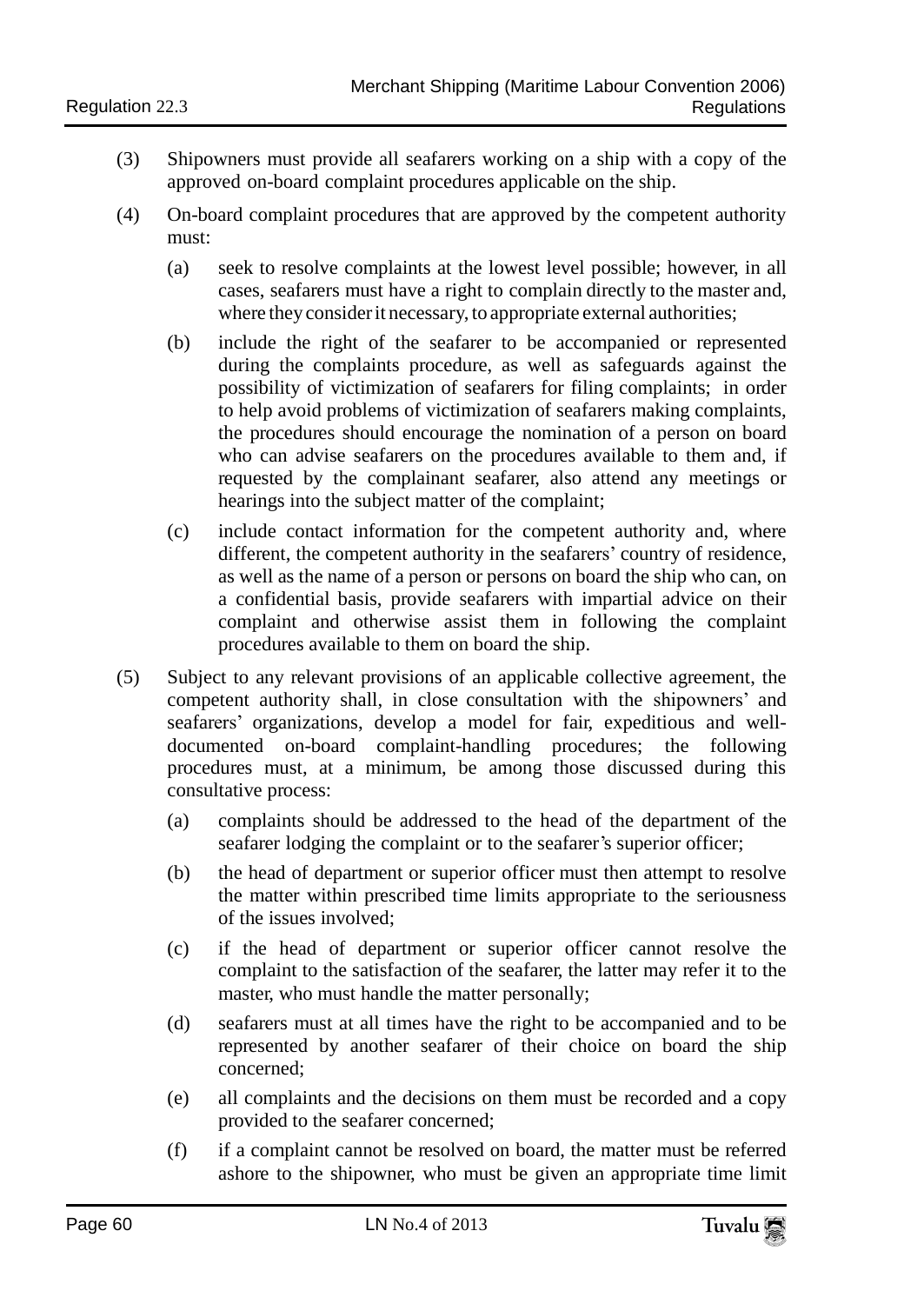(3) Shipowners must provide all seafarers working on a ship with a copy of the approved on-board complaint procedures applicable on the ship.

(4) On-board complaint procedures that are approved by the competent authority must:

 (a) seek to resolve complaints at the lowest level possible; however, in all cases, seafarers must have a right to complain directly to the master and, where they consider it necessary, to appropriate external authorities;

 (b) include the right of the seafarer to be accompanied or represented during the complaints procedure, as well as safeguards against the possibility of victimization of seafarers for filing complaints; in order to help avoid problems of victimization of seafarers making complaints, the procedures should encourage the nomination of a person on board who can advise seafarers on the procedures available to them and, if requested by the complainant seafarer, also attend any meetings or hearings into the subject matter of the complaint;

 (c) include contact information for the competent authority and, where different, the competent authority in the seafarers' country of residence, as well as the name of a person or persons on board the ship who can, on a confidential basis, provide seafarers with impartial advice on their complaint and otherwise assist them in following the complaint procedures available to them on board the ship.

(5) Subject to any relevant provisions of an applicable collective agreement, the competent authority shall, in close consultation with the shipowners' and seafarers' organizations, develop a model for fair, expeditious and well-documented on-board complaint-handling procedures; the following procedures must, at a minimum, be among those discussed during this consultative process:

 (a) complaints should be addressed to the head of the department of the seafarer lodging the complaint or to the seafarer's superior officer;

 (b) the head of department or superior officer must then attempt to resolve the matter within prescribed time limits appropriate to the seriousness of the issues involved;

 (c) if the head of department or superior officer cannot resolve the complaint to the satisfaction of the seafarer, the latter may refer it to the master, who must handle the matter personally;

 (d) seafarers must at all times have the right to be accompanied and to be represented by another seafarer of their choice on board the ship concerned;

 (e) all complaints and the decisions on them must be recorded and a copy provided to the seafarer concerned;

 (f) if a complaint cannot be resolved on board, the matter must be referred ashore to the shipowner, who must be given an appropriate time limit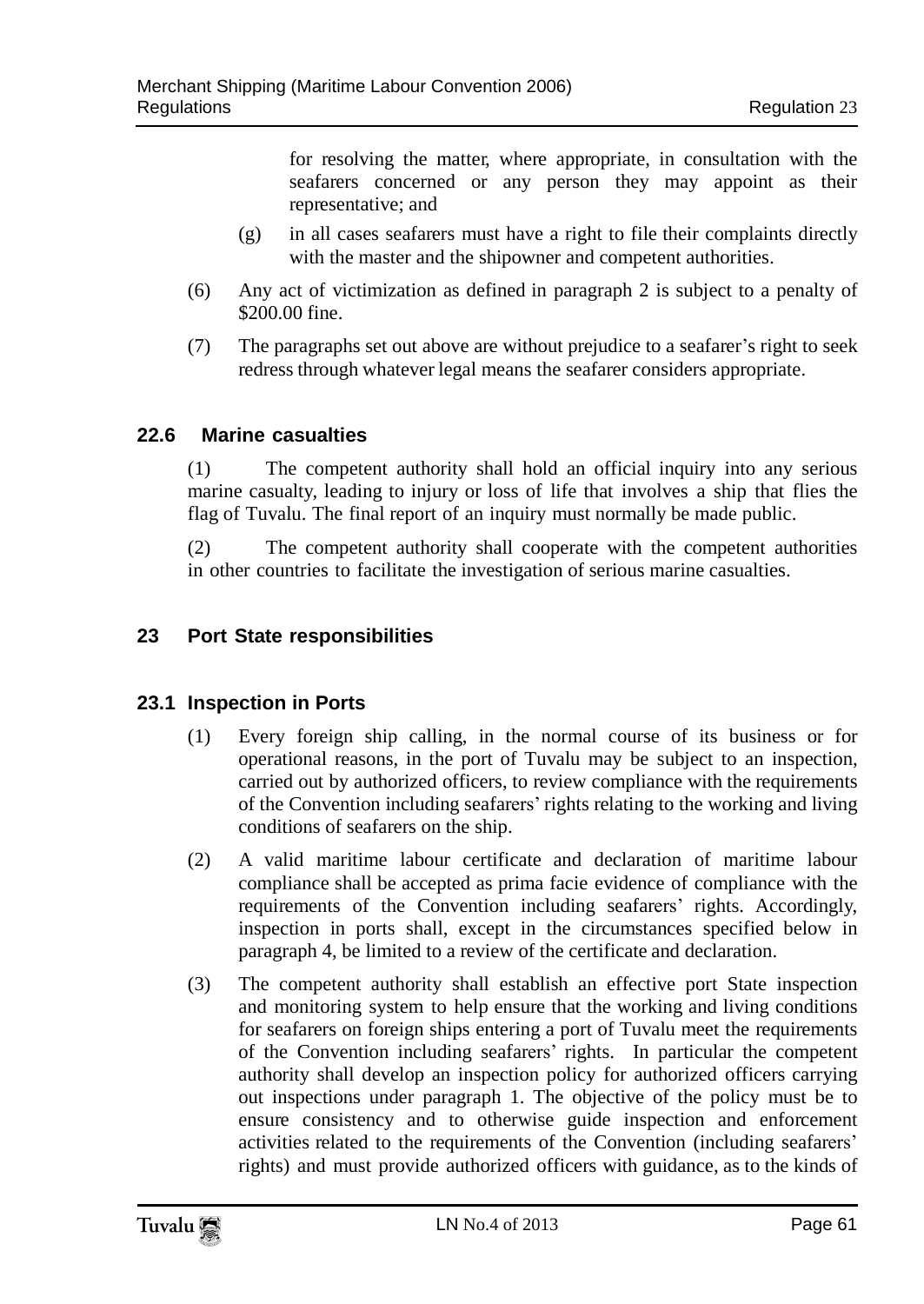for resolving the matter, where appropriate, in consultation with the seafarers concerned or any person they may appoint as their representative; and

(g) in all cases seafarers must have a right to file their complaints directly with the master and the shipowner and competent authorities.

(6) Any act of victimization as defined in paragraph 2 is subject to a penalty of $200.00 fine.

(7) The paragraphs set out above are without prejudice to a seafarer's right to seek redress through whatever legal means the seafarer considers appropriate.

### 22.6 Marine casualties

(1) The competent authority shall hold an official inquiry into any serious marine casualty, leading to injury or loss of life that involves a ship that flies the flag of Tuvalu. The final report of an inquiry must normally be made public.

(2) The competent authority shall cooperate with the competent authorities in other countries to facilitate the investigation of serious marine casualties.

## 23 Port State responsibilities

### 23.1 Inspection in Ports

(1) Every foreign ship calling, in the normal course of its business or for operational reasons, in the port of Tuvalu may be subject to an inspection, carried out by authorized officers, to review compliance with the requirements of the Convention including seafarers' rights relating to the working and living conditions of seafarers on the ship.

(2) A valid maritime labour certificate and declaration of maritime labour compliance shall be accepted as prima facie evidence of compliance with the requirements of the Convention including seafarers' rights. Accordingly, inspection in ports shall, except in the circumstances specified below in paragraph 4, be limited to a review of the certificate and declaration.

(3) The competent authority shall establish an effective port State inspection and monitoring system to help ensure that the working and living conditions for seafarers on foreign ships entering a port of Tuvalu meet the requirements of the Convention including seafarers' rights. In particular the competent authority shall develop an inspection policy for authorized officers carrying out inspections under paragraph 1. The objective of the policy must be to ensure consistency and to otherwise guide inspection and enforcement activities related to the requirements of the Convention (including seafarers' rights) and must provide authorized officers with guidance, as to the kinds of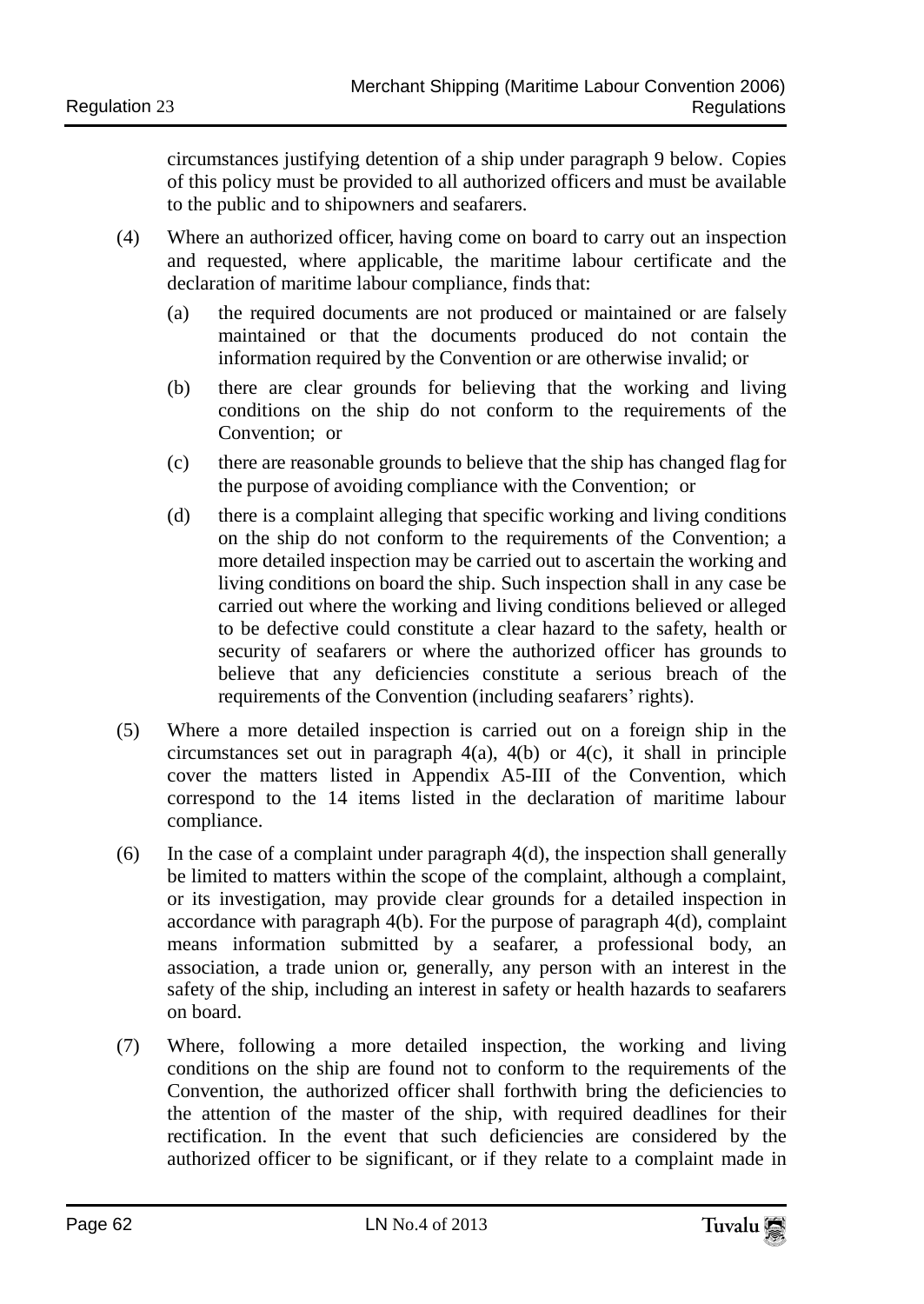circumstances justifying detention of a ship under paragraph 9 below. Copies of this policy must be provided to all authorized officers and must be available to the public and to shipowners and seafarers.

(4) Where an authorized officer, having come on board to carry out an inspection and requested, where applicable, the maritime labour certificate and the declaration of maritime labour compliance, finds that:

(a) the required documents are not produced or maintained or are falsely maintained or that the documents produced do not contain the information required by the Convention or are otherwise invalid; or

(b) there are clear grounds for believing that the working and living conditions on the ship do not conform to the requirements of the Convention; or

(c) there are reasonable grounds to believe that the ship has changed flag for the purpose of avoiding compliance with the Convention; or

(d) there is a complaint alleging that specific working and living conditions on the ship do not conform to the requirements of the Convention; a more detailed inspection may be carried out to ascertain the working and living conditions on board the ship. Such inspection shall in any case be carried out where the working and living conditions believed or alleged to be defective could constitute a clear hazard to the safety, health or security of seafarers or where the authorized officer has grounds to believe that any deficiencies constitute a serious breach of the requirements of the Convention (including seafarers' rights).

(5) Where a more detailed inspection is carried out on a foreign ship in the circumstances set out in paragraph 4(a), 4(b) or 4(c), it shall in principle cover the matters listed in Appendix A5-III of the Convention, which correspond to the 14 items listed in the declaration of maritime labour compliance.

(6) In the case of a complaint under paragraph 4(d), the inspection shall generally be limited to matters within the scope of the complaint, although a complaint, or its investigation, may provide clear grounds for a detailed inspection in accordance with paragraph 4(b). For the purpose of paragraph 4(d), complaint means information submitted by a seafarer, a professional body, an association, a trade union or, generally, any person with an interest in the safety of the ship, including an interest in safety or health hazards to seafarers on board.

(7) Where, following a more detailed inspection, the working and living conditions on the ship are found not to conform to the requirements of the Convention, the authorized officer shall forthwith bring the deficiencies to the attention of the master of the ship, with required deadlines for their rectification. In the event that such deficiencies are considered by the authorized officer to be significant, or if they relate to a complaint made in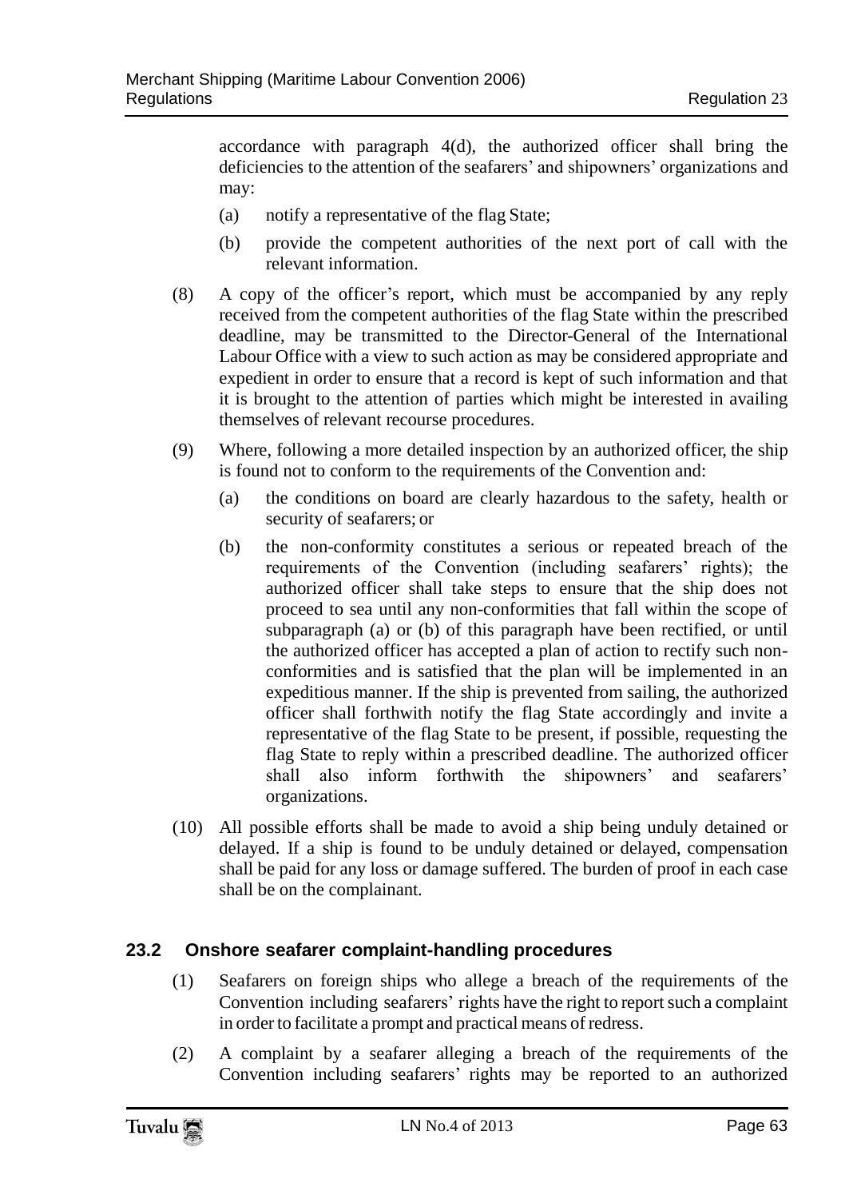accordance with paragraph 4(d), the authorized officer shall bring the deficiencies to the attention of the seafarers' and shipowners' organizations and may:

(a) notify a representative of the flag State;

(b) provide the competent authorities of the next port of call with the relevant information.

(8) A copy of the officer's report, which must be accompanied by any reply received from the competent authorities of the flag State within the prescribed deadline, may be transmitted to the Director-General of the International Labour Office with a view to such action as may be considered appropriate and expedient in order to ensure that a record is kept of such information and that it is brought to the attention of parties which might be interested in availing themselves of relevant recourse procedures.

(9) Where, following a more detailed inspection by an authorized officer, the ship is found not to conform to the requirements of the Convention and:

(a) the conditions on board are clearly hazardous to the safety, health or security of seafarers; or

(b) the non-conformity constitutes a serious or repeated breach of the requirements of the Convention (including seafarers' rights); the authorized officer shall take steps to ensure that the ship does not proceed to sea until any non-conformities that fall within the scope of subparagraph (a) or (b) of this paragraph have been rectified, or until the authorized officer has accepted a plan of action to rectify such non-conformities and is satisfied that the plan will be implemented in an expeditious manner. If the ship is prevented from sailing, the authorized officer shall forthwith notify the flag State accordingly and invite a representative of the flag State to be present, if possible, requesting the flag State to reply within a prescribed deadline. The authorized officer shall also inform forthwith the shipowners' and seafarers' organizations.

(10) All possible efforts shall be made to avoid a ship being unduly detained or delayed. If a ship is found to be unduly detained or delayed, compensation shall be paid for any loss or damage suffered. The burden of proof in each case shall be on the complainant.

### 23.2 Onshore seafarer complaint-handling procedures

(1) Seafarers on foreign ships who allege a breach of the requirements of the Convention including seafarers' rights have the right to report such a complaint in order to facilitate a prompt and practical means of redress.

(2) A complaint by a seafarer alleging a breach of the requirements of the Convention including seafarers' rights may be reported to an authorized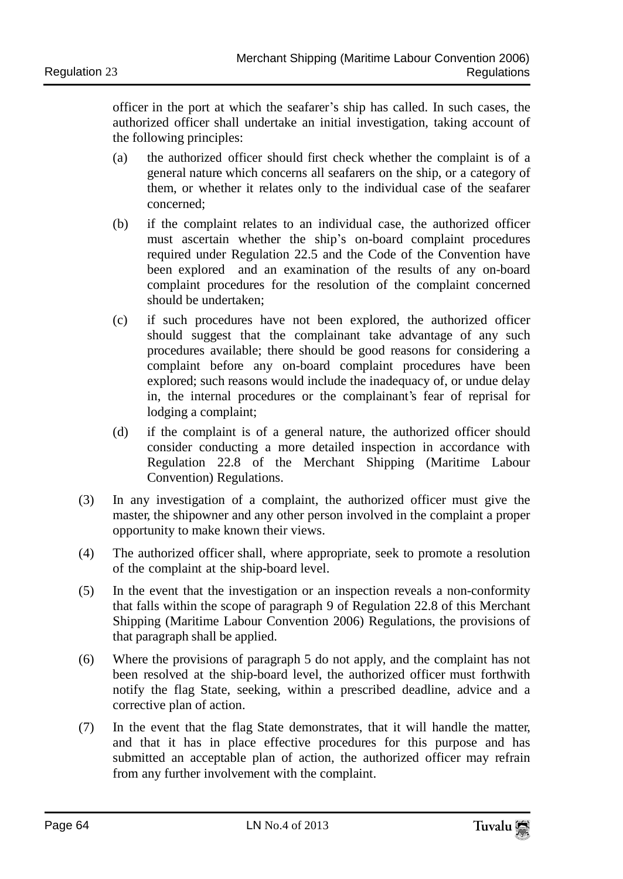officer in the port at which the seafarer's ship has called. In such cases, the authorized officer shall undertake an initial investigation, taking account of the following principles:

(a) the authorized officer should first check whether the complaint is of a general nature which concerns all seafarers on the ship, or a category of them, or whether it relates only to the individual case of the seafarer concerned;

(b) if the complaint relates to an individual case, the authorized officer must ascertain whether the ship's on-board complaint procedures required under Regulation 22.5 and the Code of the Convention have been explored and an examination of the results of any on-board complaint procedures for the resolution of the complaint concerned should be undertaken;

(c) if such procedures have not been explored, the authorized officer should suggest that the complainant take advantage of any such procedures available; there should be good reasons for considering a complaint before any on-board complaint procedures have been explored; such reasons would include the inadequacy of, or undue delay in, the internal procedures or the complainant's fear of reprisal for lodging a complaint;

(d) if the complaint is of a general nature, the authorized officer should consider conducting a more detailed inspection in accordance with Regulation 22.8 of the Merchant Shipping (Maritime Labour Convention) Regulations.

(3) In any investigation of a complaint, the authorized officer must give the master, the shipowner and any other person involved in the complaint a proper opportunity to make known their views.

(4) The authorized officer shall, where appropriate, seek to promote a resolution of the complaint at the ship-board level.

(5) In the event that the investigation or an inspection reveals a non-conformity that falls within the scope of paragraph 9 of Regulation 22.8 of this Merchant Shipping (Maritime Labour Convention 2006) Regulations, the provisions of that paragraph shall be applied.

(6) Where the provisions of paragraph 5 do not apply, and the complaint has not been resolved at the ship-board level, the authorized officer must forthwith notify the flag State, seeking, within a prescribed deadline, advice and a corrective plan of action.

(7) In the event that the flag State demonstrates, that it will handle the matter, and that it has in place effective procedures for this purpose and has submitted an acceptable plan of action, the authorized officer may refrain from any further involvement with the complaint.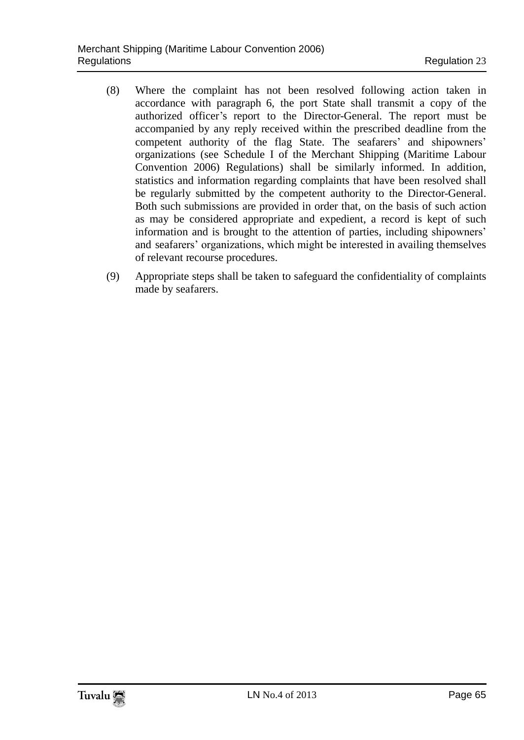(8) Where the complaint has not been resolved following action taken in accordance with paragraph 6, the port State shall transmit a copy of the authorized officer's report to the Director-General. The report must be accompanied by any reply received within the prescribed deadline from the competent authority of the flag State. The seafarers' and shipowners' organizations (see Schedule I of the Merchant Shipping (Maritime Labour Convention 2006) Regulations) shall be similarly informed. In addition, statistics and information regarding complaints that have been resolved shall be regularly submitted by the competent authority to the Director-General. Both such submissions are provided in order that, on the basis of such action as may be considered appropriate and expedient, a record is kept of such information and is brought to the attention of parties, including shipowners' and seafarers' organizations, which might be interested in availing themselves of relevant recourse procedures.

(9) Appropriate steps shall be taken to safeguard the confidentiality of complaints made by seafarers.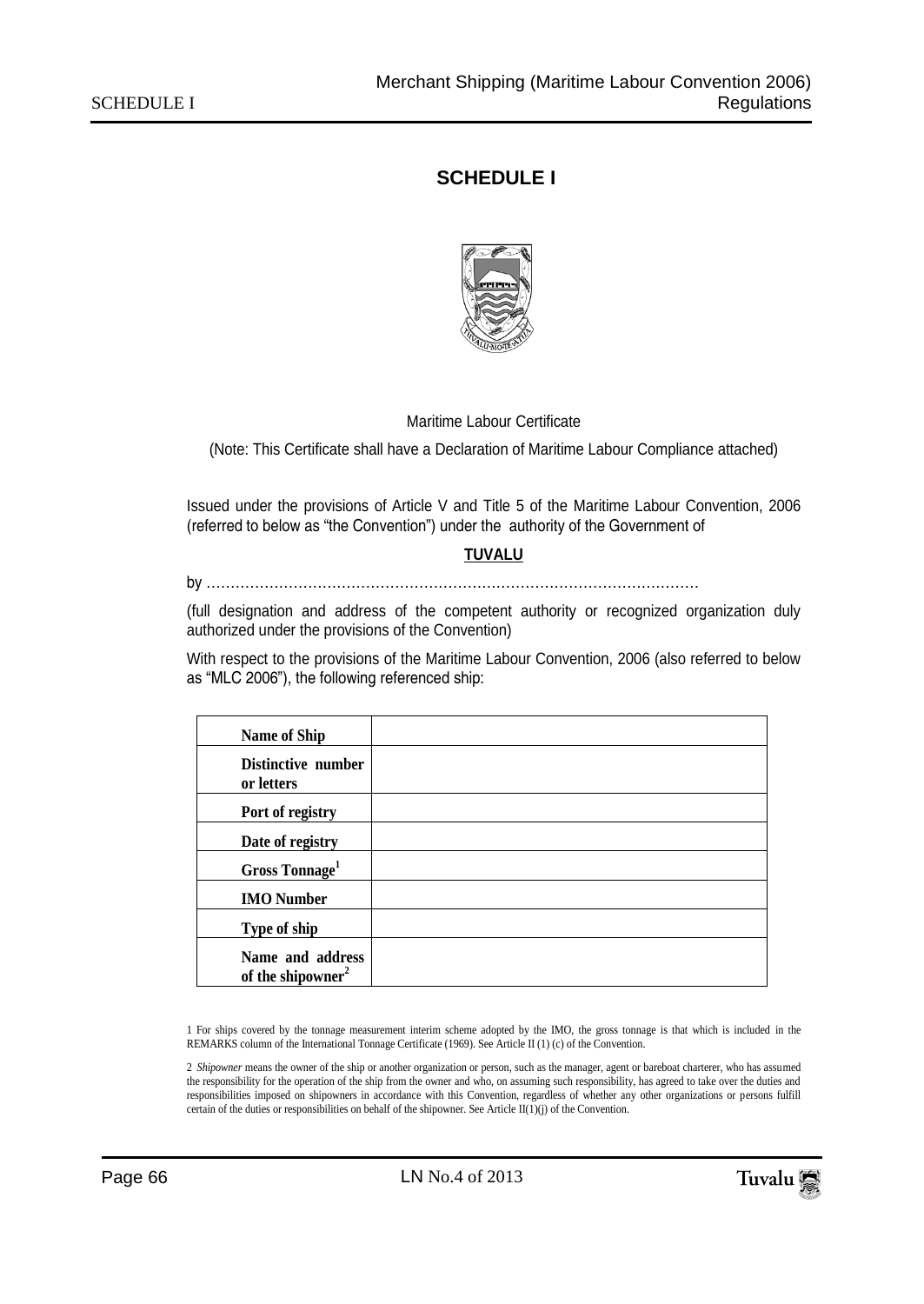# SCHEDULE I

Maritime Labour Certificate

(Note: This Certificate shall have a Declaration of Maritime Labour Compliance attached)

Issued under the provisions of Article V and Title 5 of the Maritime Labour Convention, 2006 (referred to below as "the Convention") under the authority of the Government of

**TUVALU**

by ………………………………………………………………………………………

(full designation and address of the competent authority or recognized organization duly authorized under the provisions of the Convention)

With respect to the provisions of the Maritime Labour Convention, 2006 (also referred to below as "MLC 2006"), the following referenced ship:

| | |
|---|---|
| **Name of Ship** | |
| **Distinctive number or letters** | |
| **Port of registry** | |
| **Date of registry** | |
| **Gross Tonnage**[1] | |
| **IMO Number** | |
| **Type of ship** | |
| **Name and address of the shipowner**[2] | |

1 For ships covered by the tonnage measurement interim scheme adopted by the IMO, the gross tonnage is that which is included in the REMARKS column of the International Tonnage Certificate (1969). See Article II (1) (c) of the Convention.

2 *Shipowner* means the owner of the ship or another organization or person, such as the manager, agent or bareboat charterer, who has assumed the responsibility for the operation of the ship from the owner and who, on assuming such responsibility, has agreed to take over the duties and responsibilities imposed on shipowners in accordance with this Convention, regardless of whether any other organizations or persons fulfill certain of the duties or responsibilities on behalf of the shipowner. See Article II(1)(j) of the Convention.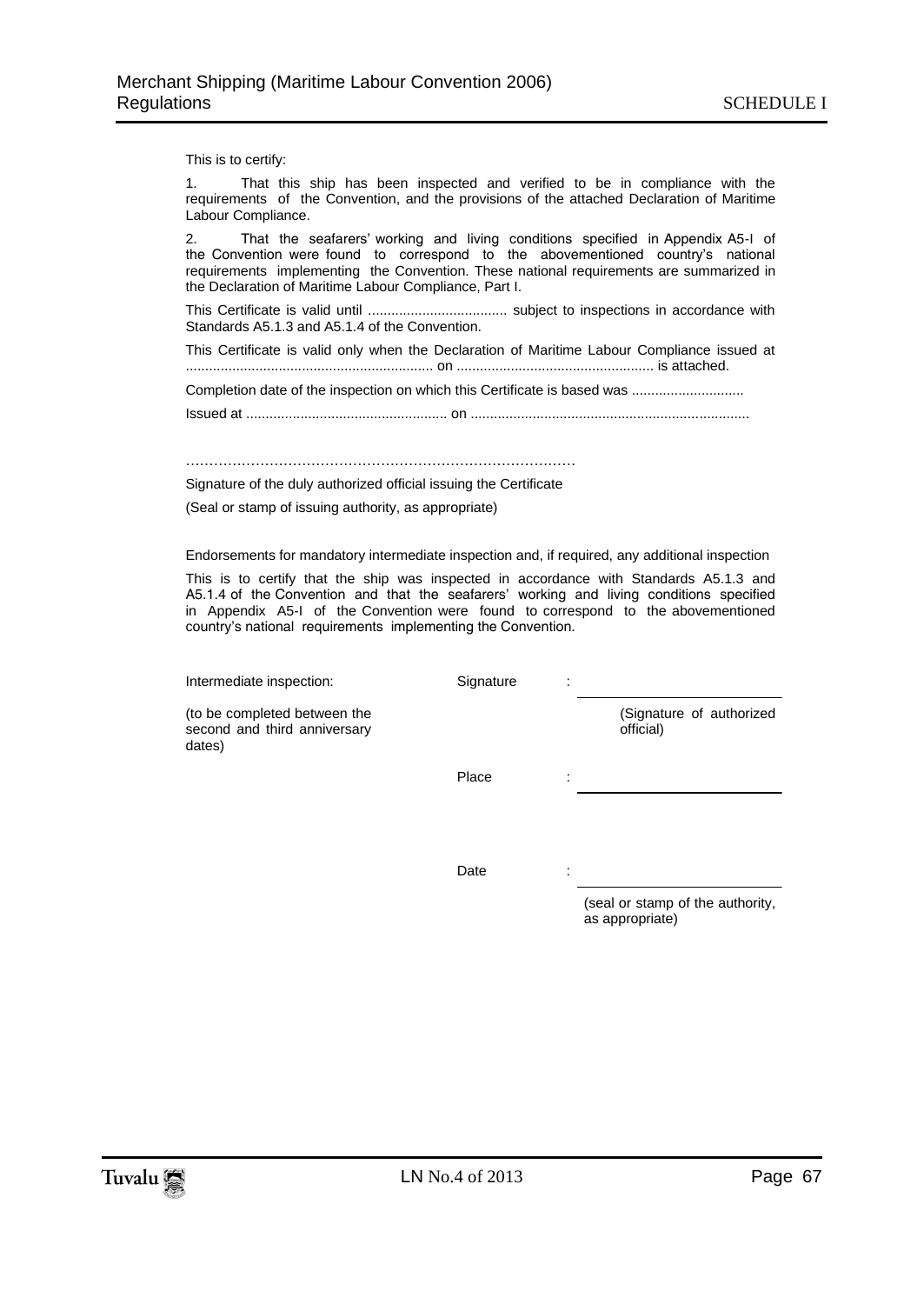This is to certify:

1. That this ship has been inspected and verified to be in compliance with the requirements of the Convention, and the provisions of the attached Declaration of Maritime Labour Compliance.

2. That the seafarers' working and living conditions specified in Appendix A5-I of the Convention were found to correspond to the abovementioned country's national requirements implementing the Convention. These national requirements are summarized in the Declaration of Maritime Labour Compliance, Part I.

This Certificate is valid until .................................... subject to inspections in accordance with Standards A5.1.3 and A5.1.4 of the Convention.

This Certificate is valid only when the Declaration of Maritime Labour Compliance issued at ................................................................ on .................................................. is attached.

Completion date of the inspection on which this Certificate is based was ............................

Issued at ................................................... on ......................................................................

…………………………………………………………………………

Signature of the duly authorized official issuing the Certificate

(Seal or stamp of issuing authority, as appropriate)

Endorsements for mandatory intermediate inspection and, if required, any additional inspection

This is to certify that the ship was inspected in accordance with Standards A5.1.3 and A5.1.4 of the Convention and that the seafarers' working and living conditions specified in Appendix A5-I of the Convention were found to correspond to the abovementioned country's national requirements implementing the Convention.

| Intermediate inspection: | Signature | : | ______________________ |
|---|---|---|---|
| (to be completed between the second and third anniversary dates) | | | (Signature of authorized official) |
| | Place | : | ______________________ |
| | Date | : | ______________________ |
| | | | (seal or stamp of the authority, as appropriate) |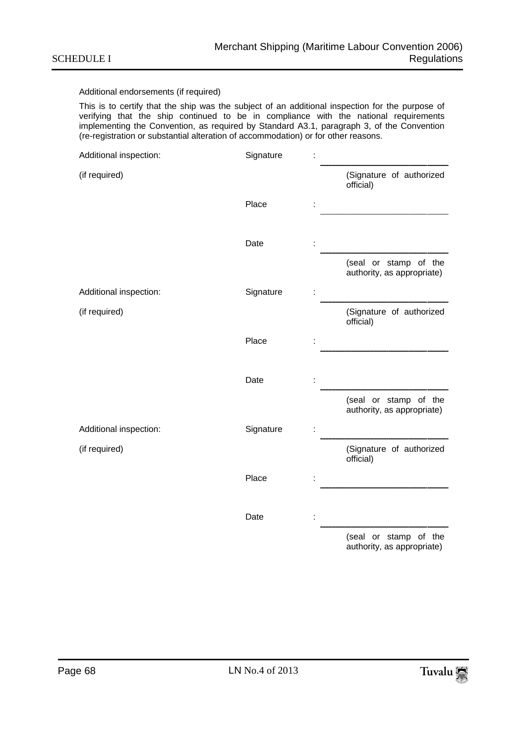Additional endorsements (if required)

This is to certify that the ship was the subject of an additional inspection for the purpose of verifying that the ship continued to be in compliance with the national requirements implementing the Convention, as required by Standard A3.1, paragraph 3, of the Convention (re-registration or substantial alteration of accommodation) or for other reasons.

| | | | |
|---|---|---|---|
| Additional inspection: | Signature | : | ____________________ |
| (if required) | | | (Signature of authorized official) |
| | Place | : | ____________________ |
| | Date | : | ____________________ |
| | | | (seal or stamp of the authority, as appropriate) |
| Additional inspection: | Signature | : | ____________________ |
| (if required) | | | (Signature of authorized official) |
| | Place | : | ____________________ |
| | Date | : | ____________________ |
| | | | (seal or stamp of the authority, as appropriate) |
| Additional inspection: | Signature | : | ____________________ |
| (if required) | | | (Signature of authorized official) |
| | Place | : | ____________________ |
| | Date | : | ____________________ |
| | | | (seal or stamp of the authority, as appropriate) |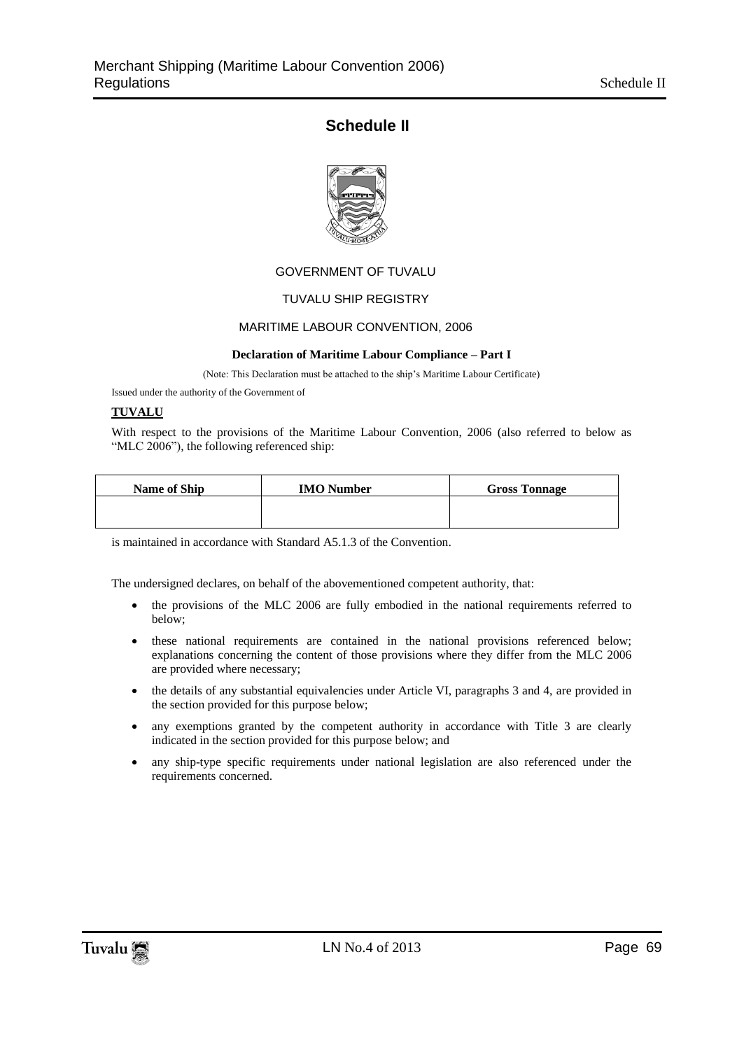# Schedule II

GOVERNMENT OF TUVALU

TUVALU SHIP REGISTRY

MARITIME LABOUR CONVENTION, 2006

**Declaration of Maritime Labour Compliance – Part I**

(Note: This Declaration must be attached to the ship's Maritime Labour Certificate)

Issued under the authority of the Government of

**TUVALU**

With respect to the provisions of the Maritime Labour Convention, 2006 (also referred to below as "MLC 2006"), the following referenced ship:

| Name of Ship | IMO Number | Gross Tonnage |
|---|---|---|
| | | |

is maintained in accordance with Standard A5.1.3 of the Convention.

The undersigned declares, on behalf of the abovementioned competent authority, that:

- the provisions of the MLC 2006 are fully embodied in the national requirements referred to below;
- these national requirements are contained in the national provisions referenced below; explanations concerning the content of those provisions where they differ from the MLC 2006 are provided where necessary;
- the details of any substantial equivalencies under Article VI, paragraphs 3 and 4, are provided in the section provided for this purpose below;
- any exemptions granted by the competent authority in accordance with Title 3 are clearly indicated in the section provided for this purpose below; and
- any ship-type specific requirements under national legislation are also referenced under the requirements concerned.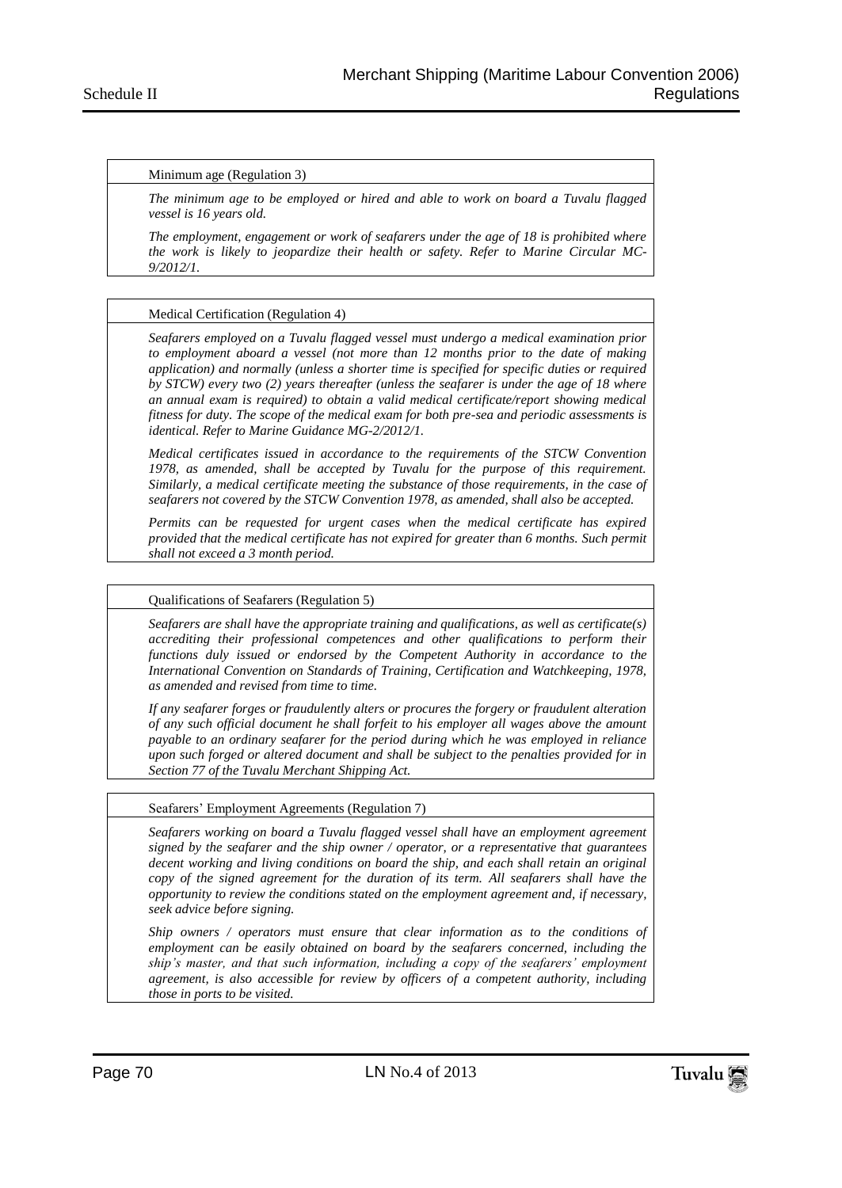| Minimum age (Regulation 3) |
|---|
| *The minimum age to be employed or hired and able to work on board a Tuvalu flagged vessel is 16 years old.*<br><br>*The employment, engagement or work of seafarers under the age of 18 is prohibited where the work is likely to jeopardize their health or safety. Refer to Marine Circular MC-9/2012/1.* |

| Medical Certification (Regulation 4) |
|---|
| *Seafarers employed on a Tuvalu flagged vessel must undergo a medical examination prior to employment aboard a vessel (not more than 12 months prior to the date of making application) and normally (unless a shorter time is specified for specific duties or required by STCW) every two (2) years thereafter (unless the seafarer is under the age of 18 where an annual exam is required) to obtain a valid medical certificate/report showing medical fitness for duty. The scope of the medical exam for both pre-sea and periodic assessments is identical. Refer to Marine Guidance MG-2/2012/1.*<br><br>*Medical certificates issued in accordance to the requirements of the STCW Convention 1978, as amended, shall be accepted by Tuvalu for the purpose of this requirement. Similarly, a medical certificate meeting the substance of those requirements, in the case of seafarers not covered by the STCW Convention 1978, as amended, shall also be accepted.*<br><br>*Permits can be requested for urgent cases when the medical certificate has expired provided that the medical certificate has not expired for greater than 6 months. Such permit shall not exceed a 3 month period.* |

| Qualifications of Seafarers (Regulation 5) |
|---|
| *Seafarers are shall have the appropriate training and qualifications, as well as certificate(s) accrediting their professional competences and other qualifications to perform their functions duly issued or endorsed by the Competent Authority in accordance to the International Convention on Standards of Training, Certification and Watchkeeping, 1978, as amended and revised from time to time.*<br><br>*If any seafarer forges or fraudulently alters or procures the forgery or fraudulent alteration of any such official document he shall forfeit to his employer all wages above the amount payable to an ordinary seafarer for the period during which he was employed in reliance upon such forged or altered document and shall be subject to the penalties provided for in Section 77 of the Tuvalu Merchant Shipping Act.* |

| Seafarers' Employment Agreements (Regulation 7) |
|---|
| *Seafarers working on board a Tuvalu flagged vessel shall have an employment agreement signed by the seafarer and the ship owner / operator, or a representative that guarantees decent working and living conditions on board the ship, and each shall retain an original copy of the signed agreement for the duration of its term. All seafarers shall have the opportunity to review the conditions stated on the employment agreement and, if necessary, seek advice before signing.*<br><br>*Ship owners / operators must ensure that clear information as to the conditions of employment can be easily obtained on board by the seafarers concerned, including the ship's master, and that such information, including a copy of the seafarers' employment agreement, is also accessible for review by officers of a competent authority, including those in ports to be visited.* |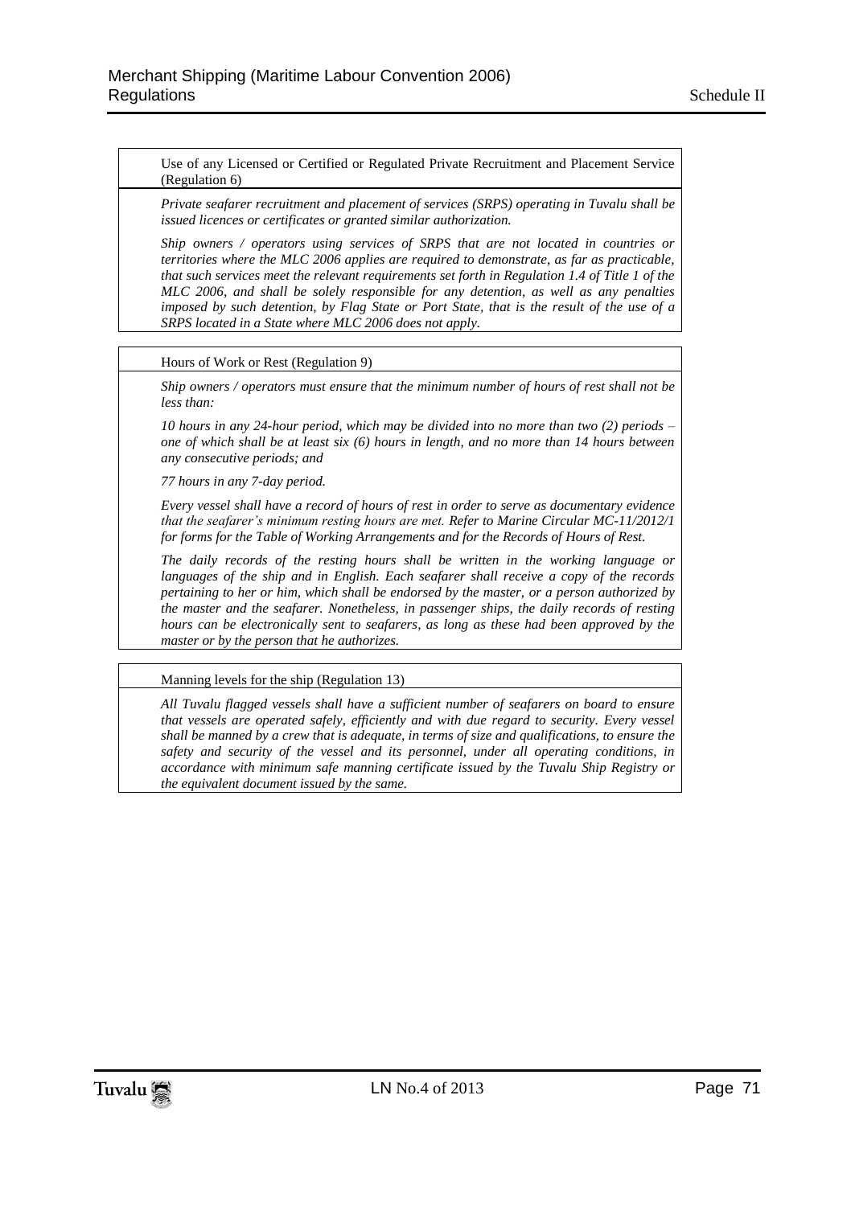| Use of any Licensed or Certified or Regulated Private Recruitment and Placement Service (Regulation 6) |
|---|
| *Private seafarer recruitment and placement of services (SRPS) operating in Tuvalu shall be issued licences or certificates or granted similar authorization.* <br><br> *Ship owners / operators using services of SRPS that are not located in countries or territories where the MLC 2006 applies are required to demonstrate, as far as practicable, that such services meet the relevant requirements set forth in Regulation 1.4 of Title 1 of the MLC 2006, and shall be solely responsible for any detention, as well as any penalties imposed by such detention, by Flag State or Port State, that is the result of the use of a SRPS located in a State where MLC 2006 does not apply.* |

| Hours of Work or Rest (Regulation 9) |
|---|
| *Ship owners / operators must ensure that the minimum number of hours of rest shall not be less than:* <br><br> *10 hours in any 24-hour period, which may be divided into no more than two (2) periods – one of which shall be at least six (6) hours in length, and no more than 14 hours between any consecutive periods; and* <br><br> *77 hours in any 7-day period.* <br><br> *Every vessel shall have a record of hours of rest in order to serve as documentary evidence that the seafarer's minimum resting hours are met. Refer to Marine Circular MC-11/2012/1 for forms for the Table of Working Arrangements and for the Records of Hours of Rest.* <br><br> *The daily records of the resting hours shall be written in the working language or languages of the ship and in English. Each seafarer shall receive a copy of the records pertaining to her or him, which shall be endorsed by the master, or a person authorized by the master and the seafarer. Nonetheless, in passenger ships, the daily records of resting hours can be electronically sent to seafarers, as long as these had been approved by the master or by the person that he authorizes.* |

| Manning levels for the ship (Regulation 13) |
|---|
| *All Tuvalu flagged vessels shall have a sufficient number of seafarers on board to ensure that vessels are operated safely, efficiently and with due regard to security. Every vessel shall be manned by a crew that is adequate, in terms of size and qualifications, to ensure the safety and security of the vessel and its personnel, under all operating conditions, in accordance with minimum safe manning certificate issued by the Tuvalu Ship Registry or the equivalent document issued by the same.* |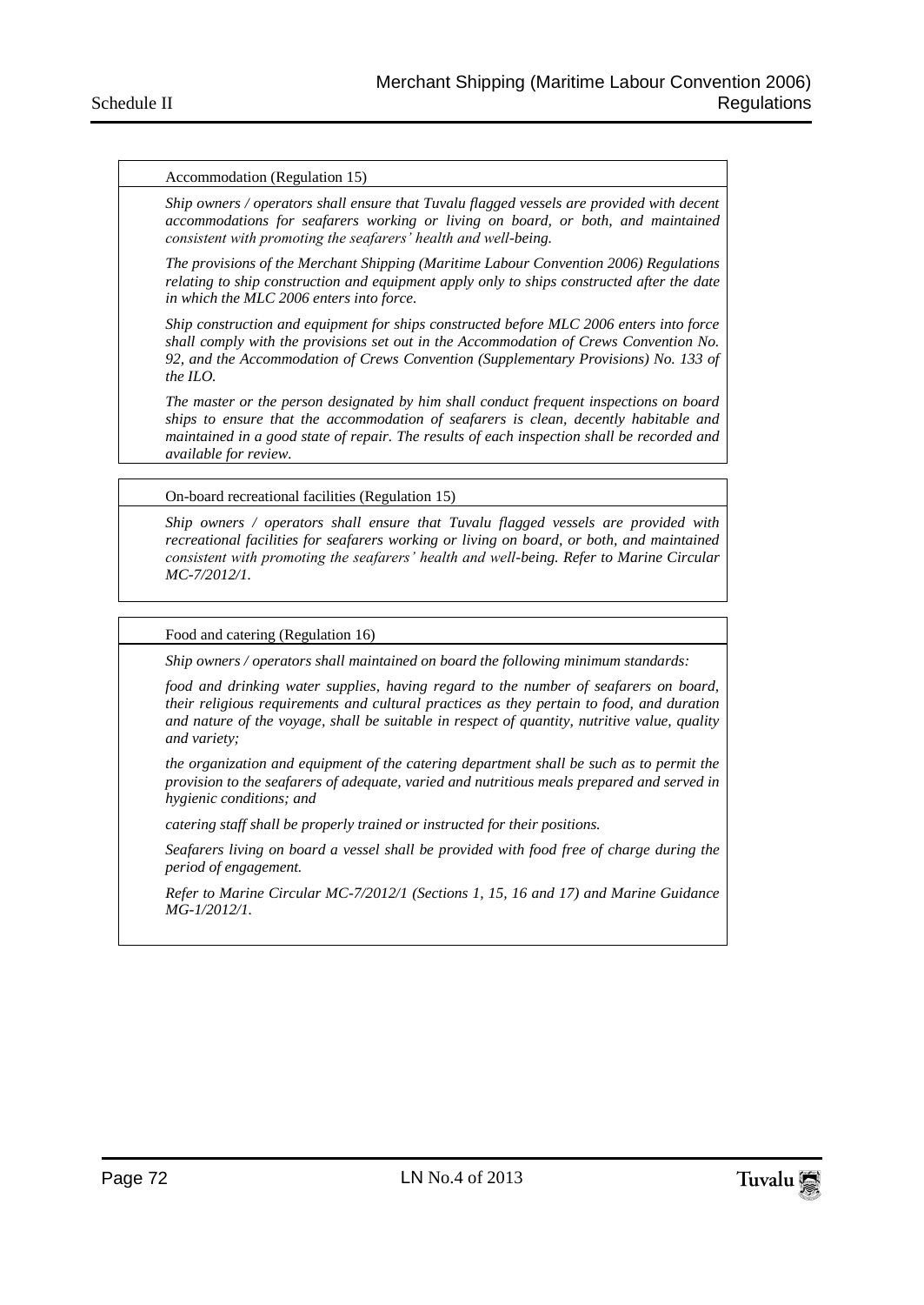| Accommodation (Regulation 15) |
|---|
| *Ship owners / operators shall ensure that Tuvalu flagged vessels are provided with decent accommodations for seafarers working or living on board, or both, and maintained consistent with promoting the seafarers' health and well-being.*<br><br>*The provisions of the Merchant Shipping (Maritime Labour Convention 2006) Regulations relating to ship construction and equipment apply only to ships constructed after the date in which the MLC 2006 enters into force.*<br><br>*Ship construction and equipment for ships constructed before MLC 2006 enters into force shall comply with the provisions set out in the Accommodation of Crews Convention No. 92, and the Accommodation of Crews Convention (Supplementary Provisions) No. 133 of the ILO.*<br><br>*The master or the person designated by him shall conduct frequent inspections on board ships to ensure that the accommodation of seafarers is clean, decently habitable and maintained in a good state of repair. The results of each inspection shall be recorded and available for review.* |

| On-board recreational facilities (Regulation 15) |
|---|
| *Ship owners / operators shall ensure that Tuvalu flagged vessels are provided with recreational facilities for seafarers working or living on board, or both, and maintained consistent with promoting the seafarers' health and well-being. Refer to Marine Circular MC-7/2012/1.* |

| Food and catering (Regulation 16) |
|---|
| *Ship owners / operators shall maintained on board the following minimum standards:*<br><br>*food and drinking water supplies, having regard to the number of seafarers on board, their religious requirements and cultural practices as they pertain to food, and duration and nature of the voyage, shall be suitable in respect of quantity, nutritive value, quality and variety;*<br><br>*the organization and equipment of the catering department shall be such as to permit the provision to the seafarers of adequate, varied and nutritious meals prepared and served in hygienic conditions; and*<br><br>*catering staff shall be properly trained or instructed for their positions.*<br><br>*Seafarers living on board a vessel shall be provided with food free of charge during the period of engagement.*<br><br>*Refer to Marine Circular MC-7/2012/1 (Sections 1, 15, 16 and 17) and Marine Guidance MG-1/2012/1.* |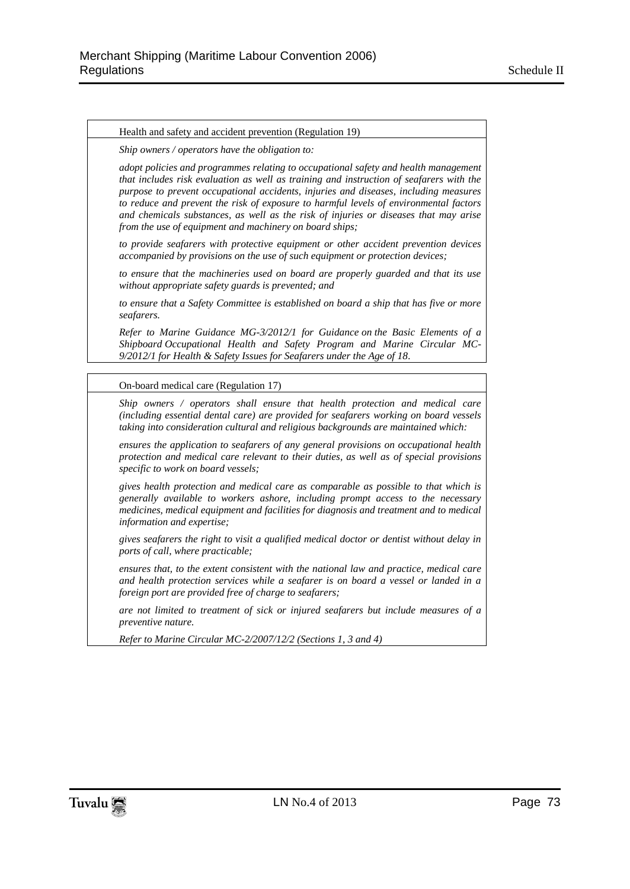| Health and safety and accident prevention (Regulation 19) |
| --- |
| *Ship owners / operators have the obligation to:*<br><br>*adopt policies and programmes relating to occupational safety and health management that includes risk evaluation as well as training and instruction of seafarers with the purpose to prevent occupational accidents, injuries and diseases, including measures to reduce and prevent the risk of exposure to harmful levels of environmental factors and chemicals substances, as well as the risk of injuries or diseases that may arise from the use of equipment and machinery on board ships;*<br><br>*to provide seafarers with protective equipment or other accident prevention devices accompanied by provisions on the use of such equipment or protection devices;*<br><br>*to ensure that the machineries used on board are properly guarded and that its use without appropriate safety guards is prevented; and*<br><br>*to ensure that a Safety Committee is established on board a ship that has five or more seafarers.*<br><br>*Refer to Marine Guidance MG-3/2012/1 for Guidance on the Basic Elements of a Shipboard Occupational Health and Safety Program and Marine Circular MC-9/2012/1 for Health & Safety Issues for Seafarers under the Age of 18.* |

| On-board medical care (Regulation 17) |
| --- |
| *Ship owners / operators shall ensure that health protection and medical care (including essential dental care) are provided for seafarers working on board vessels taking into consideration cultural and religious backgrounds are maintained which:*<br><br>*ensures the application to seafarers of any general provisions on occupational health protection and medical care relevant to their duties, as well as of special provisions specific to work on board vessels;*<br><br>*gives health protection and medical care as comparable as possible to that which is generally available to workers ashore, including prompt access to the necessary medicines, medical equipment and facilities for diagnosis and treatment and to medical information and expertise;*<br><br>*gives seafarers the right to visit a qualified medical doctor or dentist without delay in ports of call, where practicable;*<br><br>*ensures that, to the extent consistent with the national law and practice, medical care and health protection services while a seafarer is on board a vessel or landed in a foreign port are provided free of charge to seafarers;*<br><br>*are not limited to treatment of sick or injured seafarers but include measures of a preventive nature.*<br><br>*Refer to Marine Circular MC-2/2007/12/2 (Sections 1, 3 and 4)* |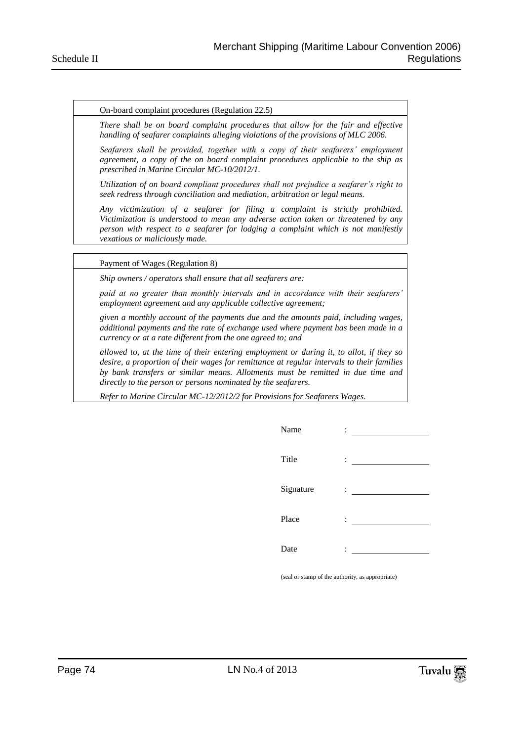| On-board complaint procedures (Regulation 22.5) |
| --- |
| *There shall be on board complaint procedures that allow for the fair and effective handling of seafarer complaints alleging violations of the provisions of MLC 2006.*<br><br>*Seafarers shall be provided, together with a copy of their seafarers' employment agreement, a copy of the on board complaint procedures applicable to the ship as prescribed in Marine Circular MC-10/2012/1.*<br><br>*Utilization of on board compliant procedures shall not prejudice a seafarer's right to seek redress through conciliation and mediation, arbitration or legal means.*<br><br>*Any victimization of a seafarer for filing a complaint is strictly prohibited. Victimization is understood to mean any adverse action taken or threatened by any person with respect to a seafarer for lodging a complaint which is not manifestly vexatious or maliciously made.* |

| Payment of Wages (Regulation 8) |
| --- |
| *Ship owners / operators shall ensure that all seafarers are:*<br><br>*paid at no greater than monthly intervals and in accordance with their seafarers' employment agreement and any applicable collective agreement;*<br><br>*given a monthly account of the payments due and the amounts paid, including wages, additional payments and the rate of exchange used where payment has been made in a currency or at a rate different from the one agreed to; and*<br><br>*allowed to, at the time of their entering employment or during it, to allot, if they so desire, a proportion of their wages for remittance at regular intervals to their families by bank transfers or similar means. Allotments must be remitted in due time and directly to the person or persons nominated by the seafarers.*<br><br>*Refer to Marine Circular MC-12/2012/2 for Provisions for Seafarers Wages.* |

Name : ____________________

Title : ____________________

Signature : ____________________

Place : ____________________

Date : ____________________

(seal or stamp of the authority, as appropriate)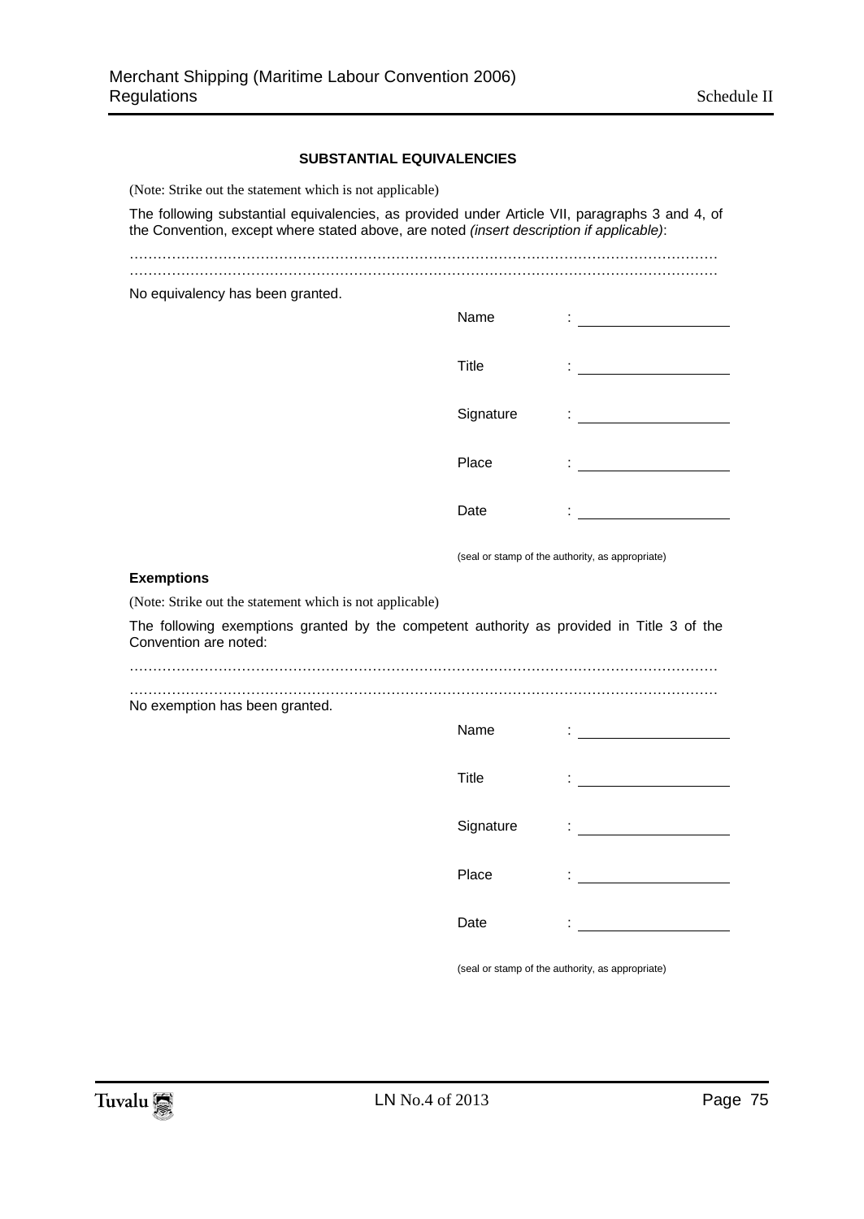### SUBSTANTIAL EQUIVALENCIES

(Note: Strike out the statement which is not applicable)

The following substantial equivalencies, as provided under Article VII, paragraphs 3 and 4, of the Convention, except where stated above, are noted *(insert description if applicable)*:

…………………………………………………………………………………………………………………
…………………………………………………………………………………………………………………

No equivalency has been granted.

Name : ____________________

Title : ____________________

Signature : ____________________

Place : ____________________

Date : ____________________

(seal or stamp of the authority, as appropriate)

**Exemptions**

(Note: Strike out the statement which is not applicable)

The following exemptions granted by the competent authority as provided in Title 3 of the Convention are noted:

…………………………………………………………………………………………………………………
…………………………………………………………………………………………………………………

No exemption has been granted.

Name : ____________________

Title : ____________________

Signature : ____________________

Place : ____________________

Date : ____________________

(seal or stamp of the authority, as appropriate)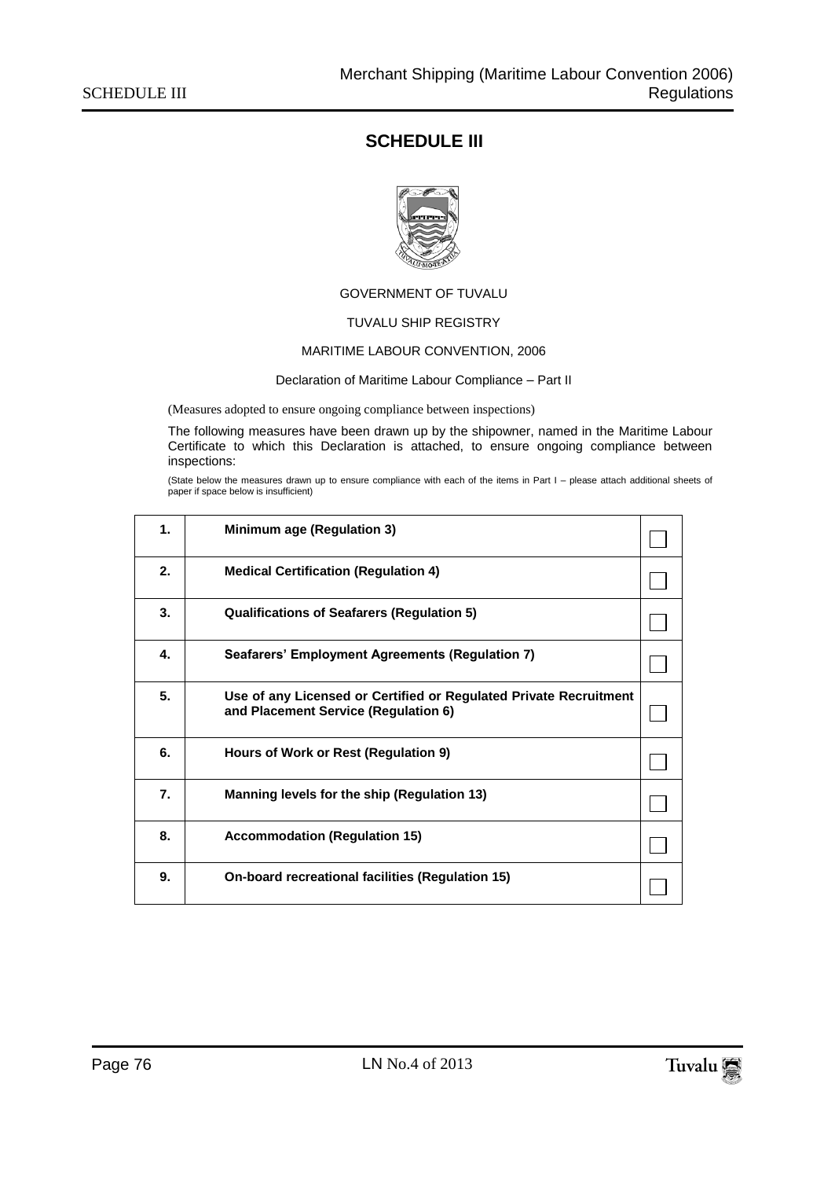# SCHEDULE III

GOVERNMENT OF TUVALU

TUVALU SHIP REGISTRY

MARITIME LABOUR CONVENTION, 2006

Declaration of Maritime Labour Compliance – Part II

(Measures adopted to ensure ongoing compliance between inspections)

The following measures have been drawn up by the shipowner, named in the Maritime Labour Certificate to which this Declaration is attached, to ensure ongoing compliance between inspections:

(State below the measures drawn up to ensure compliance with each of the items in Part I – please attach additional sheets of paper if space below is insufficient)

| | | |
|---|---|---|
| **1.** | **Minimum age (Regulation 3)** | ☐ |
| **2.** | **Medical Certification (Regulation 4)** | ☐ |
| **3.** | **Qualifications of Seafarers (Regulation 5)** | ☐ |
| **4.** | **Seafarers' Employment Agreements (Regulation 7)** | ☐ |
| **5.** | **Use of any Licensed or Certified or Regulated Private Recruitment and Placement Service (Regulation 6)** | ☐ |
| **6.** | **Hours of Work or Rest (Regulation 9)** | ☐ |
| **7.** | **Manning levels for the ship (Regulation 13)** | ☐ |
| **8.** | **Accommodation (Regulation 15)** | ☐ |
| **9.** | **On-board recreational facilities (Regulation 15)** | ☐ |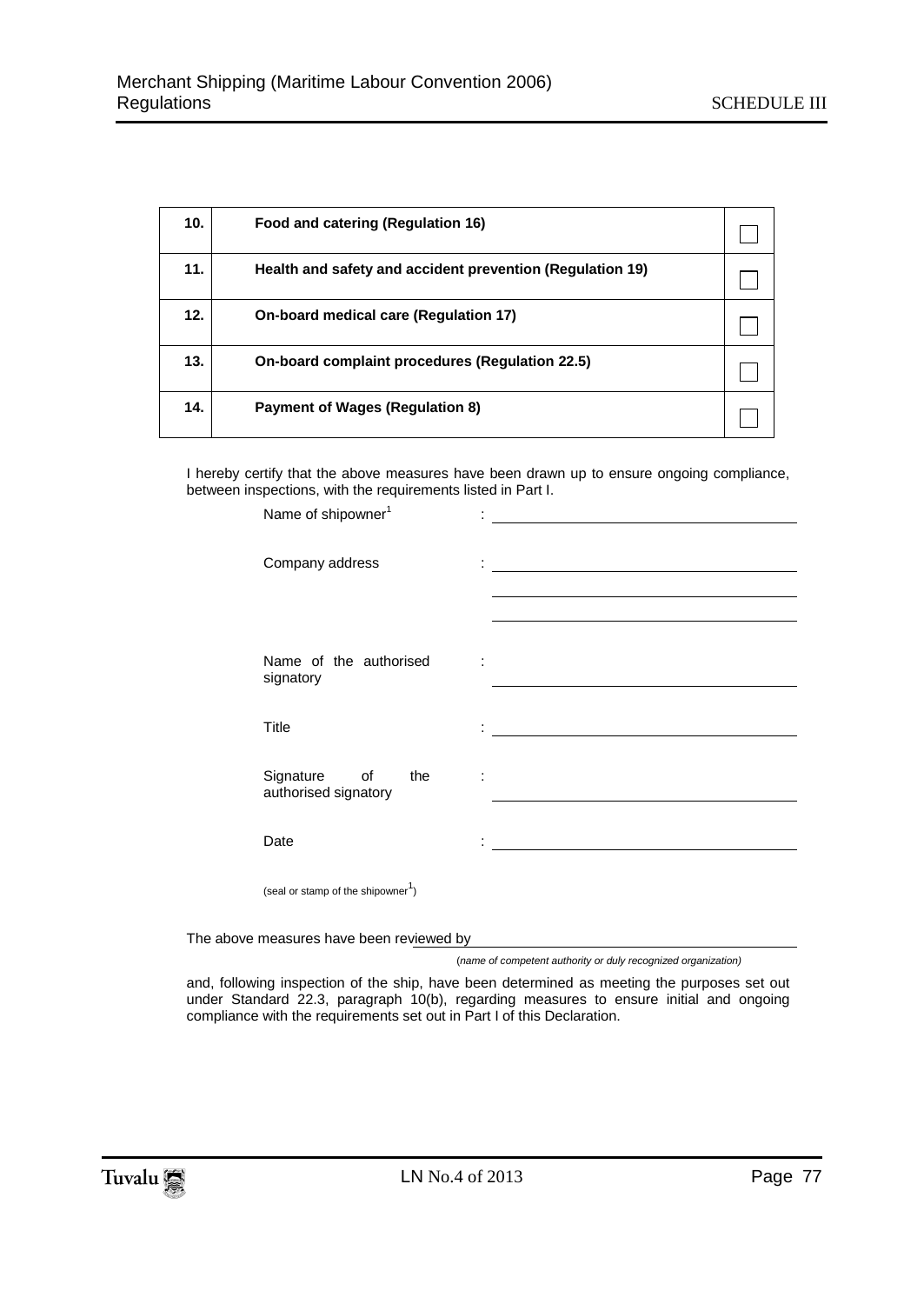| | | |
|---|---|---|
| **10.** | **Food and catering (Regulation 16)** | ☐ |
| **11.** | **Health and safety and accident prevention (Regulation 19)** | ☐ |
| **12.** | **On-board medical care (Regulation 17)** | ☐ |
| **13.** | **On-board complaint procedures (Regulation 22.5)** | ☐ |
| **14.** | **Payment of Wages (Regulation 8)** | ☐ |

I hereby certify that the above measures have been drawn up to ensure ongoing compliance, between inspections, with the requirements listed in Part I.

Name of shipowner[1] : ______________________________

Company address : ______________________________

______________________________

______________________________

Name of the authorised signatory : ______________________________

Title : ______________________________

Signature of the authorised signatory : ______________________________

Date : ______________________________

(seal or stamp of the shipowner[1])

The above measures have been reviewed by ______________________________

(*name of competent authority or duly recognized organization*)

and, following inspection of the ship, have been determined as meeting the purposes set out under Standard 22.3, paragraph 10(b), regarding measures to ensure initial and ongoing compliance with the requirements set out in Part I of this Declaration.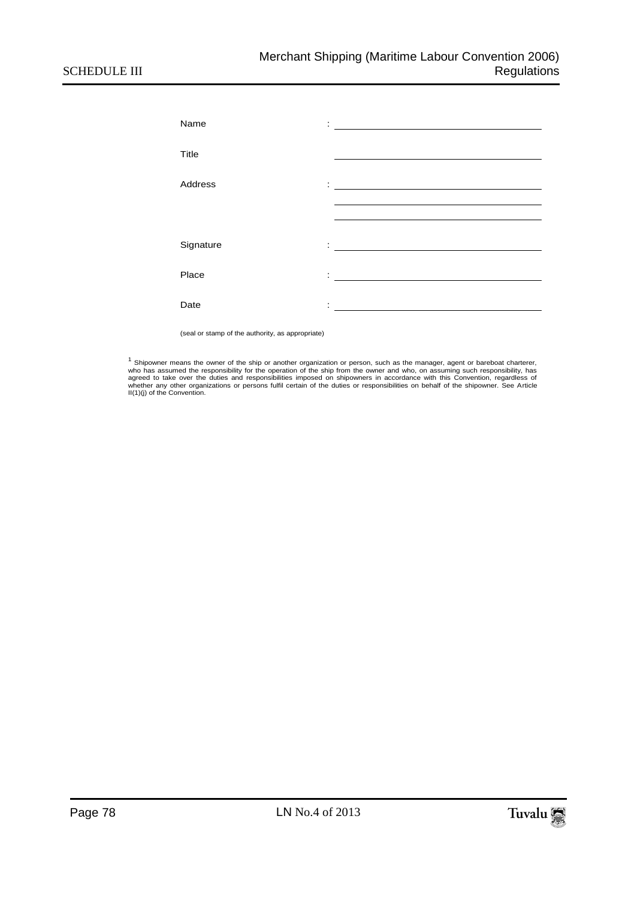Name : \_\_\_\_\_\_\_\_\_\_\_\_\_\_\_\_\_\_\_\_\_\_\_\_\_\_\_\_\_\_\_\_

Title \_\_\_\_\_\_\_\_\_\_\_\_\_\_\_\_\_\_\_\_\_\_\_\_\_\_\_\_\_\_\_\_

Address : \_\_\_\_\_\_\_\_\_\_\_\_\_\_\_\_\_\_\_\_\_\_\_\_\_\_\_\_\_\_\_\_

\_\_\_\_\_\_\_\_\_\_\_\_\_\_\_\_\_\_\_\_\_\_\_\_\_\_\_\_\_\_\_\_

\_\_\_\_\_\_\_\_\_\_\_\_\_\_\_\_\_\_\_\_\_\_\_\_\_\_\_\_\_\_\_\_

Signature : \_\_\_\_\_\_\_\_\_\_\_\_\_\_\_\_\_\_\_\_\_\_\_\_\_\_\_\_\_\_\_\_

Place : \_\_\_\_\_\_\_\_\_\_\_\_\_\_\_\_\_\_\_\_\_\_\_\_\_\_\_\_\_\_\_\_

Date : \_\_\_\_\_\_\_\_\_\_\_\_\_\_\_\_\_\_\_\_\_\_\_\_\_\_\_\_\_\_\_\_

(seal or stamp of the authority, as appropriate)

[1] Shipowner means the owner of the ship or another organization or person, such as the manager, agent or bareboat charterer, who has assumed the responsibility for the operation of the ship from the owner and who, on assuming such responsibility, has agreed to take over the duties and responsibilities imposed on shipowners in accordance with this Convention, regardless of whether any other organizations or persons fulfil certain of the duties or responsibilities on behalf of the shipowner. See Article II(1)(j) of the Convention.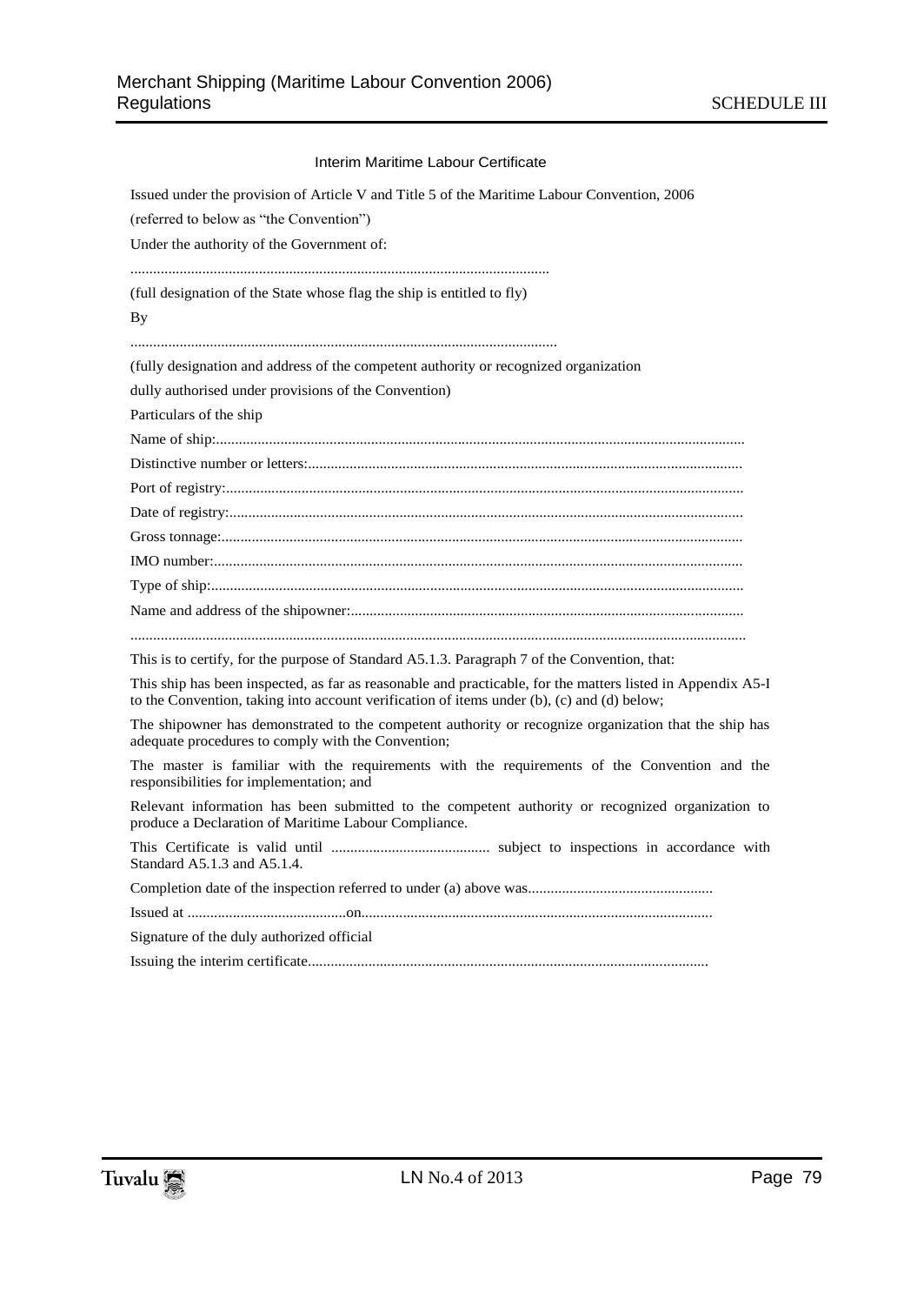## Interim Maritime Labour Certificate

Issued under the provision of Article V and Title 5 of the Maritime Labour Convention, 2006

(referred to below as "the Convention")

Under the authority of the Government of:

..............................................................................................................

(full designation of the State whose flag the ship is entitled to fly)

By

................................................................................................................

(fully designation and address of the competent authority or recognized organization

dully authorised under provisions of the Convention)

Particulars of the ship

Name of ship:..........................................................................................................................................

Distinctive number or letters:.................................................................................................................

Port of registry:.......................................................................................................................................

Date of registry:......................................................................................................................................

Gross tonnage:........................................................................................................................................

IMO number:..........................................................................................................................................

Type of ship:...........................................................................................................................................

Name and address of the shipowner:......................................................................................................

.................................................................................................................................................................

This is to certify, for the purpose of Standard A5.1.3. Paragraph 7 of the Convention, that:

This ship has been inspected, as far as reasonable and practicable, for the matters listed in Appendix A5-I to the Convention, taking into account verification of items under (b), (c) and (d) below;

The shipowner has demonstrated to the competent authority or recognize organization that the ship has adequate procedures to comply with the Convention;

The master is familiar with the requirements with the requirements of the Convention and the responsibilities for implementation; and

Relevant information has been submitted to the competent authority or recognized organization to produce a Declaration of Maritime Labour Compliance.

This Certificate is valid until .......................................... subject to inspections in accordance with Standard A5.1.3 and A5.1.4.

Completion date of the inspection referred to under (a) above was................................................

Issued at ..........................................on...........................................................................................

Signature of the duly authorized official

Issuing the interim certificate........................................................................................................